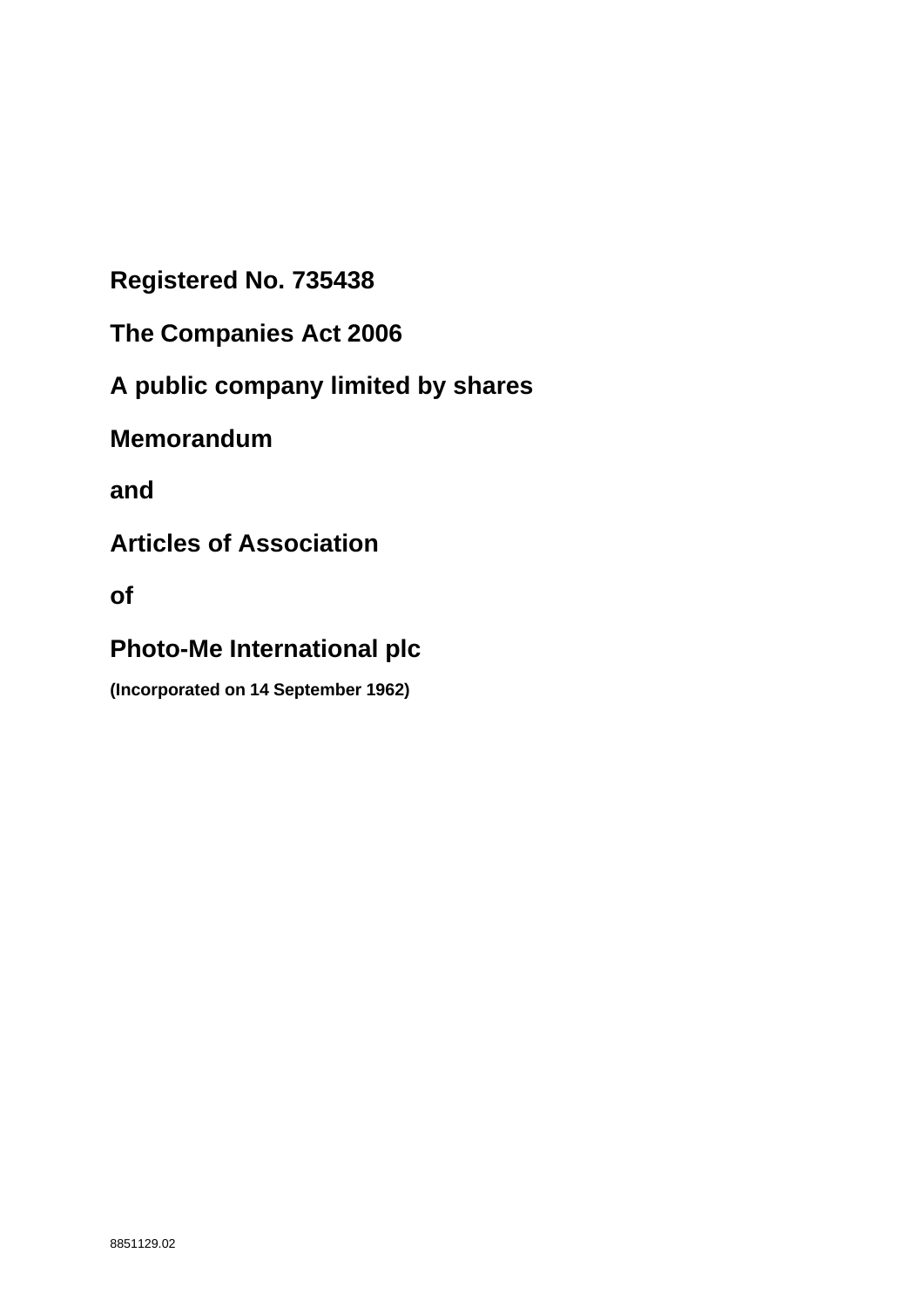**Registered No. 735438**

**The Companies Act 2006**

**A public company limited by shares**

# Memorandum

# and

# Articles of Association

# of

# Photo-Me International plc

**(Incorporated on 14 September 1962)**

8851129.02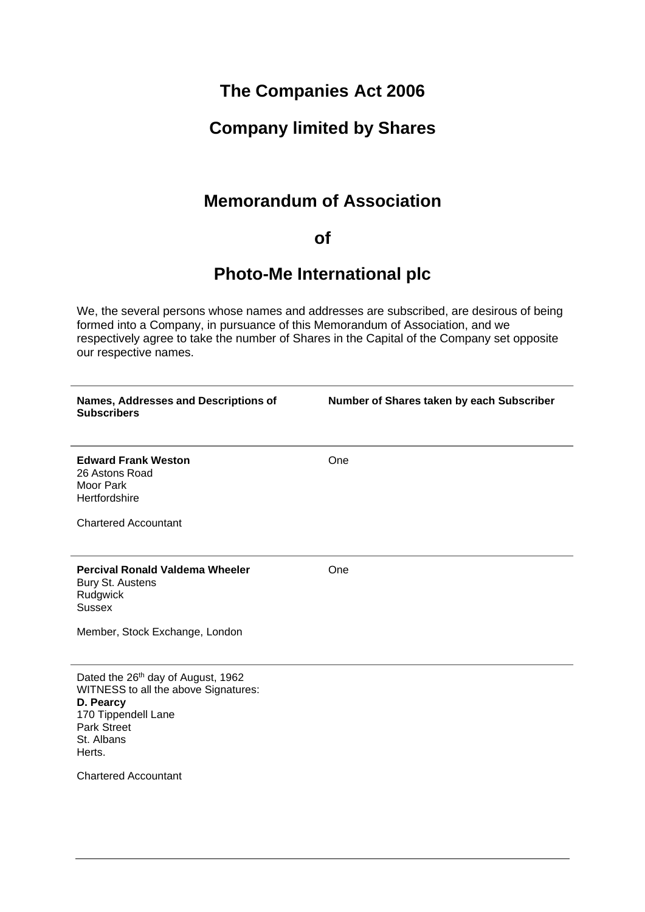# The Companies Act 2006

# Company limited by Shares

## Memorandum of Association

## of

## Photo-Me International plc

We, the several persons whose names and addresses are subscribed, are desirous of being formed into a Company, in pursuance of this Memorandum of Association, and we respectively agree to take the number of Shares in the Capital of the Company set opposite our respective names.

| Names, Addresses and Descriptions of Subscribers | Number of Shares taken by each Subscriber |
|---|---|
| **Edward Frank Weston**<br>26 Astons Road<br>Moor Park<br>Hertfordshire<br><br>Chartered Accountant | One |
| **Percival Ronald Valdema Wheeler**<br>Bury St. Austens<br>Rudgwick<br>Sussex<br><br>Member, Stock Exchange, London | One |

Dated the 26th day of August, 1962
WITNESS to all the above Signatures:
**D. Pearcy**
170 Tippendell Lane
Park Street
St. Albans
Herts.

Chartered Accountant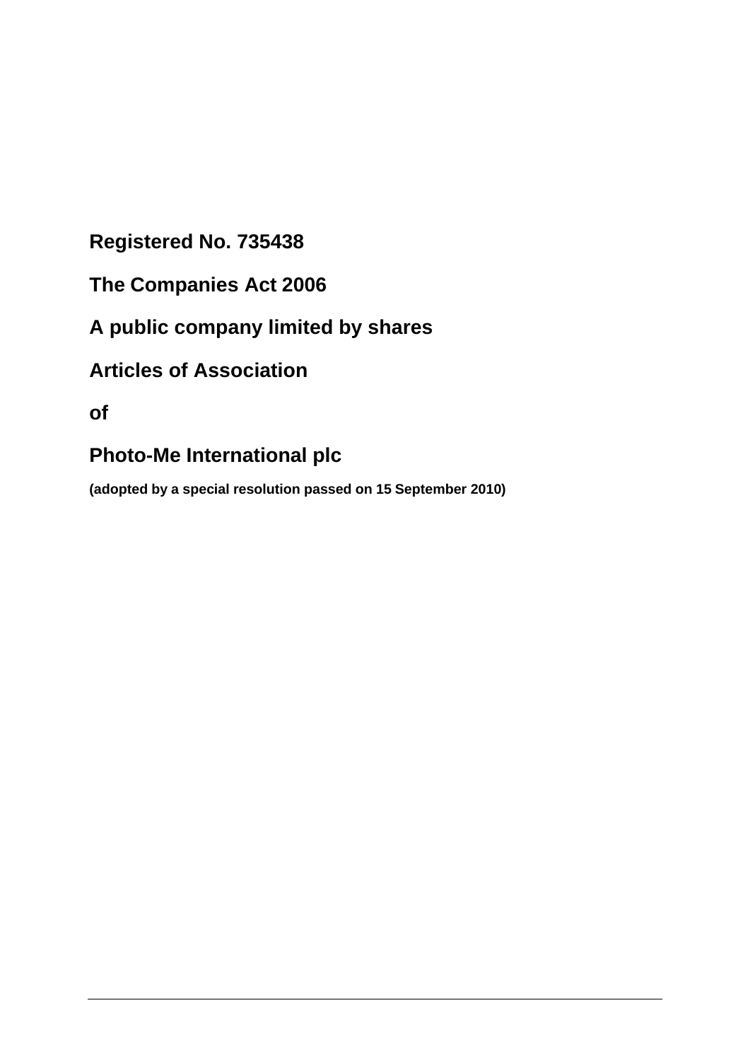**Registered No. 735438**

**The Companies Act 2006**

**A public company limited by shares**

# Articles of Association

**of**

# Photo-Me International plc

**(adopted by a special resolution passed on 15 September 2010)**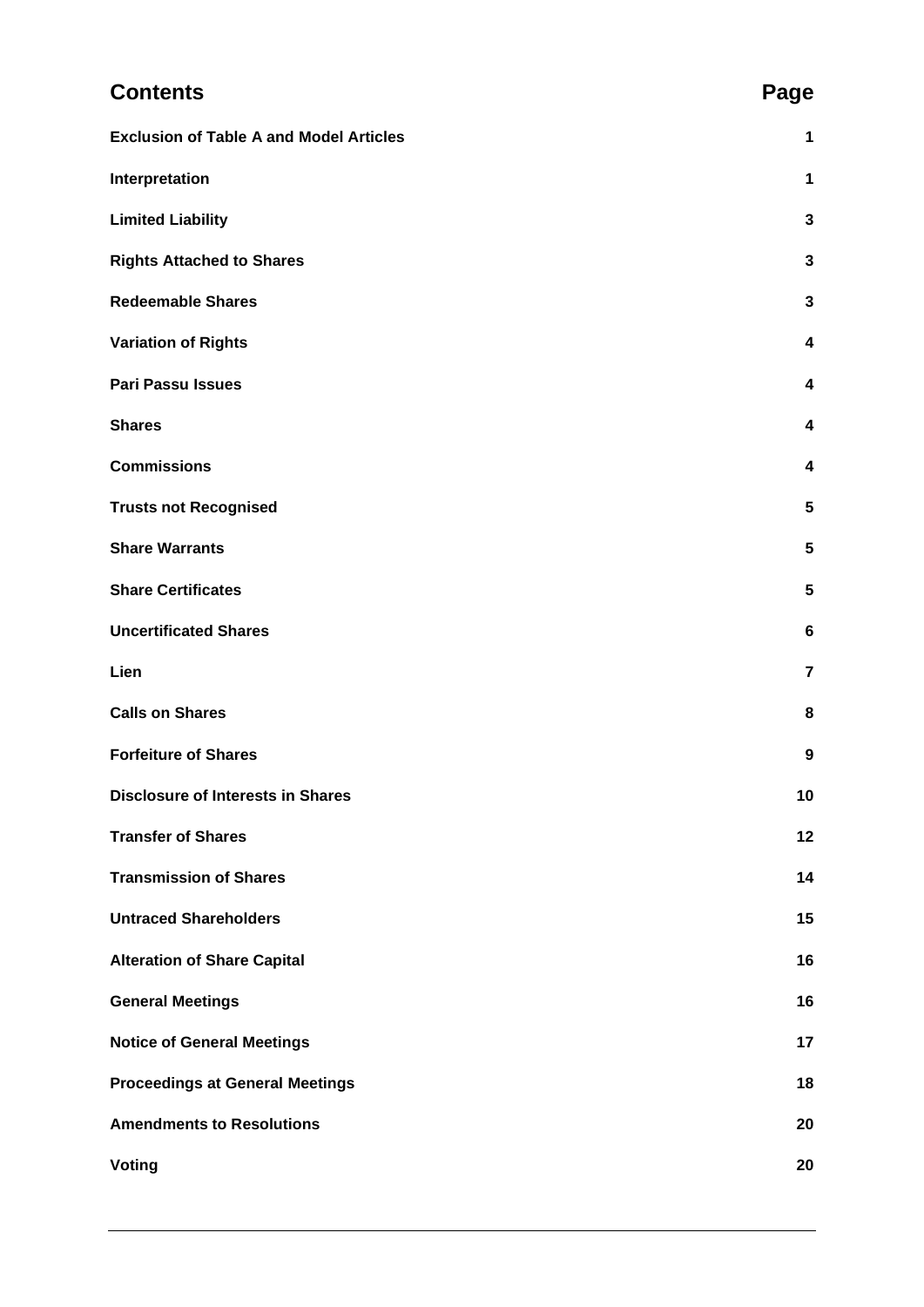## Contents

| Contents | Page |
|---|---|
| **Exclusion of Table A and Model Articles** | **1** |
| **Interpretation** | **1** |
| **Limited Liability** | **3** |
| **Rights Attached to Shares** | **3** |
| **Redeemable Shares** | **3** |
| **Variation of Rights** | **4** |
| **Pari Passu Issues** | **4** |
| **Shares** | **4** |
| **Commissions** | **4** |
| **Trusts not Recognised** | **5** |
| **Share Warrants** | **5** |
| **Share Certificates** | **5** |
| **Uncertificated Shares** | **6** |
| **Lien** | **7** |
| **Calls on Shares** | **8** |
| **Forfeiture of Shares** | **9** |
| **Disclosure of Interests in Shares** | **10** |
| **Transfer of Shares** | **12** |
| **Transmission of Shares** | **14** |
| **Untraced Shareholders** | **15** |
| **Alteration of Share Capital** | **16** |
| **General Meetings** | **16** |
| **Notice of General Meetings** | **17** |
| **Proceedings at General Meetings** | **18** |
| **Amendments to Resolutions** | **20** |
| **Voting** | **20** |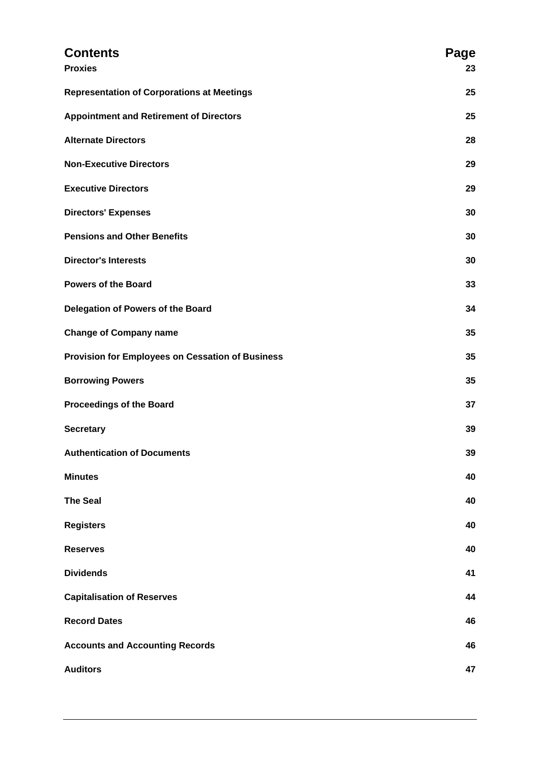| Contents | Page |
|---|---|
| **Proxies** | **23** |
| **Representation of Corporations at Meetings** | **25** |
| **Appointment and Retirement of Directors** | **25** |
| **Alternate Directors** | **28** |
| **Non-Executive Directors** | **29** |
| **Executive Directors** | **29** |
| **Directors' Expenses** | **30** |
| **Pensions and Other Benefits** | **30** |
| **Director's Interests** | **30** |
| **Powers of the Board** | **33** |
| **Delegation of Powers of the Board** | **34** |
| **Change of Company name** | **35** |
| **Provision for Employees on Cessation of Business** | **35** |
| **Borrowing Powers** | **35** |
| **Proceedings of the Board** | **37** |
| **Secretary** | **39** |
| **Authentication of Documents** | **39** |
| **Minutes** | **40** |
| **The Seal** | **40** |
| **Registers** | **40** |
| **Reserves** | **40** |
| **Dividends** | **41** |
| **Capitalisation of Reserves** | **44** |
| **Record Dates** | **46** |
| **Accounts and Accounting Records** | **46** |
| **Auditors** | **47** |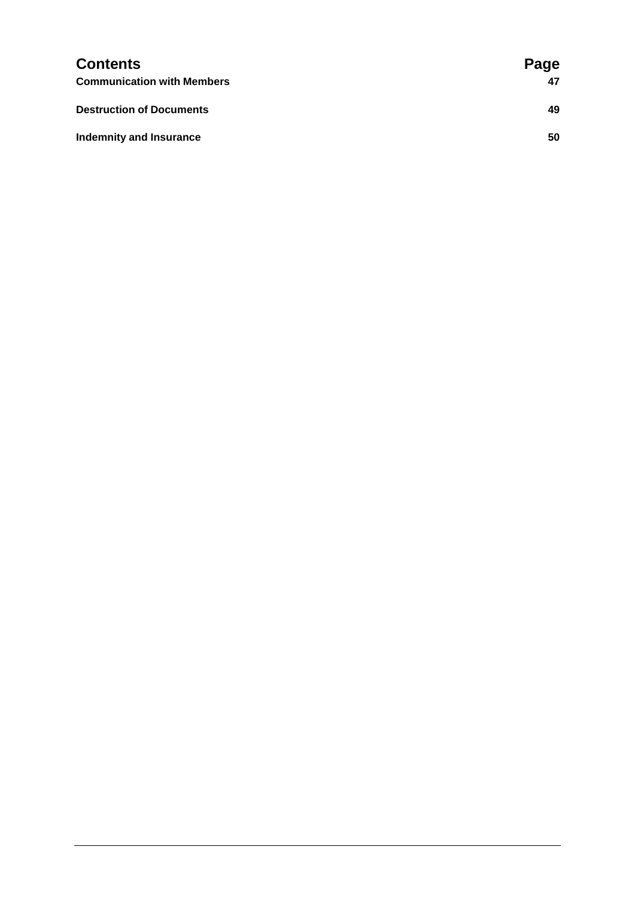| **Contents** | **Page** |
| --- | --- |
| **Communication with Members** | **47** |
| **Destruction of Documents** | **49** |
| **Indemnity and Insurance** | **50** |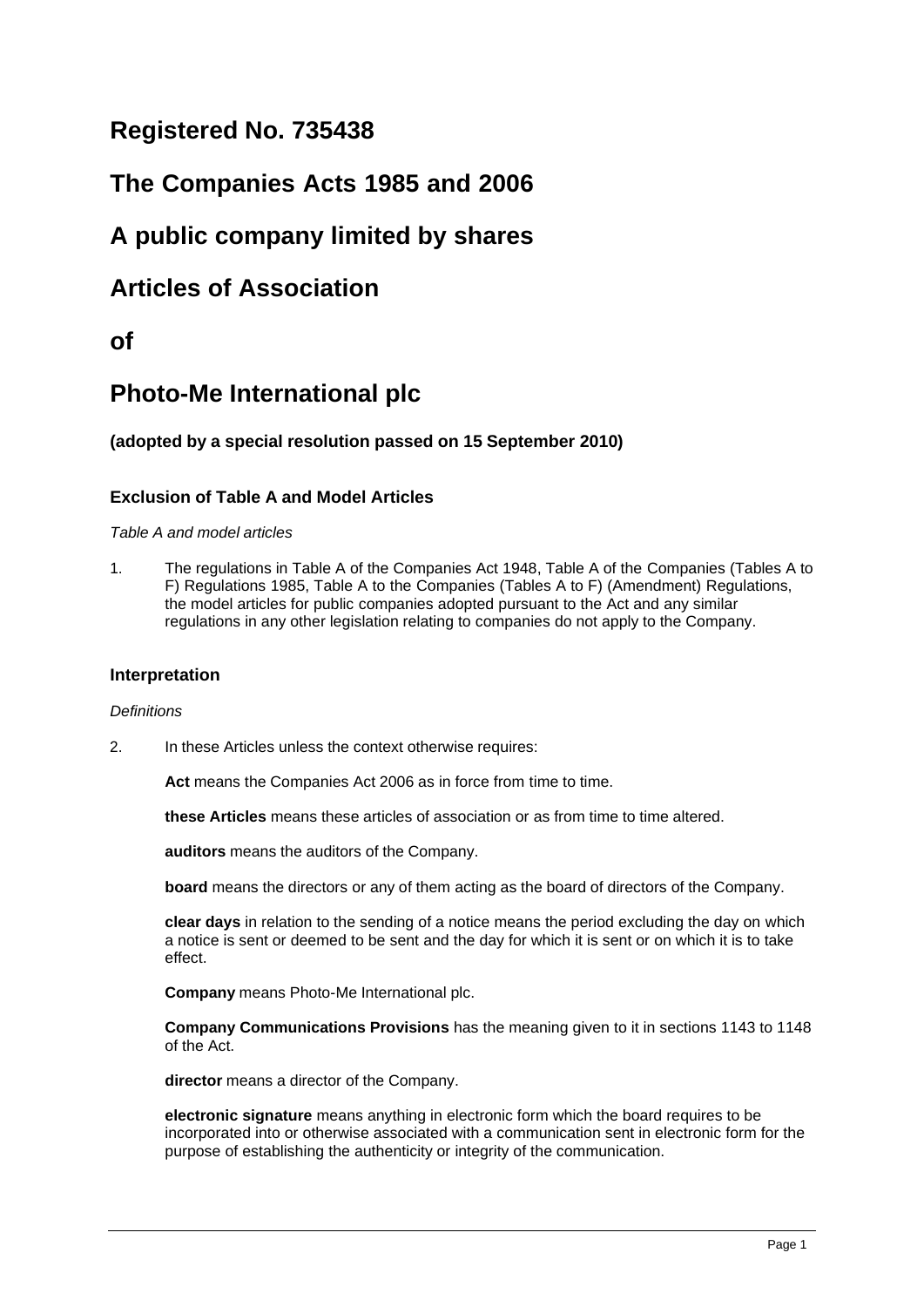# Registered No. 735438

# The Companies Acts 1985 and 2006

# A public company limited by shares

# Articles of Association

# of

# Photo-Me International plc

**(adopted by a special resolution passed on 15 September 2010)**

### Exclusion of Table A and Model Articles

*Table A and model articles*

1. The regulations in Table A of the Companies Act 1948, Table A of the Companies (Tables A to F) Regulations 1985, Table A to the Companies (Tables A to F) (Amendment) Regulations, the model articles for public companies adopted pursuant to the Act and any similar regulations in any other legislation relating to companies do not apply to the Company.

### Interpretation

*Definitions*

2. In these Articles unless the context otherwise requires:

   **Act** means the Companies Act 2006 as in force from time to time.

   **these Articles** means these articles of association or as from time to time altered.

   **auditors** means the auditors of the Company.

   **board** means the directors or any of them acting as the board of directors of the Company.

   **clear days** in relation to the sending of a notice means the period excluding the day on which a notice is sent or deemed to be sent and the day for which it is sent or on which it is to take effect.

   **Company** means Photo-Me International plc.

   **Company Communications Provisions** has the meaning given to it in sections 1143 to 1148 of the Act.

   **director** means a director of the Company.

   **electronic signature** means anything in electronic form which the board requires to be incorporated into or otherwise associated with a communication sent in electronic form for the purpose of establishing the authenticity or integrity of the communication.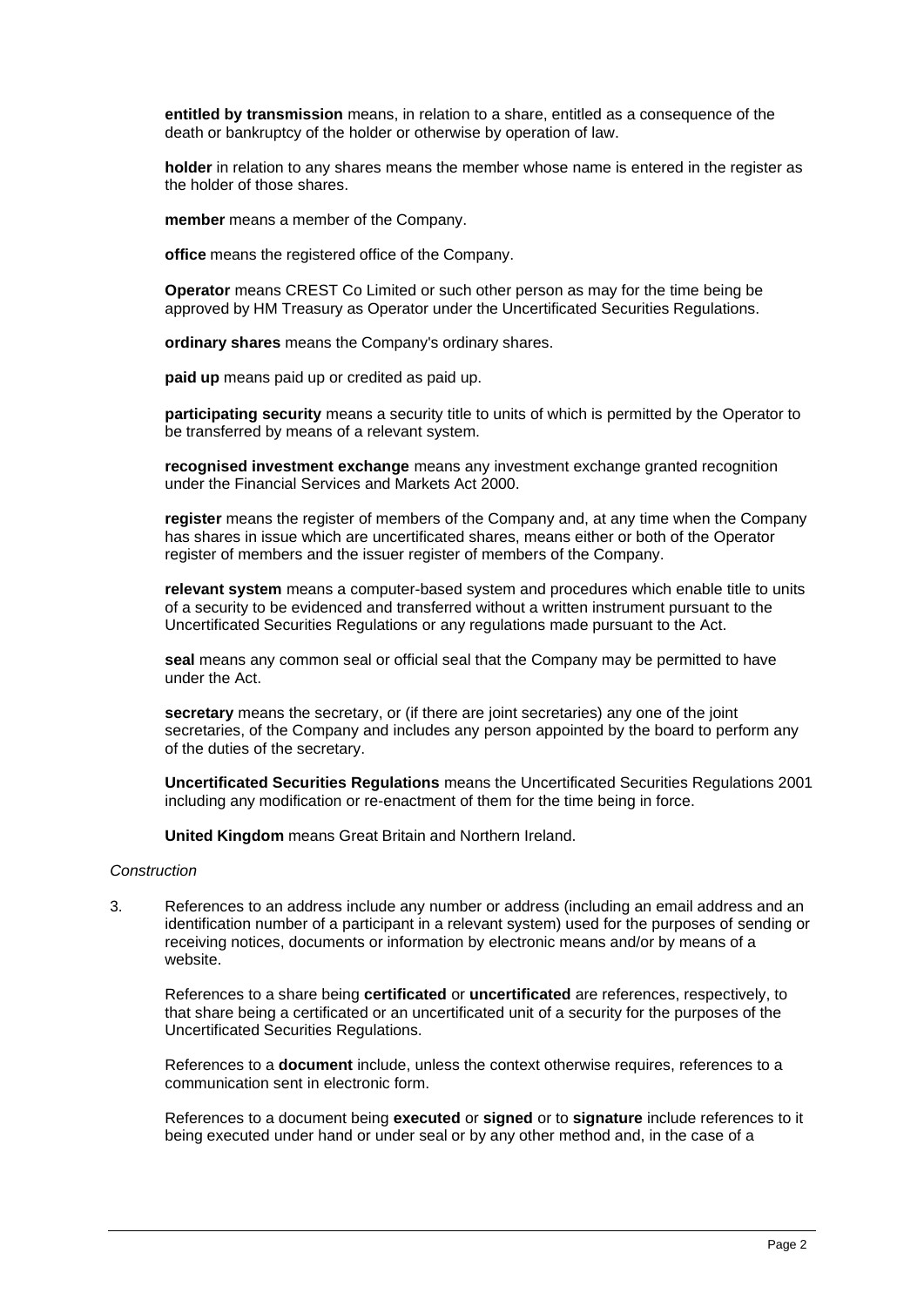**entitled by transmission** means, in relation to a share, entitled as a consequence of the death or bankruptcy of the holder or otherwise by operation of law.

**holder** in relation to any shares means the member whose name is entered in the register as the holder of those shares.

**member** means a member of the Company.

**office** means the registered office of the Company.

**Operator** means CREST Co Limited or such other person as may for the time being be approved by HM Treasury as Operator under the Uncertificated Securities Regulations.

**ordinary shares** means the Company's ordinary shares.

**paid up** means paid up or credited as paid up.

**participating security** means a security title to units of which is permitted by the Operator to be transferred by means of a relevant system.

**recognised investment exchange** means any investment exchange granted recognition under the Financial Services and Markets Act 2000.

**register** means the register of members of the Company and, at any time when the Company has shares in issue which are uncertificated shares, means either or both of the Operator register of members and the issuer register of members of the Company.

**relevant system** means a computer-based system and procedures which enable title to units of a security to be evidenced and transferred without a written instrument pursuant to the Uncertificated Securities Regulations or any regulations made pursuant to the Act.

**seal** means any common seal or official seal that the Company may be permitted to have under the Act.

**secretary** means the secretary, or (if there are joint secretaries) any one of the joint secretaries, of the Company and includes any person appointed by the board to perform any of the duties of the secretary.

**Uncertificated Securities Regulations** means the Uncertificated Securities Regulations 2001 including any modification or re-enactment of them for the time being in force.

**United Kingdom** means Great Britain and Northern Ireland.

*Construction*

3. References to an address include any number or address (including an email address and an identification number of a participant in a relevant system) used for the purposes of sending or receiving notices, documents or information by electronic means and/or by means of a website.

   References to a share being **certificated** or **uncertificated** are references, respectively, to that share being a certificated or an uncertificated unit of a security for the purposes of the Uncertificated Securities Regulations.

   References to a **document** include, unless the context otherwise requires, references to a communication sent in electronic form.

   References to a document being **executed** or **signed** or to **signature** include references to it being executed under hand or under seal or by any other method and, in the case of a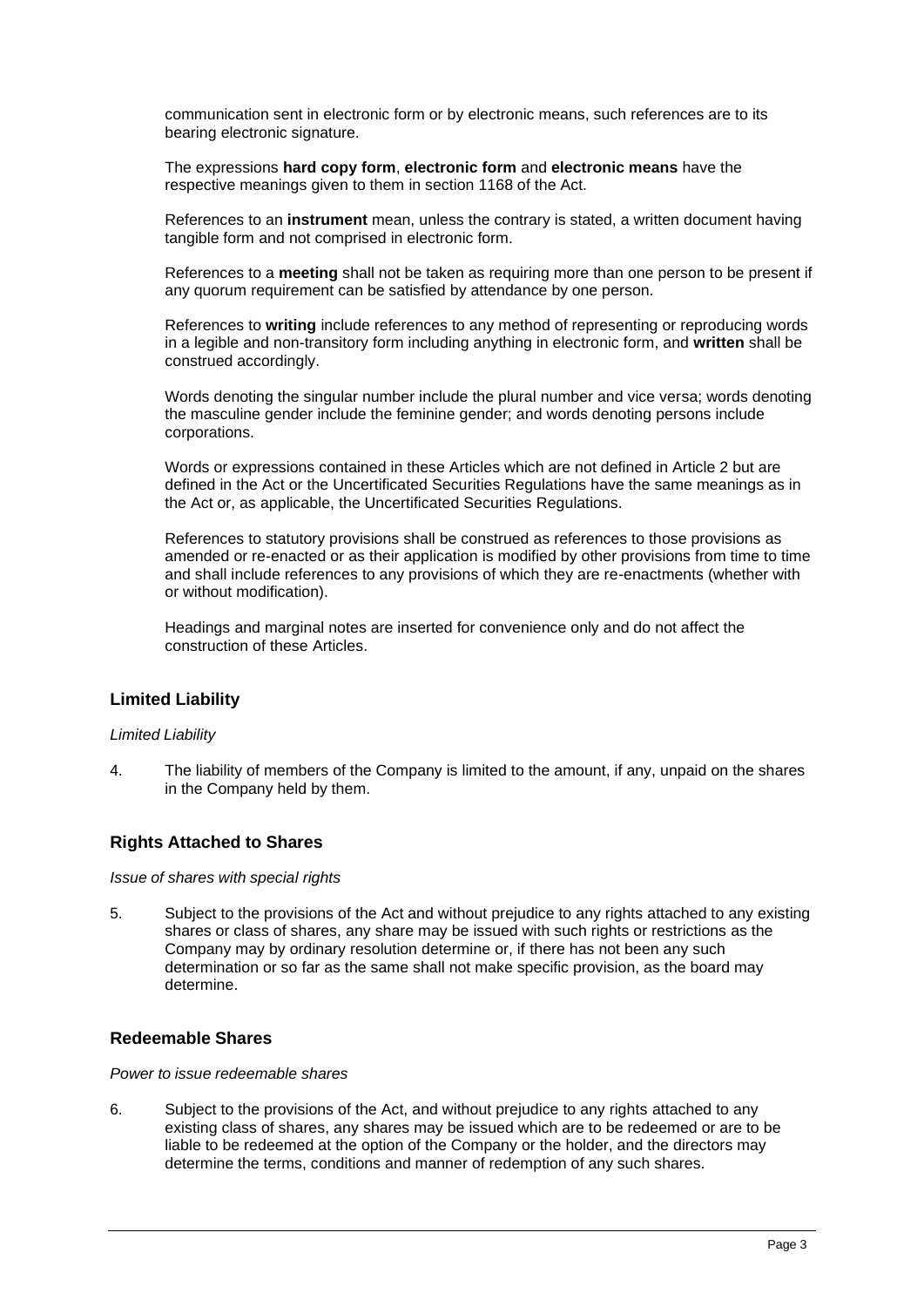communication sent in electronic form or by electronic means, such references are to its bearing electronic signature.

The expressions **hard copy form**, **electronic form** and **electronic means** have the respective meanings given to them in section 1168 of the Act.

References to an **instrument** mean, unless the contrary is stated, a written document having tangible form and not comprised in electronic form.

References to a **meeting** shall not be taken as requiring more than one person to be present if any quorum requirement can be satisfied by attendance by one person.

References to **writing** include references to any method of representing or reproducing words in a legible and non-transitory form including anything in electronic form, and **written** shall be construed accordingly.

Words denoting the singular number include the plural number and vice versa; words denoting the masculine gender include the feminine gender; and words denoting persons include corporations.

Words or expressions contained in these Articles which are not defined in Article 2 but are defined in the Act or the Uncertificated Securities Regulations have the same meanings as in the Act or, as applicable, the Uncertificated Securities Regulations.

References to statutory provisions shall be construed as references to those provisions as amended or re-enacted or as their application is modified by other provisions from time to time and shall include references to any provisions of which they are re-enactments (whether with or without modification).

Headings and marginal notes are inserted for convenience only and do not affect the construction of these Articles.

## Limited Liability

*Limited Liability*

4. The liability of members of the Company is limited to the amount, if any, unpaid on the shares in the Company held by them.

## Rights Attached to Shares

*Issue of shares with special rights*

5. Subject to the provisions of the Act and without prejudice to any rights attached to any existing shares or class of shares, any share may be issued with such rights or restrictions as the Company may by ordinary resolution determine or, if there has not been any such determination or so far as the same shall not make specific provision, as the board may determine.

## Redeemable Shares

*Power to issue redeemable shares*

6. Subject to the provisions of the Act, and without prejudice to any rights attached to any existing class of shares, any shares may be issued which are to be redeemed or are to be liable to be redeemed at the option of the Company or the holder, and the directors may determine the terms, conditions and manner of redemption of any such shares.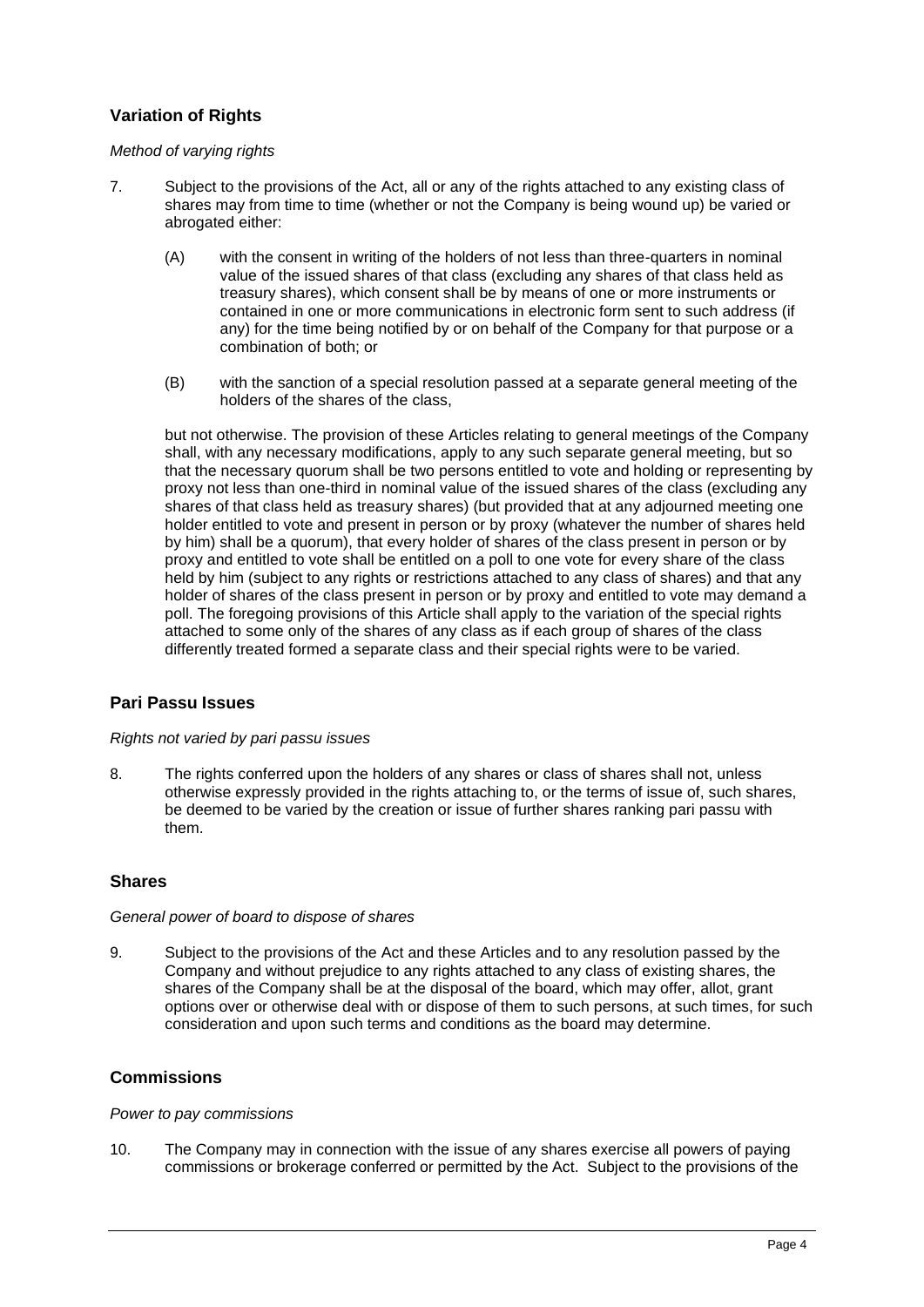## Variation of Rights

*Method of varying rights*

7. Subject to the provisions of the Act, all or any of the rights attached to any existing class of shares may from time to time (whether or not the Company is being wound up) be varied or abrogated either:

   (A) with the consent in writing of the holders of not less than three-quarters in nominal value of the issued shares of that class (excluding any shares of that class held as treasury shares), which consent shall be by means of one or more instruments or contained in one or more communications in electronic form sent to such address (if any) for the time being notified by or on behalf of the Company for that purpose or a combination of both; or

   (B) with the sanction of a special resolution passed at a separate general meeting of the holders of the shares of the class,

   but not otherwise. The provision of these Articles relating to general meetings of the Company shall, with any necessary modifications, apply to any such separate general meeting, but so that the necessary quorum shall be two persons entitled to vote and holding or representing by proxy not less than one-third in nominal value of the issued shares of the class (excluding any shares of that class held as treasury shares) (but provided that at any adjourned meeting one holder entitled to vote and present in person or by proxy (whatever the number of shares held by him) shall be a quorum), that every holder of shares of the class present in person or by proxy and entitled to vote shall be entitled on a poll to one vote for every share of the class held by him (subject to any rights or restrictions attached to any class of shares) and that any holder of shares of the class present in person or by proxy and entitled to vote may demand a poll. The foregoing provisions of this Article shall apply to the variation of the special rights attached to some only of the shares of any class as if each group of shares of the class differently treated formed a separate class and their special rights were to be varied.

## Pari Passu Issues

*Rights not varied by pari passu issues*

8. The rights conferred upon the holders of any shares or class of shares shall not, unless otherwise expressly provided in the rights attaching to, or the terms of issue of, such shares, be deemed to be varied by the creation or issue of further shares ranking pari passu with them.

## Shares

*General power of board to dispose of shares*

9. Subject to the provisions of the Act and these Articles and to any resolution passed by the Company and without prejudice to any rights attached to any class of existing shares, the shares of the Company shall be at the disposal of the board, which may offer, allot, grant options over or otherwise deal with or dispose of them to such persons, at such times, for such consideration and upon such terms and conditions as the board may determine.

## Commissions

*Power to pay commissions*

10. The Company may in connection with the issue of any shares exercise all powers of paying commissions or brokerage conferred or permitted by the Act. Subject to the provisions of the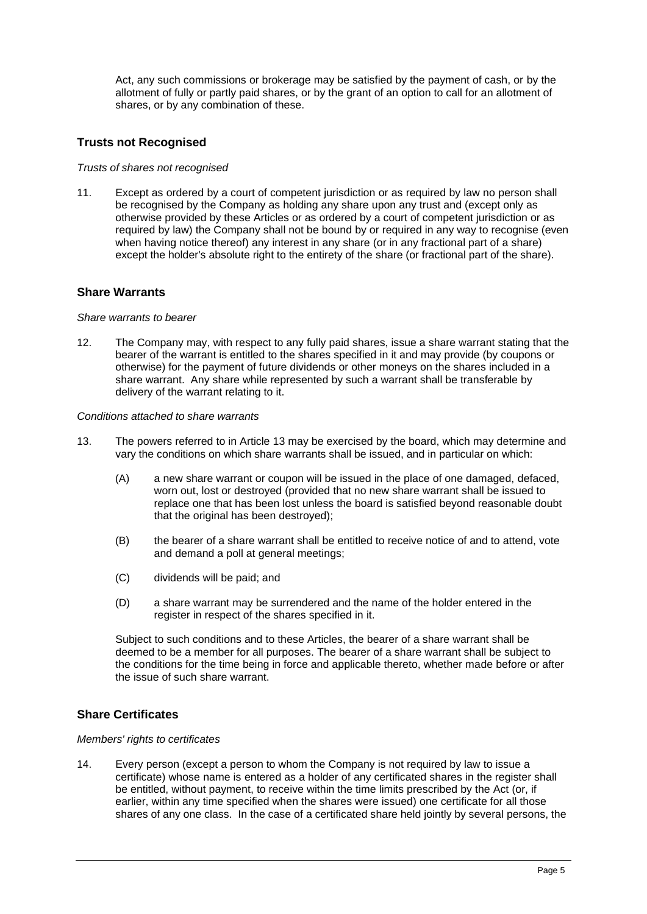Act, any such commissions or brokerage may be satisfied by the payment of cash, or by the allotment of fully or partly paid shares, or by the grant of an option to call for an allotment of shares, or by any combination of these.

## Trusts not Recognised

*Trusts of shares not recognised*

11. Except as ordered by a court of competent jurisdiction or as required by law no person shall be recognised by the Company as holding any share upon any trust and (except only as otherwise provided by these Articles or as ordered by a court of competent jurisdiction or as required by law) the Company shall not be bound by or required in any way to recognise (even when having notice thereof) any interest in any share (or in any fractional part of a share) except the holder's absolute right to the entirety of the share (or fractional part of the share).

## Share Warrants

*Share warrants to bearer*

12. The Company may, with respect to any fully paid shares, issue a share warrant stating that the bearer of the warrant is entitled to the shares specified in it and may provide (by coupons or otherwise) for the payment of future dividends or other moneys on the shares included in a share warrant. Any share while represented by such a warrant shall be transferable by delivery of the warrant relating to it.

*Conditions attached to share warrants*

13. The powers referred to in Article 13 may be exercised by the board, which may determine and vary the conditions on which share warrants shall be issued, and in particular on which:

    (A) a new share warrant or coupon will be issued in the place of one damaged, defaced, worn out, lost or destroyed (provided that no new share warrant shall be issued to replace one that has been lost unless the board is satisfied beyond reasonable doubt that the original has been destroyed);

    (B) the bearer of a share warrant shall be entitled to receive notice of and to attend, vote and demand a poll at general meetings;

    (C) dividends will be paid; and

    (D) a share warrant may be surrendered and the name of the holder entered in the register in respect of the shares specified in it.

    Subject to such conditions and to these Articles, the bearer of a share warrant shall be deemed to be a member for all purposes. The bearer of a share warrant shall be subject to the conditions for the time being in force and applicable thereto, whether made before or after the issue of such share warrant.

## Share Certificates

*Members' rights to certificates*

14. Every person (except a person to whom the Company is not required by law to issue a certificate) whose name is entered as a holder of any certificated shares in the register shall be entitled, without payment, to receive within the time limits prescribed by the Act (or, if earlier, within any time specified when the shares were issued) one certificate for all those shares of any one class. In the case of a certificated share held jointly by several persons, the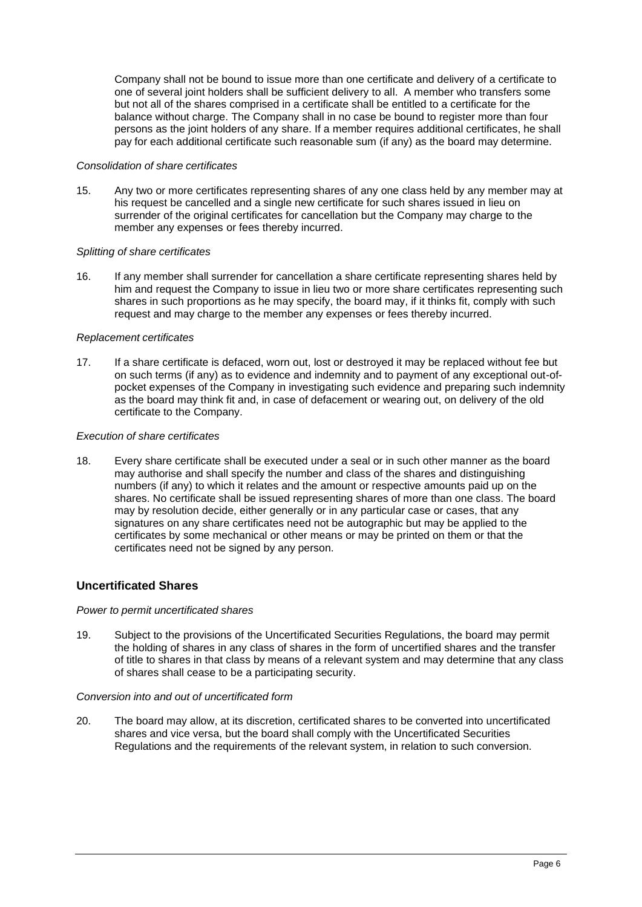Company shall not be bound to issue more than one certificate and delivery of a certificate to one of several joint holders shall be sufficient delivery to all. A member who transfers some but not all of the shares comprised in a certificate shall be entitled to a certificate for the balance without charge. The Company shall in no case be bound to register more than four persons as the joint holders of any share. If a member requires additional certificates, he shall pay for each additional certificate such reasonable sum (if any) as the board may determine.

*Consolidation of share certificates*

15. Any two or more certificates representing shares of any one class held by any member may at his request be cancelled and a single new certificate for such shares issued in lieu on surrender of the original certificates for cancellation but the Company may charge to the member any expenses or fees thereby incurred.

*Splitting of share certificates*

16. If any member shall surrender for cancellation a share certificate representing shares held by him and request the Company to issue in lieu two or more share certificates representing such shares in such proportions as he may specify, the board may, if it thinks fit, comply with such request and may charge to the member any expenses or fees thereby incurred.

*Replacement certificates*

17. If a share certificate is defaced, worn out, lost or destroyed it may be replaced without fee but on such terms (if any) as to evidence and indemnity and to payment of any exceptional out-of-pocket expenses of the Company in investigating such evidence and preparing such indemnity as the board may think fit and, in case of defacement or wearing out, on delivery of the old certificate to the Company.

*Execution of share certificates*

18. Every share certificate shall be executed under a seal or in such other manner as the board may authorise and shall specify the number and class of the shares and distinguishing numbers (if any) to which it relates and the amount or respective amounts paid up on the shares. No certificate shall be issued representing shares of more than one class. The board may by resolution decide, either generally or in any particular case or cases, that any signatures on any share certificates need not be autographic but may be applied to the certificates by some mechanical or other means or may be printed on them or that the certificates need not be signed by any person.

## Uncertificated Shares

*Power to permit uncertificated shares*

19. Subject to the provisions of the Uncertificated Securities Regulations, the board may permit the holding of shares in any class of shares in the form of uncertified shares and the transfer of title to shares in that class by means of a relevant system and may determine that any class of shares shall cease to be a participating security.

*Conversion into and out of uncertificated form*

20. The board may allow, at its discretion, certificated shares to be converted into uncertificated shares and vice versa, but the board shall comply with the Uncertificated Securities Regulations and the requirements of the relevant system, in relation to such conversion.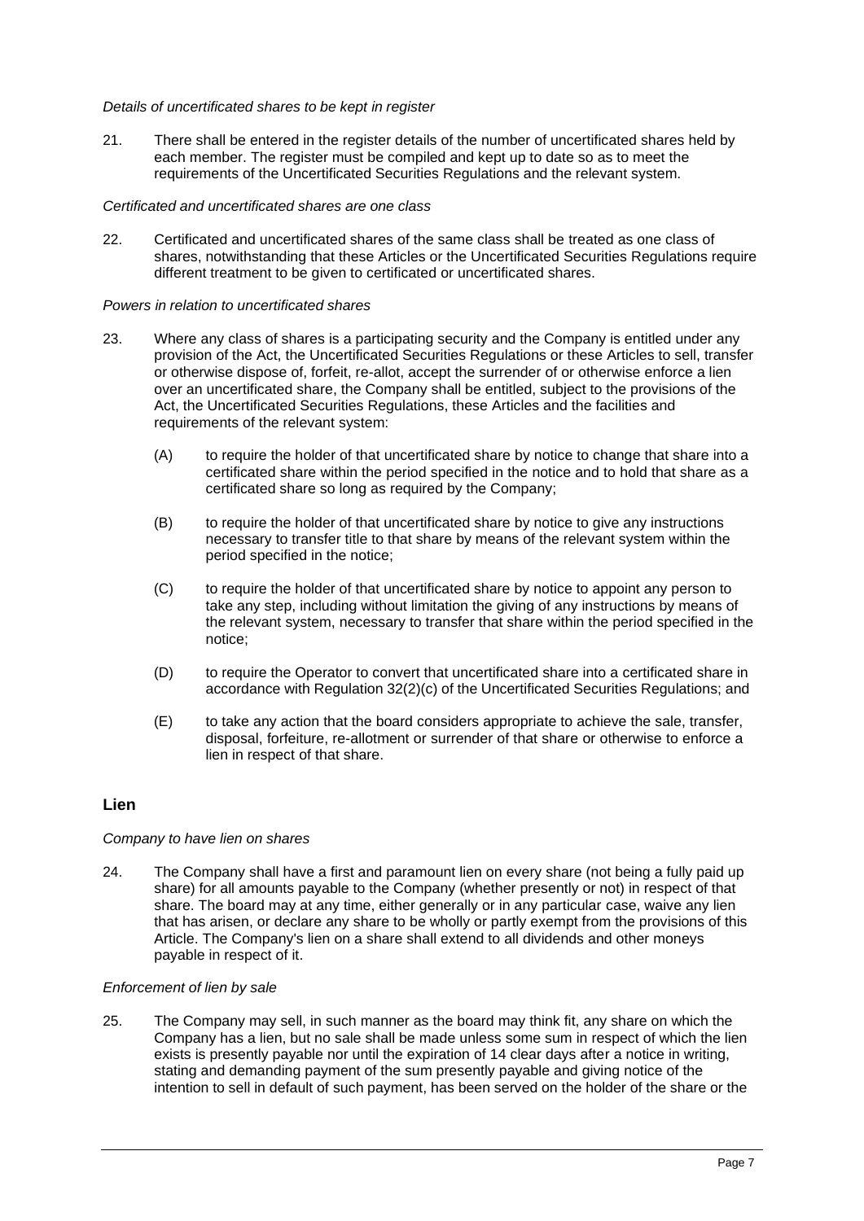*Details of uncertificated shares to be kept in register*

21. There shall be entered in the register details of the number of uncertificated shares held by each member. The register must be compiled and kept up to date so as to meet the requirements of the Uncertificated Securities Regulations and the relevant system.

*Certificated and uncertificated shares are one class*

22. Certificated and uncertificated shares of the same class shall be treated as one class of shares, notwithstanding that these Articles or the Uncertificated Securities Regulations require different treatment to be given to certificated or uncertificated shares.

*Powers in relation to uncertificated shares*

23. Where any class of shares is a participating security and the Company is entitled under any provision of the Act, the Uncertificated Securities Regulations or these Articles to sell, transfer or otherwise dispose of, forfeit, re-allot, accept the surrender of or otherwise enforce a lien over an uncertificated share, the Company shall be entitled, subject to the provisions of the Act, the Uncertificated Securities Regulations, these Articles and the facilities and requirements of the relevant system:

    (A) to require the holder of that uncertificated share by notice to change that share into a certificated share within the period specified in the notice and to hold that share as a certificated share so long as required by the Company;

    (B) to require the holder of that uncertificated share by notice to give any instructions necessary to transfer title to that share by means of the relevant system within the period specified in the notice;

    (C) to require the holder of that uncertificated share by notice to appoint any person to take any step, including without limitation the giving of any instructions by means of the relevant system, necessary to transfer that share within the period specified in the notice;

    (D) to require the Operator to convert that uncertificated share into a certificated share in accordance with Regulation 32(2)(c) of the Uncertificated Securities Regulations; and

    (E) to take any action that the board considers appropriate to achieve the sale, transfer, disposal, forfeiture, re-allotment or surrender of that share or otherwise to enforce a lien in respect of that share.

## Lien

*Company to have lien on shares*

24. The Company shall have a first and paramount lien on every share (not being a fully paid up share) for all amounts payable to the Company (whether presently or not) in respect of that share. The board may at any time, either generally or in any particular case, waive any lien that has arisen, or declare any share to be wholly or partly exempt from the provisions of this Article. The Company's lien on a share shall extend to all dividends and other moneys payable in respect of it.

*Enforcement of lien by sale*

25. The Company may sell, in such manner as the board may think fit, any share on which the Company has a lien, but no sale shall be made unless some sum in respect of which the lien exists is presently payable nor until the expiration of 14 clear days after a notice in writing, stating and demanding payment of the sum presently payable and giving notice of the intention to sell in default of such payment, has been served on the holder of the share or the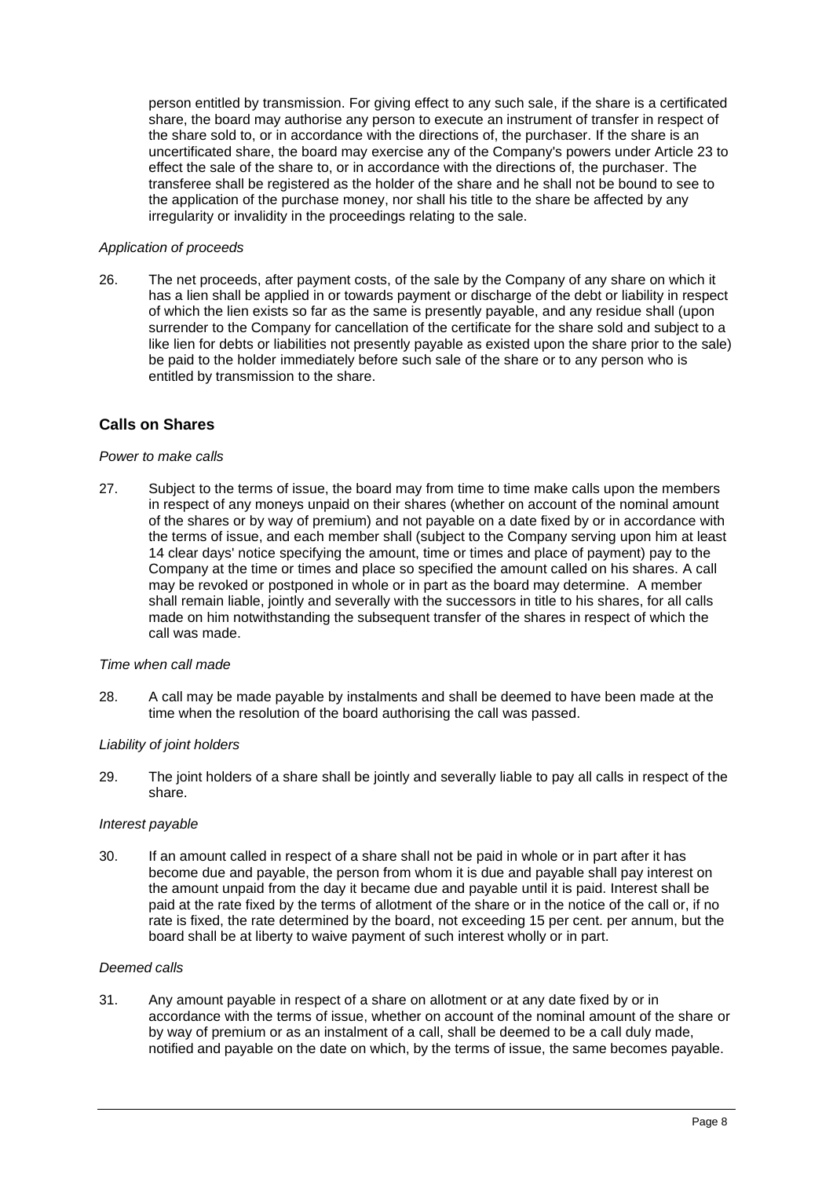person entitled by transmission. For giving effect to any such sale, if the share is a certificated share, the board may authorise any person to execute an instrument of transfer in respect of the share sold to, or in accordance with the directions of, the purchaser. If the share is an uncertificated share, the board may exercise any of the Company's powers under Article 23 to effect the sale of the share to, or in accordance with the directions of, the purchaser. The transferee shall be registered as the holder of the share and he shall not be bound to see to the application of the purchase money, nor shall his title to the share be affected by any irregularity or invalidity in the proceedings relating to the sale.

*Application of proceeds*

26. The net proceeds, after payment costs, of the sale by the Company of any share on which it has a lien shall be applied in or towards payment or discharge of the debt or liability in respect of which the lien exists so far as the same is presently payable, and any residue shall (upon surrender to the Company for cancellation of the certificate for the share sold and subject to a like lien for debts or liabilities not presently payable as existed upon the share prior to the sale) be paid to the holder immediately before such sale of the share or to any person who is entitled by transmission to the share.

## Calls on Shares

*Power to make calls*

27. Subject to the terms of issue, the board may from time to time make calls upon the members in respect of any moneys unpaid on their shares (whether on account of the nominal amount of the shares or by way of premium) and not payable on a date fixed by or in accordance with the terms of issue, and each member shall (subject to the Company serving upon him at least 14 clear days' notice specifying the amount, time or times and place of payment) pay to the Company at the time or times and place so specified the amount called on his shares. A call may be revoked or postponed in whole or in part as the board may determine. A member shall remain liable, jointly and severally with the successors in title to his shares, for all calls made on him notwithstanding the subsequent transfer of the shares in respect of which the call was made.

*Time when call made*

28. A call may be made payable by instalments and shall be deemed to have been made at the time when the resolution of the board authorising the call was passed.

*Liability of joint holders*

29. The joint holders of a share shall be jointly and severally liable to pay all calls in respect of the share.

*Interest payable*

30. If an amount called in respect of a share shall not be paid in whole or in part after it has become due and payable, the person from whom it is due and payable shall pay interest on the amount unpaid from the day it became due and payable until it is paid. Interest shall be paid at the rate fixed by the terms of allotment of the share or in the notice of the call or, if no rate is fixed, the rate determined by the board, not exceeding 15 per cent. per annum, but the board shall be at liberty to waive payment of such interest wholly or in part.

*Deemed calls*

31. Any amount payable in respect of a share on allotment or at any date fixed by or in accordance with the terms of issue, whether on account of the nominal amount of the share or by way of premium or as an instalment of a call, shall be deemed to be a call duly made, notified and payable on the date on which, by the terms of issue, the same becomes payable.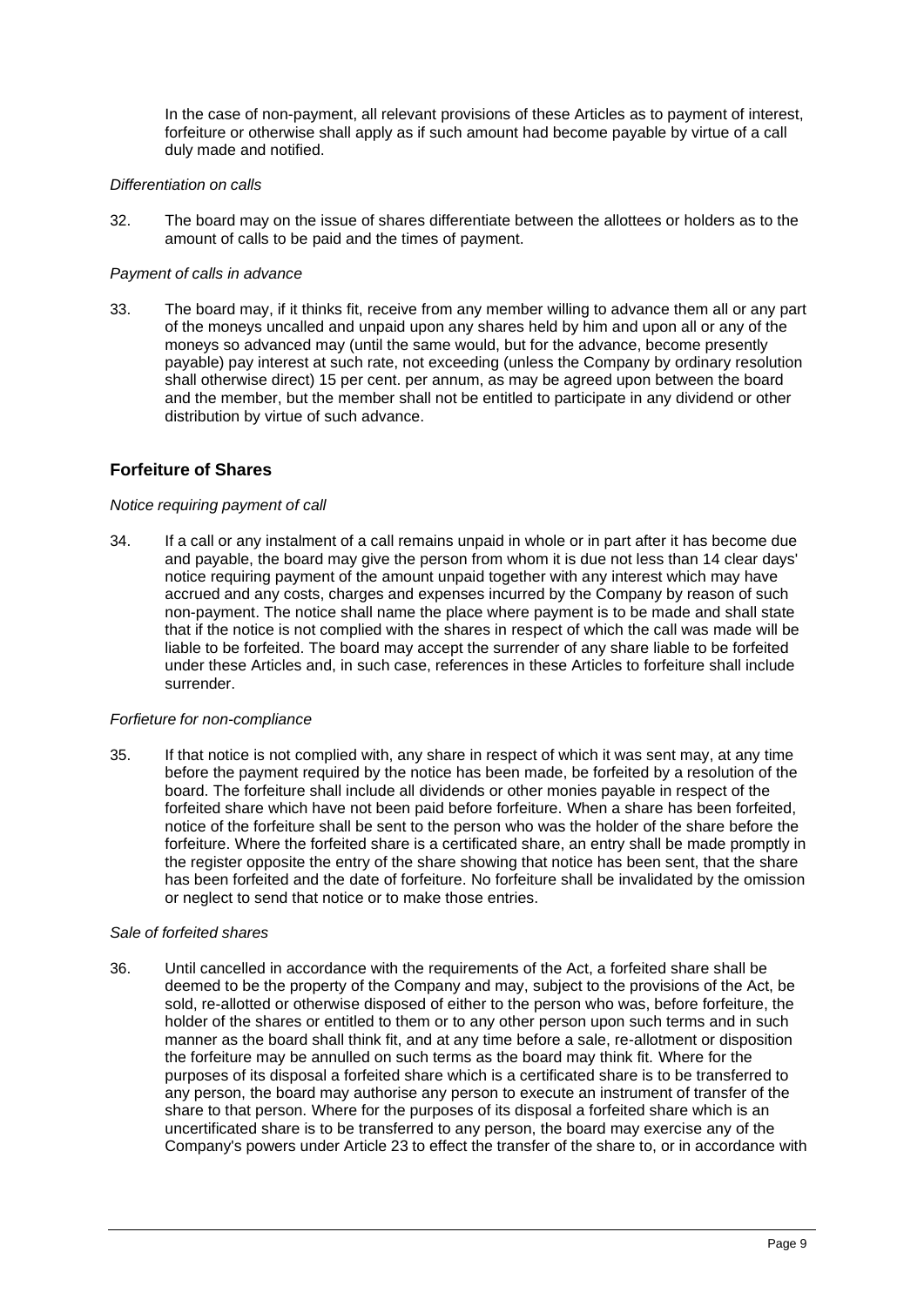In the case of non-payment, all relevant provisions of these Articles as to payment of interest, forfeiture or otherwise shall apply as if such amount had become payable by virtue of a call duly made and notified.

*Differentiation on calls*

32. The board may on the issue of shares differentiate between the allottees or holders as to the amount of calls to be paid and the times of payment.

*Payment of calls in advance*

33. The board may, if it thinks fit, receive from any member willing to advance them all or any part of the moneys uncalled and unpaid upon any shares held by him and upon all or any of the moneys so advanced may (until the same would, but for the advance, become presently payable) pay interest at such rate, not exceeding (unless the Company by ordinary resolution shall otherwise direct) 15 per cent. per annum, as may be agreed upon between the board and the member, but the member shall not be entitled to participate in any dividend or other distribution by virtue of such advance.

## Forfeiture of Shares

*Notice requiring payment of call*

34. If a call or any instalment of a call remains unpaid in whole or in part after it has become due and payable, the board may give the person from whom it is due not less than 14 clear days' notice requiring payment of the amount unpaid together with any interest which may have accrued and any costs, charges and expenses incurred by the Company by reason of such non-payment. The notice shall name the place where payment is to be made and shall state that if the notice is not complied with the shares in respect of which the call was made will be liable to be forfeited. The board may accept the surrender of any share liable to be forfeited under these Articles and, in such case, references in these Articles to forfeiture shall include surrender.

*Forfieture for non-compliance*

35. If that notice is not complied with, any share in respect of which it was sent may, at any time before the payment required by the notice has been made, be forfeited by a resolution of the board. The forfeiture shall include all dividends or other monies payable in respect of the forfeited share which have not been paid before forfeiture. When a share has been forfeited, notice of the forfeiture shall be sent to the person who was the holder of the share before the forfeiture. Where the forfeited share is a certificated share, an entry shall be made promptly in the register opposite the entry of the share showing that notice has been sent, that the share has been forfeited and the date of forfeiture. No forfeiture shall be invalidated by the omission or neglect to send that notice or to make those entries.

*Sale of forfeited shares*

36. Until cancelled in accordance with the requirements of the Act, a forfeited share shall be deemed to be the property of the Company and may, subject to the provisions of the Act, be sold, re-allotted or otherwise disposed of either to the person who was, before forfeiture, the holder of the shares or entitled to them or to any other person upon such terms and in such manner as the board shall think fit, and at any time before a sale, re-allotment or disposition the forfeiture may be annulled on such terms as the board may think fit. Where for the purposes of its disposal a forfeited share which is a certificated share is to be transferred to any person, the board may authorise any person to execute an instrument of transfer of the share to that person. Where for the purposes of its disposal a forfeited share which is an uncertificated share is to be transferred to any person, the board may exercise any of the Company's powers under Article 23 to effect the transfer of the share to, or in accordance with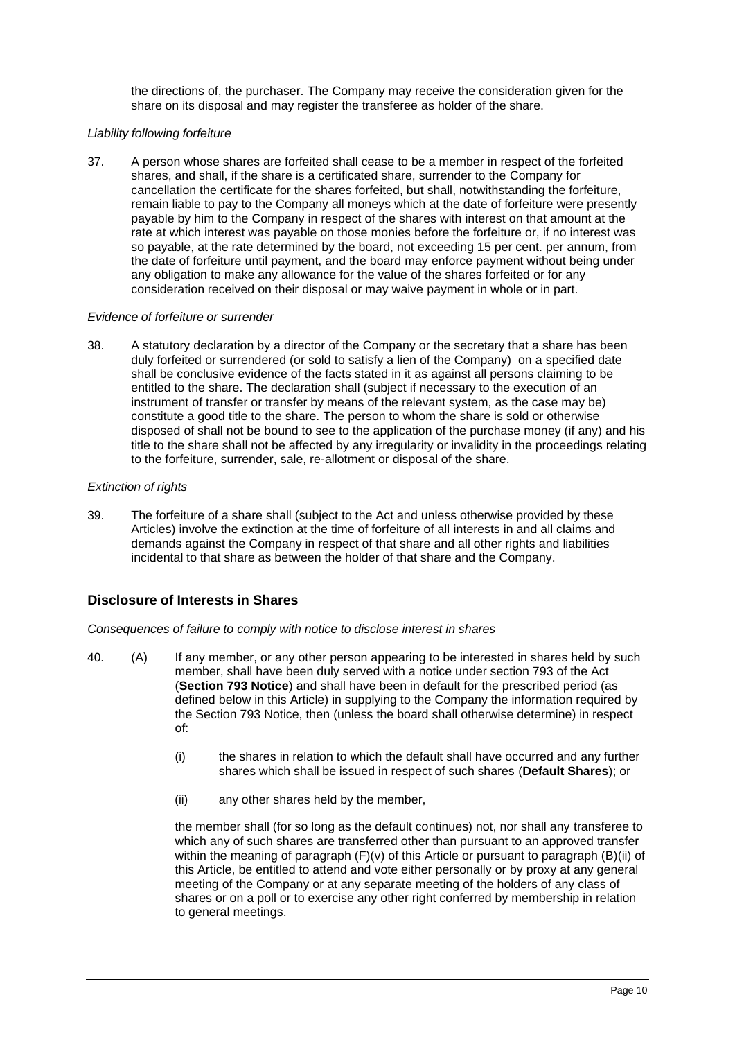the directions of, the purchaser. The Company may receive the consideration given for the share on its disposal and may register the transferee as holder of the share.

*Liability following forfeiture*

37. A person whose shares are forfeited shall cease to be a member in respect of the forfeited shares, and shall, if the share is a certificated share, surrender to the Company for cancellation the certificate for the shares forfeited, but shall, notwithstanding the forfeiture, remain liable to pay to the Company all moneys which at the date of forfeiture were presently payable by him to the Company in respect of the shares with interest on that amount at the rate at which interest was payable on those monies before the forfeiture or, if no interest was so payable, at the rate determined by the board, not exceeding 15 per cent. per annum, from the date of forfeiture until payment, and the board may enforce payment without being under any obligation to make any allowance for the value of the shares forfeited or for any consideration received on their disposal or may waive payment in whole or in part.

*Evidence of forfeiture or surrender*

38. A statutory declaration by a director of the Company or the secretary that a share has been duly forfeited or surrendered (or sold to satisfy a lien of the Company) on a specified date shall be conclusive evidence of the facts stated in it as against all persons claiming to be entitled to the share. The declaration shall (subject if necessary to the execution of an instrument of transfer or transfer by means of the relevant system, as the case may be) constitute a good title to the share. The person to whom the share is sold or otherwise disposed of shall not be bound to see to the application of the purchase money (if any) and his title to the share shall not be affected by any irregularity or invalidity in the proceedings relating to the forfeiture, surrender, sale, re-allotment or disposal of the share.

*Extinction of rights*

39. The forfeiture of a share shall (subject to the Act and unless otherwise provided by these Articles) involve the extinction at the time of forfeiture of all interests in and all claims and demands against the Company in respect of that share and all other rights and liabilities incidental to that share as between the holder of that share and the Company.

## Disclosure of Interests in Shares

*Consequences of failure to comply with notice to disclose interest in shares*

40. (A) If any member, or any other person appearing to be interested in shares held by such member, shall have been duly served with a notice under section 793 of the Act (**Section 793 Notice**) and shall have been in default for the prescribed period (as defined below in this Article) in supplying to the Company the information required by the Section 793 Notice, then (unless the board shall otherwise determine) in respect of:

    (i) the shares in relation to which the default shall have occurred and any further shares which shall be issued in respect of such shares (**Default Shares**); or

    (ii) any other shares held by the member,

    the member shall (for so long as the default continues) not, nor shall any transferee to which any of such shares are transferred other than pursuant to an approved transfer within the meaning of paragraph (F)(v) of this Article or pursuant to paragraph (B)(ii) of this Article, be entitled to attend and vote either personally or by proxy at any general meeting of the Company or at any separate meeting of the holders of any class of shares or on a poll or to exercise any other right conferred by membership in relation to general meetings.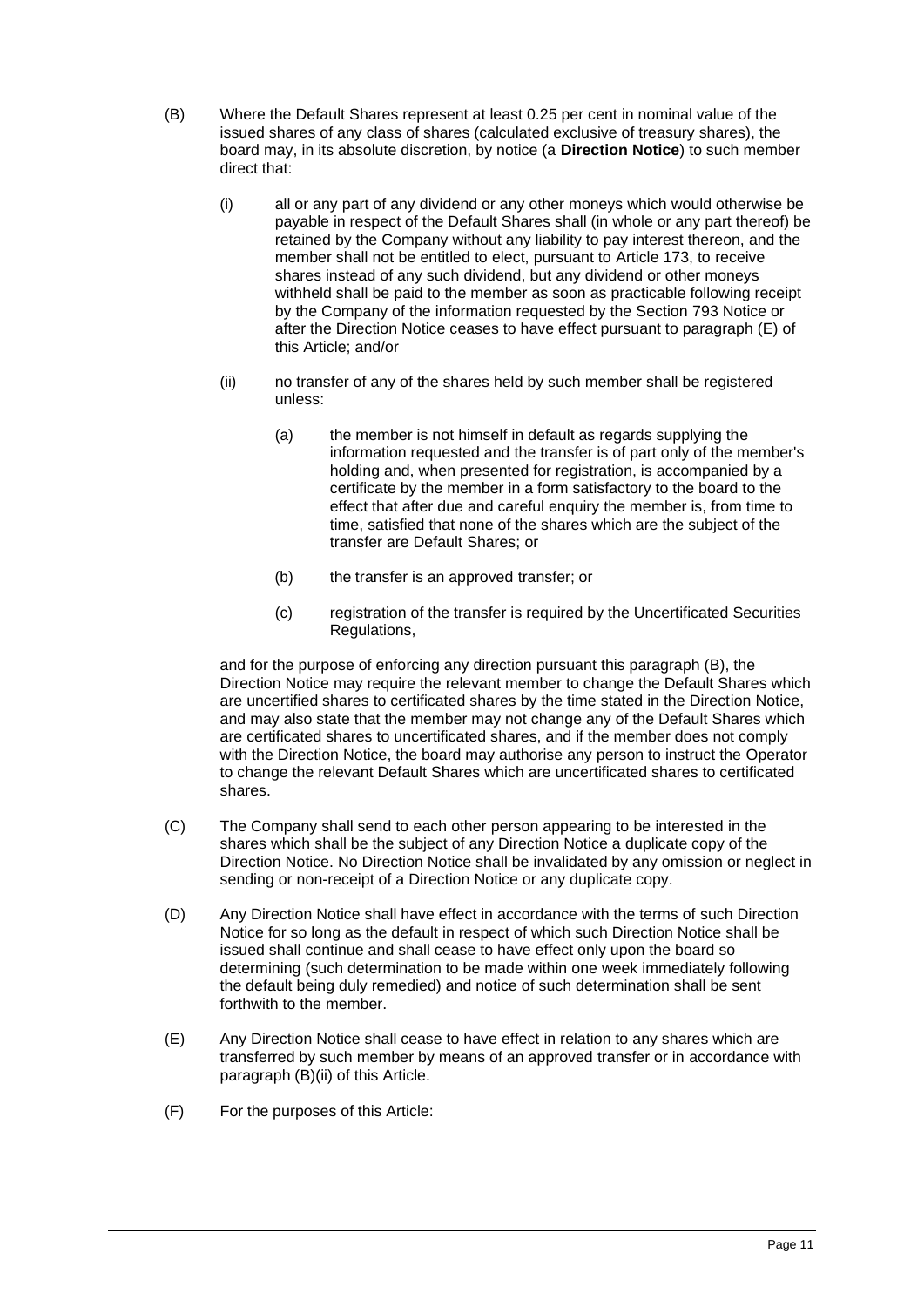(B) Where the Default Shares represent at least 0.25 per cent in nominal value of the issued shares of any class of shares (calculated exclusive of treasury shares), the board may, in its absolute discretion, by notice (a **Direction Notice**) to such member direct that:

(i) all or any part of any dividend or any other moneys which would otherwise be payable in respect of the Default Shares shall (in whole or any part thereof) be retained by the Company without any liability to pay interest thereon, and the member shall not be entitled to elect, pursuant to Article 173, to receive shares instead of any such dividend, but any dividend or other moneys withheld shall be paid to the member as soon as practicable following receipt by the Company of the information requested by the Section 793 Notice or after the Direction Notice ceases to have effect pursuant to paragraph (E) of this Article; and/or

(ii) no transfer of any of the shares held by such member shall be registered unless:

(a) the member is not himself in default as regards supplying the information requested and the transfer is of part only of the member's holding and, when presented for registration, is accompanied by a certificate by the member in a form satisfactory to the board to the effect that after due and careful enquiry the member is, from time to time, satisfied that none of the shares which are the subject of the transfer are Default Shares; or

(b) the transfer is an approved transfer; or

(c) registration of the transfer is required by the Uncertificated Securities Regulations,

and for the purpose of enforcing any direction pursuant this paragraph (B), the Direction Notice may require the relevant member to change the Default Shares which are uncertified shares to certificated shares by the time stated in the Direction Notice, and may also state that the member may not change any of the Default Shares which are certificated shares to uncertificated shares, and if the member does not comply with the Direction Notice, the board may authorise any person to instruct the Operator to change the relevant Default Shares which are uncertificated shares to certificated shares.

(C) The Company shall send to each other person appearing to be interested in the shares which shall be the subject of any Direction Notice a duplicate copy of the Direction Notice. No Direction Notice shall be invalidated by any omission or neglect in sending or non-receipt of a Direction Notice or any duplicate copy.

(D) Any Direction Notice shall have effect in accordance with the terms of such Direction Notice for so long as the default in respect of which such Direction Notice shall be issued shall continue and shall cease to have effect only upon the board so determining (such determination to be made within one week immediately following the default being duly remedied) and notice of such determination shall be sent forthwith to the member.

(E) Any Direction Notice shall cease to have effect in relation to any shares which are transferred by such member by means of an approved transfer or in accordance with paragraph (B)(ii) of this Article.

(F) For the purposes of this Article: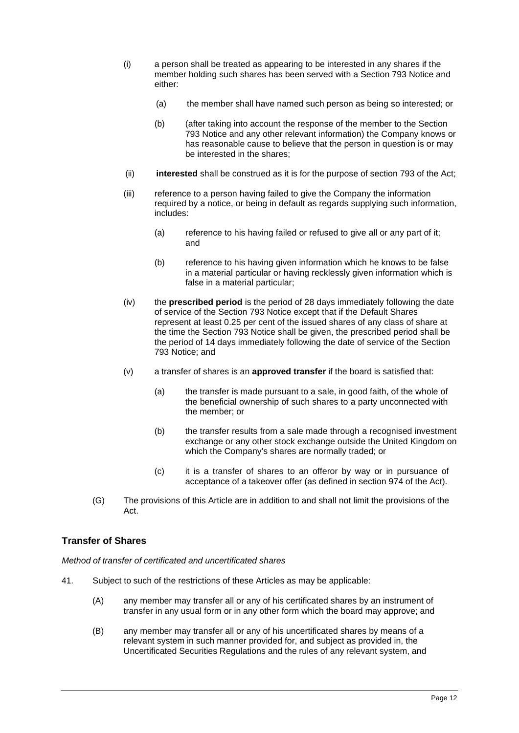- (i) a person shall be treated as appearing to be interested in any shares if the member holding such shares has been served with a Section 793 Notice and either:
  - (a) the member shall have named such person as being so interested; or
  - (b) (after taking into account the response of the member to the Section 793 Notice and any other relevant information) the Company knows or has reasonable cause to believe that the person in question is or may be interested in the shares;
- (ii) **interested** shall be construed as it is for the purpose of section 793 of the Act;
- (iii) reference to a person having failed to give the Company the information required by a notice, or being in default as regards supplying such information, includes:
  - (a) reference to his having failed or refused to give all or any part of it; and
  - (b) reference to his having given information which he knows to be false in a material particular or having recklessly given information which is false in a material particular;
- (iv) the **prescribed period** is the period of 28 days immediately following the date of service of the Section 793 Notice except that if the Default Shares represent at least 0.25 per cent of the issued shares of any class of share at the time the Section 793 Notice shall be given, the prescribed period shall be the period of 14 days immediately following the date of service of the Section 793 Notice; and
- (v) a transfer of shares is an **approved transfer** if the board is satisfied that:
  - (a) the transfer is made pursuant to a sale, in good faith, of the whole of the beneficial ownership of such shares to a party unconnected with the member; or
  - (b) the transfer results from a sale made through a recognised investment exchange or any other stock exchange outside the United Kingdom on which the Company's shares are normally traded; or
  - (c) it is a transfer of shares to an offeror by way or in pursuance of acceptance of a takeover offer (as defined in section 974 of the Act).

(G) The provisions of this Article are in addition to and shall not limit the provisions of the Act.

## Transfer of Shares

*Method of transfer of certificated and uncertificated shares*

41. Subject to such of the restrictions of these Articles as may be applicable:

(A) any member may transfer all or any of his certificated shares by an instrument of transfer in any usual form or in any other form which the board may approve; and

(B) any member may transfer all or any of his uncertificated shares by means of a relevant system in such manner provided for, and subject as provided in, the Uncertificated Securities Regulations and the rules of any relevant system, and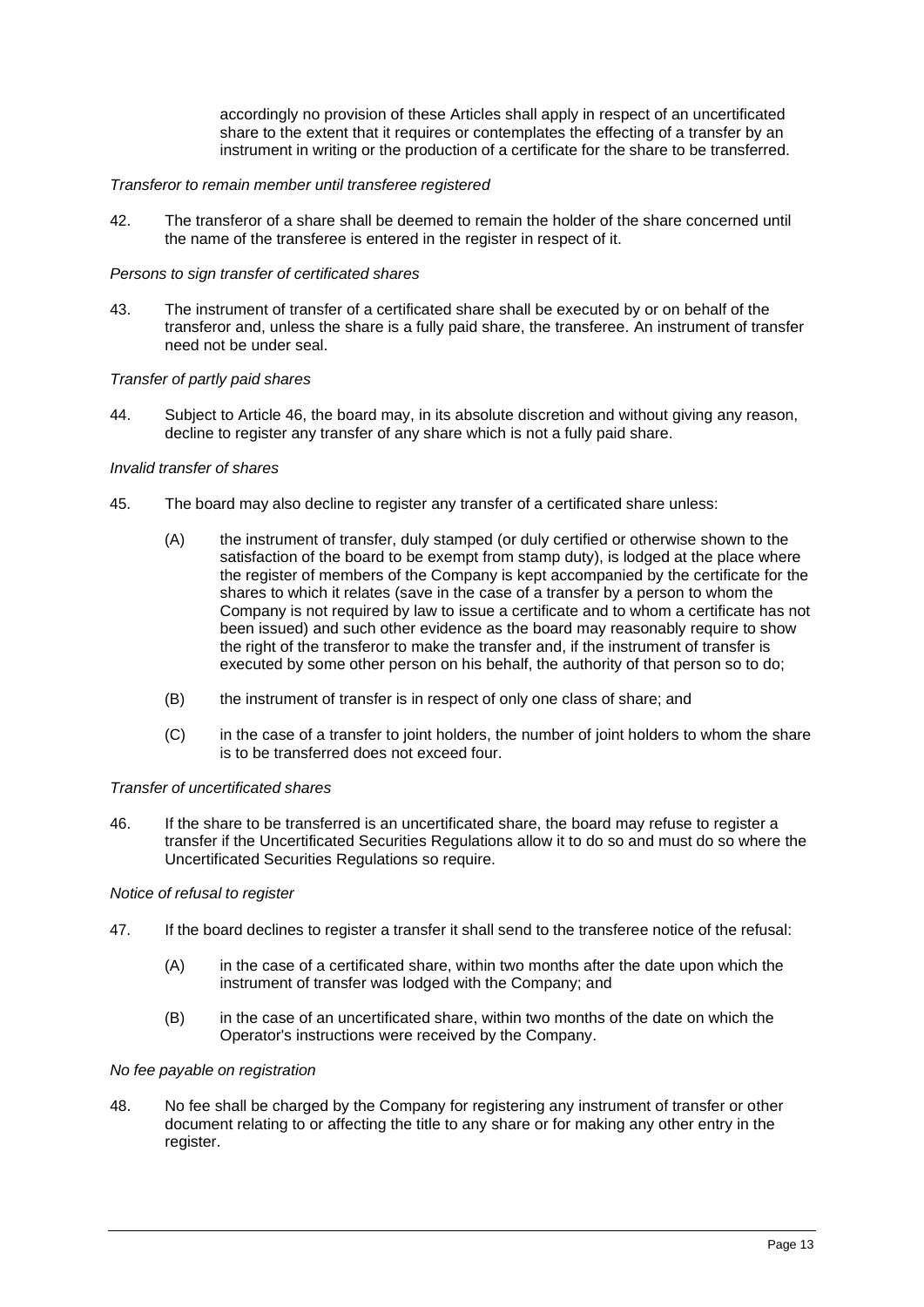accordingly no provision of these Articles shall apply in respect of an uncertificated share to the extent that it requires or contemplates the effecting of a transfer by an instrument in writing or the production of a certificate for the share to be transferred.

*Transferor to remain member until transferee registered*

42. The transferor of a share shall be deemed to remain the holder of the share concerned until the name of the transferee is entered in the register in respect of it.

*Persons to sign transfer of certificated shares*

43. The instrument of transfer of a certificated share shall be executed by or on behalf of the transferor and, unless the share is a fully paid share, the transferee. An instrument of transfer need not be under seal.

*Transfer of partly paid shares*

44. Subject to Article 46, the board may, in its absolute discretion and without giving any reason, decline to register any transfer of any share which is not a fully paid share.

*Invalid transfer of shares*

45. The board may also decline to register any transfer of a certificated share unless:

    (A) the instrument of transfer, duly stamped (or duly certified or otherwise shown to the satisfaction of the board to be exempt from stamp duty), is lodged at the place where the register of members of the Company is kept accompanied by the certificate for the shares to which it relates (save in the case of a transfer by a person to whom the Company is not required by law to issue a certificate and to whom a certificate has not been issued) and such other evidence as the board may reasonably require to show the right of the transferor to make the transfer and, if the instrument of transfer is executed by some other person on his behalf, the authority of that person so to do;

    (B) the instrument of transfer is in respect of only one class of share; and

    (C) in the case of a transfer to joint holders, the number of joint holders to whom the share is to be transferred does not exceed four.

*Transfer of uncertificated shares*

46. If the share to be transferred is an uncertificated share, the board may refuse to register a transfer if the Uncertificated Securities Regulations allow it to do so and must do so where the Uncertificated Securities Regulations so require.

*Notice of refusal to register*

47. If the board declines to register a transfer it shall send to the transferee notice of the refusal:

    (A) in the case of a certificated share, within two months after the date upon which the instrument of transfer was lodged with the Company; and

    (B) in the case of an uncertificated share, within two months of the date on which the Operator's instructions were received by the Company.

*No fee payable on registration*

48. No fee shall be charged by the Company for registering any instrument of transfer or other document relating to or affecting the title to any share or for making any other entry in the register.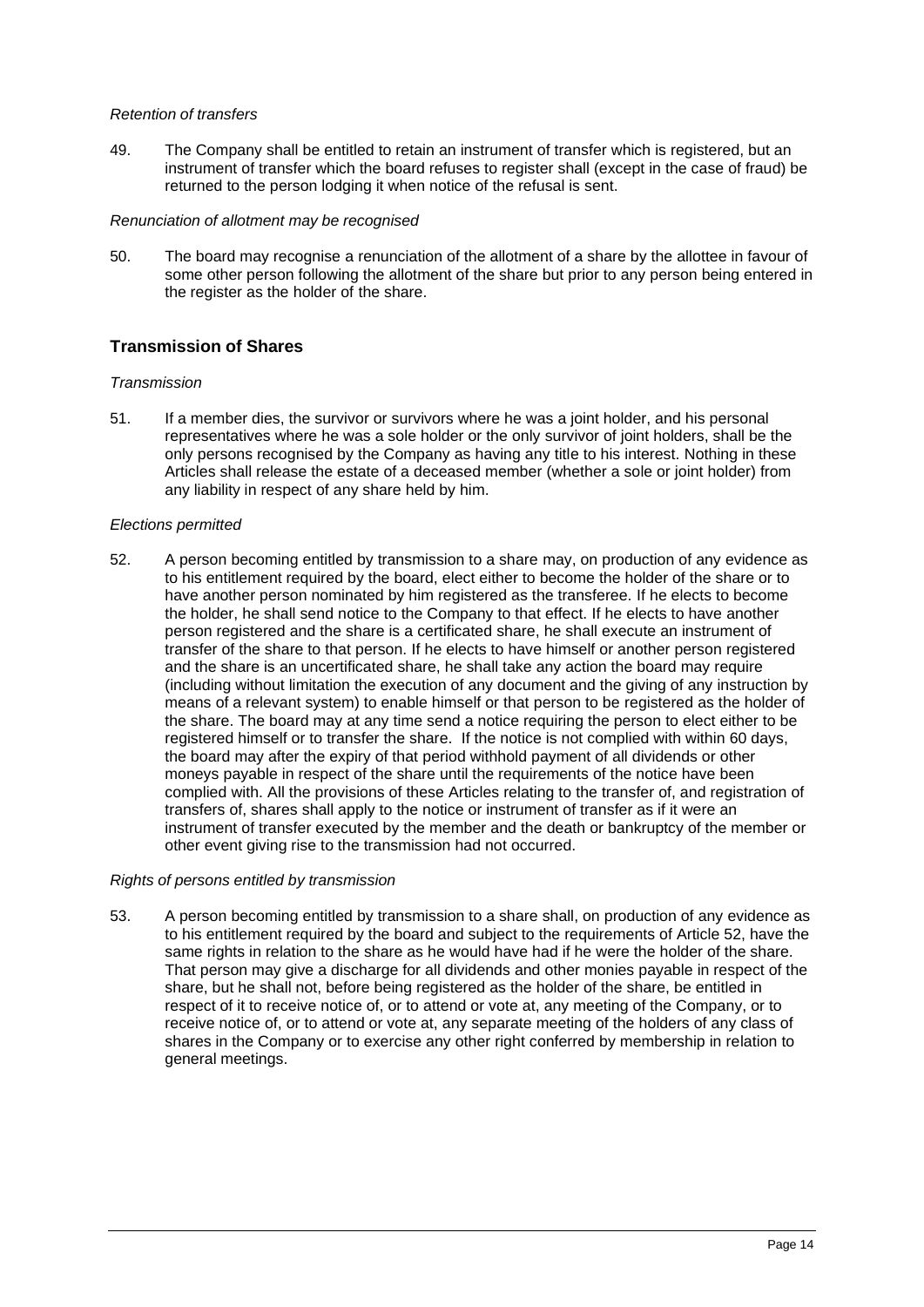*Retention of transfers*

49. The Company shall be entitled to retain an instrument of transfer which is registered, but an instrument of transfer which the board refuses to register shall (except in the case of fraud) be returned to the person lodging it when notice of the refusal is sent.

*Renunciation of allotment may be recognised*

50. The board may recognise a renunciation of the allotment of a share by the allottee in favour of some other person following the allotment of the share but prior to any person being entered in the register as the holder of the share.

## Transmission of Shares

*Transmission*

51. If a member dies, the survivor or survivors where he was a joint holder, and his personal representatives where he was a sole holder or the only survivor of joint holders, shall be the only persons recognised by the Company as having any title to his interest. Nothing in these Articles shall release the estate of a deceased member (whether a sole or joint holder) from any liability in respect of any share held by him.

*Elections permitted*

52. A person becoming entitled by transmission to a share may, on production of any evidence as to his entitlement required by the board, elect either to become the holder of the share or to have another person nominated by him registered as the transferee. If he elects to become the holder, he shall send notice to the Company to that effect. If he elects to have another person registered and the share is a certificated share, he shall execute an instrument of transfer of the share to that person. If he elects to have himself or another person registered and the share is an uncertificated share, he shall take any action the board may require (including without limitation the execution of any document and the giving of any instruction by means of a relevant system) to enable himself or that person to be registered as the holder of the share. The board may at any time send a notice requiring the person to elect either to be registered himself or to transfer the share. If the notice is not complied with within 60 days, the board may after the expiry of that period withhold payment of all dividends or other moneys payable in respect of the share until the requirements of the notice have been complied with. All the provisions of these Articles relating to the transfer of, and registration of transfers of, shares shall apply to the notice or instrument of transfer as if it were an instrument of transfer executed by the member and the death or bankruptcy of the member or other event giving rise to the transmission had not occurred.

*Rights of persons entitled by transmission*

53. A person becoming entitled by transmission to a share shall, on production of any evidence as to his entitlement required by the board and subject to the requirements of Article 52, have the same rights in relation to the share as he would have had if he were the holder of the share. That person may give a discharge for all dividends and other monies payable in respect of the share, but he shall not, before being registered as the holder of the share, be entitled in respect of it to receive notice of, or to attend or vote at, any meeting of the Company, or to receive notice of, or to attend or vote at, any separate meeting of the holders of any class of shares in the Company or to exercise any other right conferred by membership in relation to general meetings.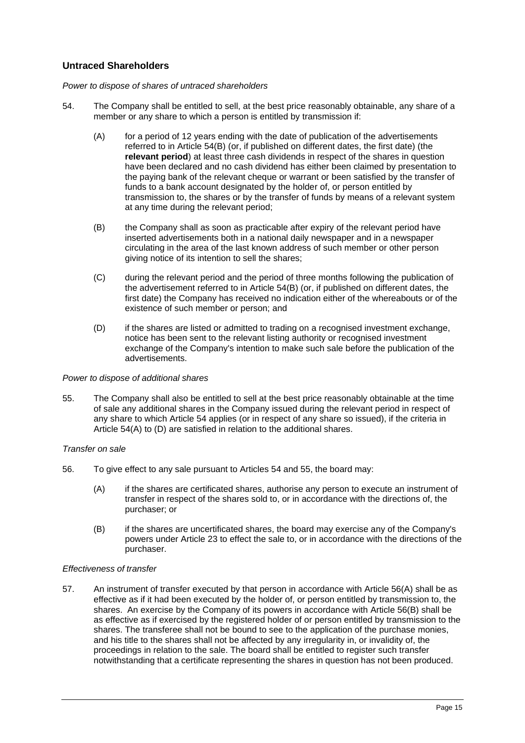## Untraced Shareholders

*Power to dispose of shares of untraced shareholders*

54. The Company shall be entitled to sell, at the best price reasonably obtainable, any share of a member or any share to which a person is entitled by transmission if:

    (A) for a period of 12 years ending with the date of publication of the advertisements referred to in Article 54(B) (or, if published on different dates, the first date) (the **relevant period**) at least three cash dividends in respect of the shares in question have been declared and no cash dividend has either been claimed by presentation to the paying bank of the relevant cheque or warrant or been satisfied by the transfer of funds to a bank account designated by the holder of, or person entitled by transmission to, the shares or by the transfer of funds by means of a relevant system at any time during the relevant period;

    (B) the Company shall as soon as practicable after expiry of the relevant period have inserted advertisements both in a national daily newspaper and in a newspaper circulating in the area of the last known address of such member or other person giving notice of its intention to sell the shares;

    (C) during the relevant period and the period of three months following the publication of the advertisement referred to in Article 54(B) (or, if published on different dates, the first date) the Company has received no indication either of the whereabouts or of the existence of such member or person; and

    (D) if the shares are listed or admitted to trading on a recognised investment exchange, notice has been sent to the relevant listing authority or recognised investment exchange of the Company's intention to make such sale before the publication of the advertisements.

*Power to dispose of additional shares*

55. The Company shall also be entitled to sell at the best price reasonably obtainable at the time of sale any additional shares in the Company issued during the relevant period in respect of any share to which Article 54 applies (or in respect of any share so issued), if the criteria in Article 54(A) to (D) are satisfied in relation to the additional shares.

*Transfer on sale*

56. To give effect to any sale pursuant to Articles 54 and 55, the board may:

    (A) if the shares are certificated shares, authorise any person to execute an instrument of transfer in respect of the shares sold to, or in accordance with the directions of, the purchaser; or

    (B) if the shares are uncertificated shares, the board may exercise any of the Company's powers under Article 23 to effect the sale to, or in accordance with the directions of the purchaser.

*Effectiveness of transfer*

57. An instrument of transfer executed by that person in accordance with Article 56(A) shall be as effective as if it had been executed by the holder of, or person entitled by transmission to, the shares. An exercise by the Company of its powers in accordance with Article 56(B) shall be as effective as if exercised by the registered holder of or person entitled by transmission to the shares. The transferee shall not be bound to see to the application of the purchase monies, and his title to the shares shall not be affected by any irregularity in, or invalidity of, the proceedings in relation to the sale. The board shall be entitled to register such transfer notwithstanding that a certificate representing the shares in question has not been produced.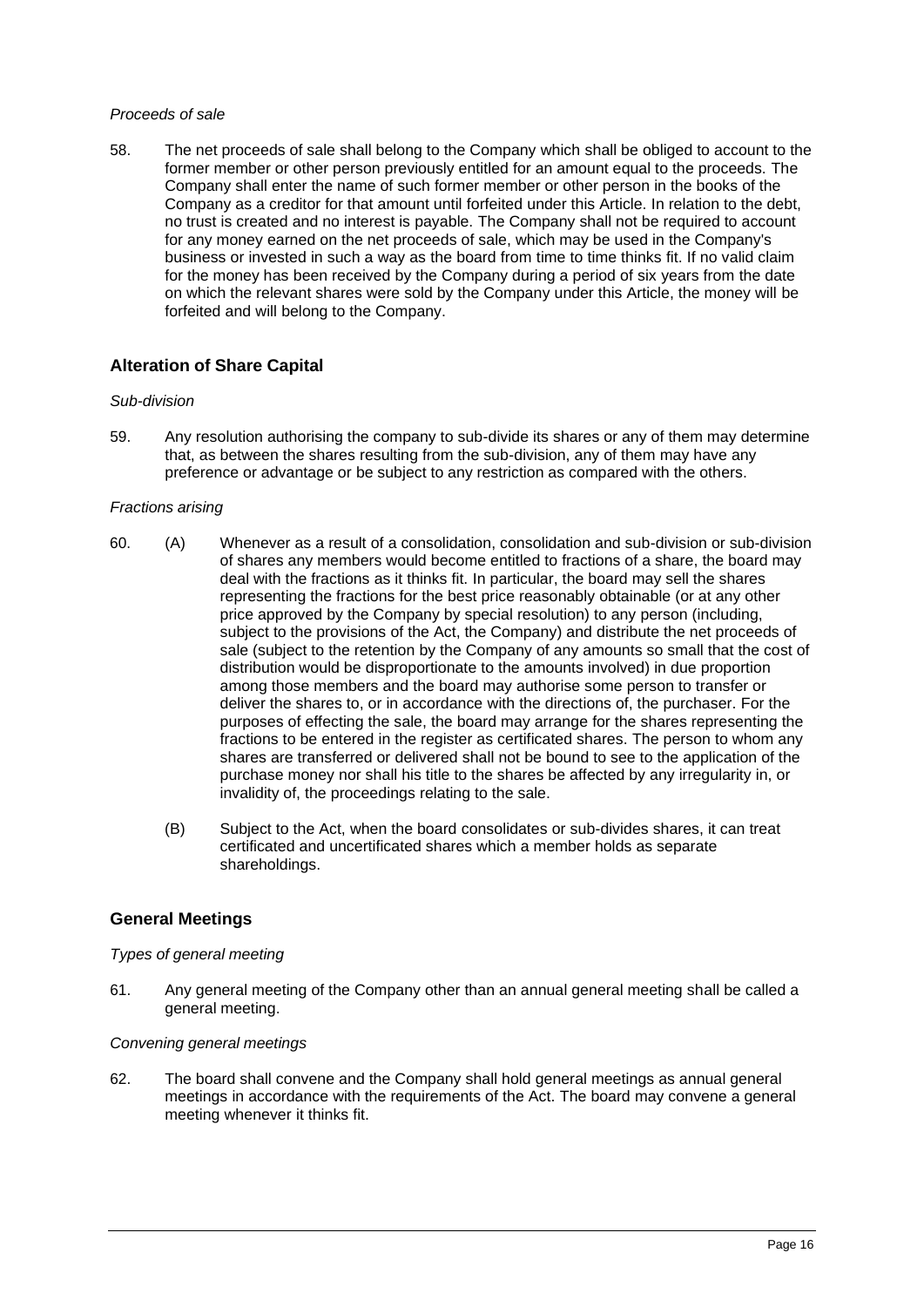*Proceeds of sale*

58. The net proceeds of sale shall belong to the Company which shall be obliged to account to the former member or other person previously entitled for an amount equal to the proceeds. The Company shall enter the name of such former member or other person in the books of the Company as a creditor for that amount until forfeited under this Article. In relation to the debt, no trust is created and no interest is payable. The Company shall not be required to account for any money earned on the net proceeds of sale, which may be used in the Company's business or invested in such a way as the board from time to time thinks fit. If no valid claim for the money has been received by the Company during a period of six years from the date on which the relevant shares were sold by the Company under this Article, the money will be forfeited and will belong to the Company.

## Alteration of Share Capital

*Sub-division*

59. Any resolution authorising the company to sub-divide its shares or any of them may determine that, as between the shares resulting from the sub-division, any of them may have any preference or advantage or be subject to any restriction as compared with the others.

*Fractions arising*

60. (A) Whenever as a result of a consolidation, consolidation and sub-division or sub-division of shares any members would become entitled to fractions of a share, the board may deal with the fractions as it thinks fit. In particular, the board may sell the shares representing the fractions for the best price reasonably obtainable (or at any other price approved by the Company by special resolution) to any person (including, subject to the provisions of the Act, the Company) and distribute the net proceeds of sale (subject to the retention by the Company of any amounts so small that the cost of distribution would be disproportionate to the amounts involved) in due proportion among those members and the board may authorise some person to transfer or deliver the shares to, or in accordance with the directions of, the purchaser. For the purposes of effecting the sale, the board may arrange for the shares representing the fractions to be entered in the register as certificated shares. The person to whom any shares are transferred or delivered shall not be bound to see to the application of the purchase money nor shall his title to the shares be affected by any irregularity in, or invalidity of, the proceedings relating to the sale.

    (B) Subject to the Act, when the board consolidates or sub-divides shares, it can treat certificated and uncertificated shares which a member holds as separate shareholdings.

## General Meetings

*Types of general meeting*

61. Any general meeting of the Company other than an annual general meeting shall be called a general meeting.

*Convening general meetings*

62. The board shall convene and the Company shall hold general meetings as annual general meetings in accordance with the requirements of the Act. The board may convene a general meeting whenever it thinks fit.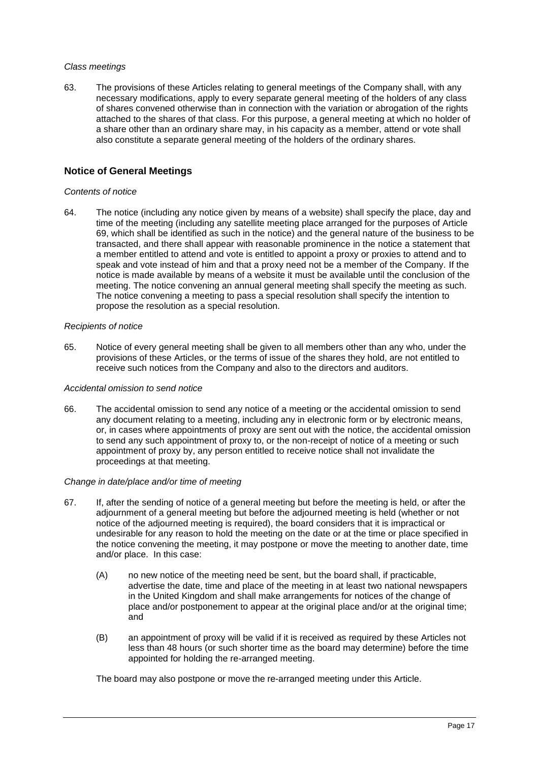*Class meetings*

63. The provisions of these Articles relating to general meetings of the Company shall, with any necessary modifications, apply to every separate general meeting of the holders of any class of shares convened otherwise than in connection with the variation or abrogation of the rights attached to the shares of that class. For this purpose, a general meeting at which no holder of a share other than an ordinary share may, in his capacity as a member, attend or vote shall also constitute a separate general meeting of the holders of the ordinary shares.

## Notice of General Meetings

*Contents of notice*

64. The notice (including any notice given by means of a website) shall specify the place, day and time of the meeting (including any satellite meeting place arranged for the purposes of Article 69, which shall be identified as such in the notice) and the general nature of the business to be transacted, and there shall appear with reasonable prominence in the notice a statement that a member entitled to attend and vote is entitled to appoint a proxy or proxies to attend and to speak and vote instead of him and that a proxy need not be a member of the Company. If the notice is made available by means of a website it must be available until the conclusion of the meeting. The notice convening an annual general meeting shall specify the meeting as such. The notice convening a meeting to pass a special resolution shall specify the intention to propose the resolution as a special resolution.

*Recipients of notice*

65. Notice of every general meeting shall be given to all members other than any who, under the provisions of these Articles, or the terms of issue of the shares they hold, are not entitled to receive such notices from the Company and also to the directors and auditors.

*Accidental omission to send notice*

66. The accidental omission to send any notice of a meeting or the accidental omission to send any document relating to a meeting, including any in electronic form or by electronic means, or, in cases where appointments of proxy are sent out with the notice, the accidental omission to send any such appointment of proxy to, or the non-receipt of notice of a meeting or such appointment of proxy by, any person entitled to receive notice shall not invalidate the proceedings at that meeting.

*Change in date/place and/or time of meeting*

67. If, after the sending of notice of a general meeting but before the meeting is held, or after the adjournment of a general meeting but before the adjourned meeting is held (whether or not notice of the adjourned meeting is required), the board considers that it is impractical or undesirable for any reason to hold the meeting on the date or at the time or place specified in the notice convening the meeting, it may postpone or move the meeting to another date, time and/or place. In this case:

    (A) no new notice of the meeting need be sent, but the board shall, if practicable, advertise the date, time and place of the meeting in at least two national newspapers in the United Kingdom and shall make arrangements for notices of the change of place and/or postponement to appear at the original place and/or at the original time; and

    (B) an appointment of proxy will be valid if it is received as required by these Articles not less than 48 hours (or such shorter time as the board may determine) before the time appointed for holding the re-arranged meeting.

    The board may also postpone or move the re-arranged meeting under this Article.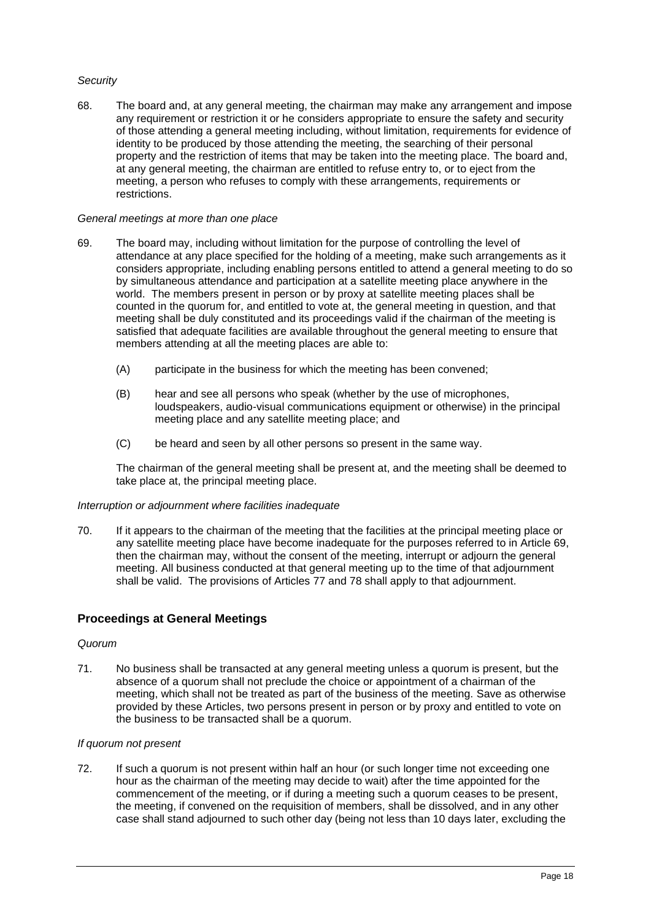*Security*

68. The board and, at any general meeting, the chairman may make any arrangement and impose any requirement or restriction it or he considers appropriate to ensure the safety and security of those attending a general meeting including, without limitation, requirements for evidence of identity to be produced by those attending the meeting, the searching of their personal property and the restriction of items that may be taken into the meeting place. The board and, at any general meeting, the chairman are entitled to refuse entry to, or to eject from the meeting, a person who refuses to comply with these arrangements, requirements or restrictions.

*General meetings at more than one place*

69. The board may, including without limitation for the purpose of controlling the level of attendance at any place specified for the holding of a meeting, make such arrangements as it considers appropriate, including enabling persons entitled to attend a general meeting to do so by simultaneous attendance and participation at a satellite meeting place anywhere in the world. The members present in person or by proxy at satellite meeting places shall be counted in the quorum for, and entitled to vote at, the general meeting in question, and that meeting shall be duly constituted and its proceedings valid if the chairman of the meeting is satisfied that adequate facilities are available throughout the general meeting to ensure that members attending at all the meeting places are able to:

    (A) participate in the business for which the meeting has been convened;

    (B) hear and see all persons who speak (whether by the use of microphones, loudspeakers, audio-visual communications equipment or otherwise) in the principal meeting place and any satellite meeting place; and

    (C) be heard and seen by all other persons so present in the same way.

    The chairman of the general meeting shall be present at, and the meeting shall be deemed to take place at, the principal meeting place.

*Interruption or adjournment where facilities inadequate*

70. If it appears to the chairman of the meeting that the facilities at the principal meeting place or any satellite meeting place have become inadequate for the purposes referred to in Article 69, then the chairman may, without the consent of the meeting, interrupt or adjourn the general meeting. All business conducted at that general meeting up to the time of that adjournment shall be valid. The provisions of Articles 77 and 78 shall apply to that adjournment.

## Proceedings at General Meetings

*Quorum*

71. No business shall be transacted at any general meeting unless a quorum is present, but the absence of a quorum shall not preclude the choice or appointment of a chairman of the meeting, which shall not be treated as part of the business of the meeting. Save as otherwise provided by these Articles, two persons present in person or by proxy and entitled to vote on the business to be transacted shall be a quorum.

*If quorum not present*

72. If such a quorum is not present within half an hour (or such longer time not exceeding one hour as the chairman of the meeting may decide to wait) after the time appointed for the commencement of the meeting, or if during a meeting such a quorum ceases to be present, the meeting, if convened on the requisition of members, shall be dissolved, and in any other case shall stand adjourned to such other day (being not less than 10 days later, excluding the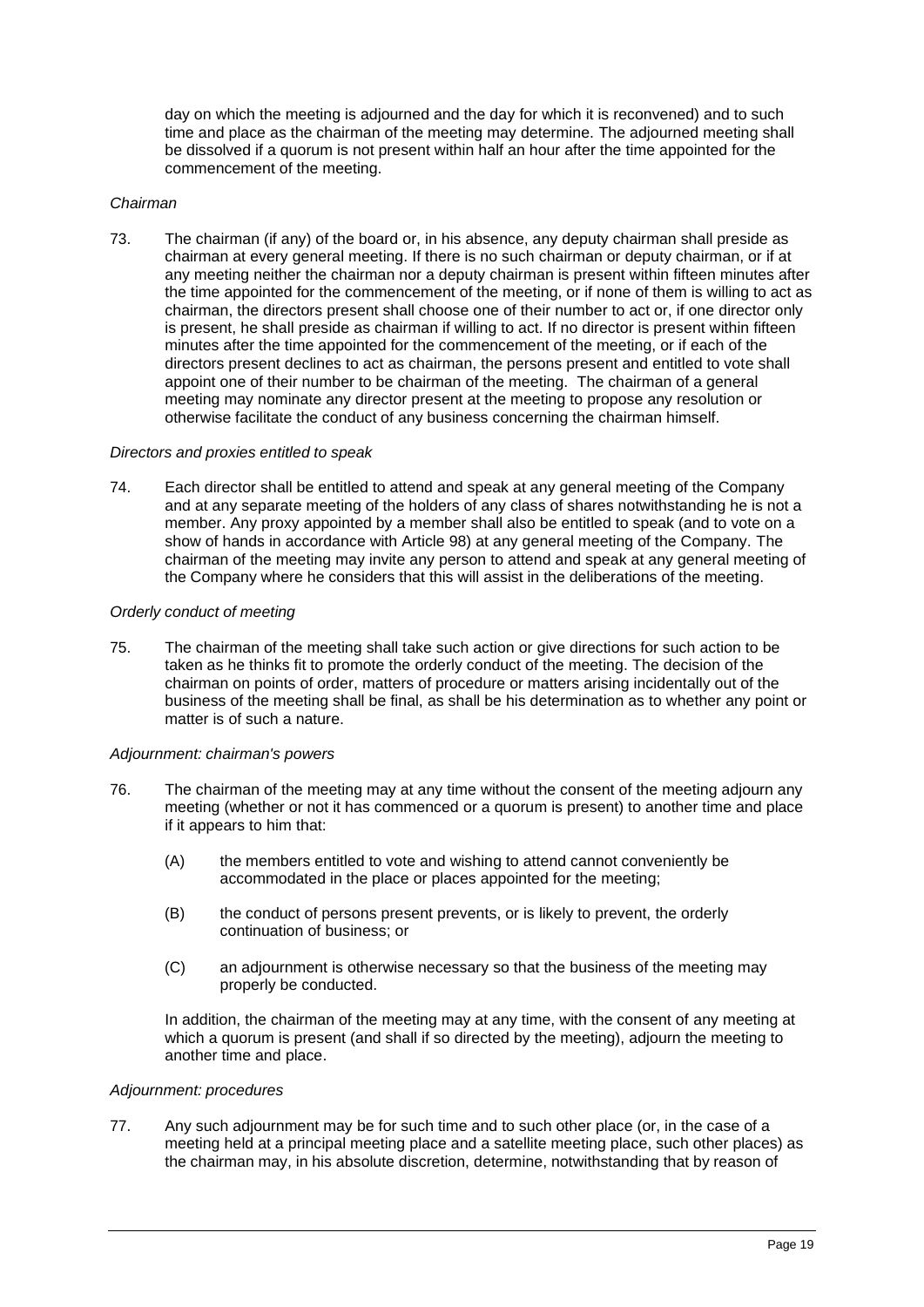day on which the meeting is adjourned and the day for which it is reconvened) and to such time and place as the chairman of the meeting may determine. The adjourned meeting shall be dissolved if a quorum is not present within half an hour after the time appointed for the commencement of the meeting.

*Chairman*

73. The chairman (if any) of the board or, in his absence, any deputy chairman shall preside as chairman at every general meeting. If there is no such chairman or deputy chairman, or if at any meeting neither the chairman nor a deputy chairman is present within fifteen minutes after the time appointed for the commencement of the meeting, or if none of them is willing to act as chairman, the directors present shall choose one of their number to act or, if one director only is present, he shall preside as chairman if willing to act. If no director is present within fifteen minutes after the time appointed for the commencement of the meeting, or if each of the directors present declines to act as chairman, the persons present and entitled to vote shall appoint one of their number to be chairman of the meeting. The chairman of a general meeting may nominate any director present at the meeting to propose any resolution or otherwise facilitate the conduct of any business concerning the chairman himself.

*Directors and proxies entitled to speak*

74. Each director shall be entitled to attend and speak at any general meeting of the Company and at any separate meeting of the holders of any class of shares notwithstanding he is not a member. Any proxy appointed by a member shall also be entitled to speak (and to vote on a show of hands in accordance with Article 98) at any general meeting of the Company. The chairman of the meeting may invite any person to attend and speak at any general meeting of the Company where he considers that this will assist in the deliberations of the meeting.

*Orderly conduct of meeting*

75. The chairman of the meeting shall take such action or give directions for such action to be taken as he thinks fit to promote the orderly conduct of the meeting. The decision of the chairman on points of order, matters of procedure or matters arising incidentally out of the business of the meeting shall be final, as shall be his determination as to whether any point or matter is of such a nature.

*Adjournment: chairman's powers*

76. The chairman of the meeting may at any time without the consent of the meeting adjourn any meeting (whether or not it has commenced or a quorum is present) to another time and place if it appears to him that:

    (A) the members entitled to vote and wishing to attend cannot conveniently be accommodated in the place or places appointed for the meeting;

    (B) the conduct of persons present prevents, or is likely to prevent, the orderly continuation of business; or

    (C) an adjournment is otherwise necessary so that the business of the meeting may properly be conducted.

    In addition, the chairman of the meeting may at any time, with the consent of any meeting at which a quorum is present (and shall if so directed by the meeting), adjourn the meeting to another time and place.

*Adjournment: procedures*

77. Any such adjournment may be for such time and to such other place (or, in the case of a meeting held at a principal meeting place and a satellite meeting place, such other places) as the chairman may, in his absolute discretion, determine, notwithstanding that by reason of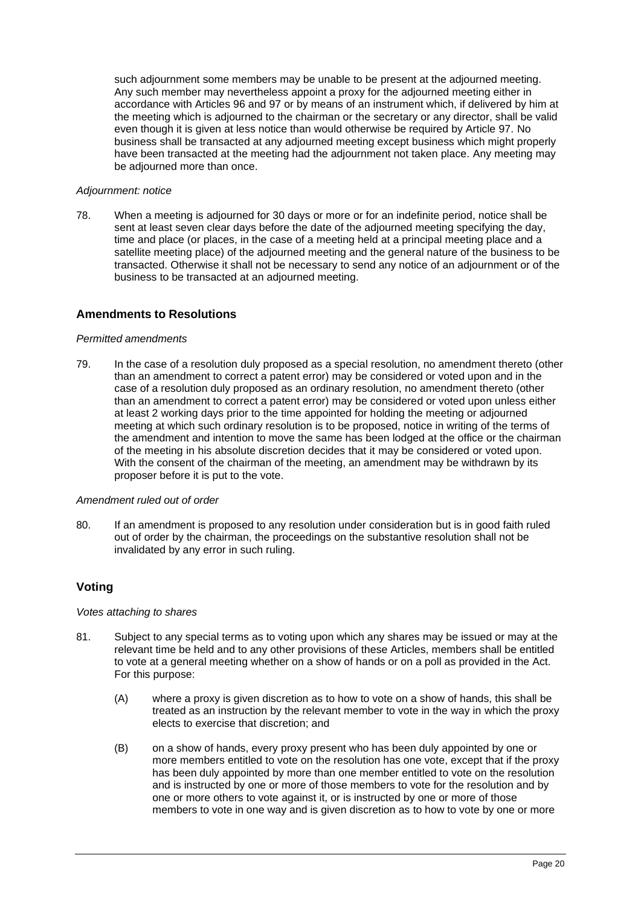such adjournment some members may be unable to be present at the adjourned meeting. Any such member may nevertheless appoint a proxy for the adjourned meeting either in accordance with Articles 96 and 97 or by means of an instrument which, if delivered by him at the meeting which is adjourned to the chairman or the secretary or any director, shall be valid even though it is given at less notice than would otherwise be required by Article 97. No business shall be transacted at any adjourned meeting except business which might properly have been transacted at the meeting had the adjournment not taken place. Any meeting may be adjourned more than once.

*Adjournment: notice*

78. When a meeting is adjourned for 30 days or more or for an indefinite period, notice shall be sent at least seven clear days before the date of the adjourned meeting specifying the day, time and place (or places, in the case of a meeting held at a principal meeting place and a satellite meeting place) of the adjourned meeting and the general nature of the business to be transacted. Otherwise it shall not be necessary to send any notice of an adjournment or of the business to be transacted at an adjourned meeting.

## Amendments to Resolutions

*Permitted amendments*

79. In the case of a resolution duly proposed as a special resolution, no amendment thereto (other than an amendment to correct a patent error) may be considered or voted upon and in the case of a resolution duly proposed as an ordinary resolution, no amendment thereto (other than an amendment to correct a patent error) may be considered or voted upon unless either at least 2 working days prior to the time appointed for holding the meeting or adjourned meeting at which such ordinary resolution is to be proposed, notice in writing of the terms of the amendment and intention to move the same has been lodged at the office or the chairman of the meeting in his absolute discretion decides that it may be considered or voted upon. With the consent of the chairman of the meeting, an amendment may be withdrawn by its proposer before it is put to the vote.

*Amendment ruled out of order*

80. If an amendment is proposed to any resolution under consideration but is in good faith ruled out of order by the chairman, the proceedings on the substantive resolution shall not be invalidated by any error in such ruling.

## Voting

*Votes attaching to shares*

81. Subject to any special terms as to voting upon which any shares may be issued or may at the relevant time be held and to any other provisions of these Articles, members shall be entitled to vote at a general meeting whether on a show of hands or on a poll as provided in the Act. For this purpose:

    (A) where a proxy is given discretion as to how to vote on a show of hands, this shall be treated as an instruction by the relevant member to vote in the way in which the proxy elects to exercise that discretion; and

    (B) on a show of hands, every proxy present who has been duly appointed by one or more members entitled to vote on the resolution has one vote, except that if the proxy has been duly appointed by more than one member entitled to vote on the resolution and is instructed by one or more of those members to vote for the resolution and by one or more others to vote against it, or is instructed by one or more of those members to vote in one way and is given discretion as to how to vote by one or more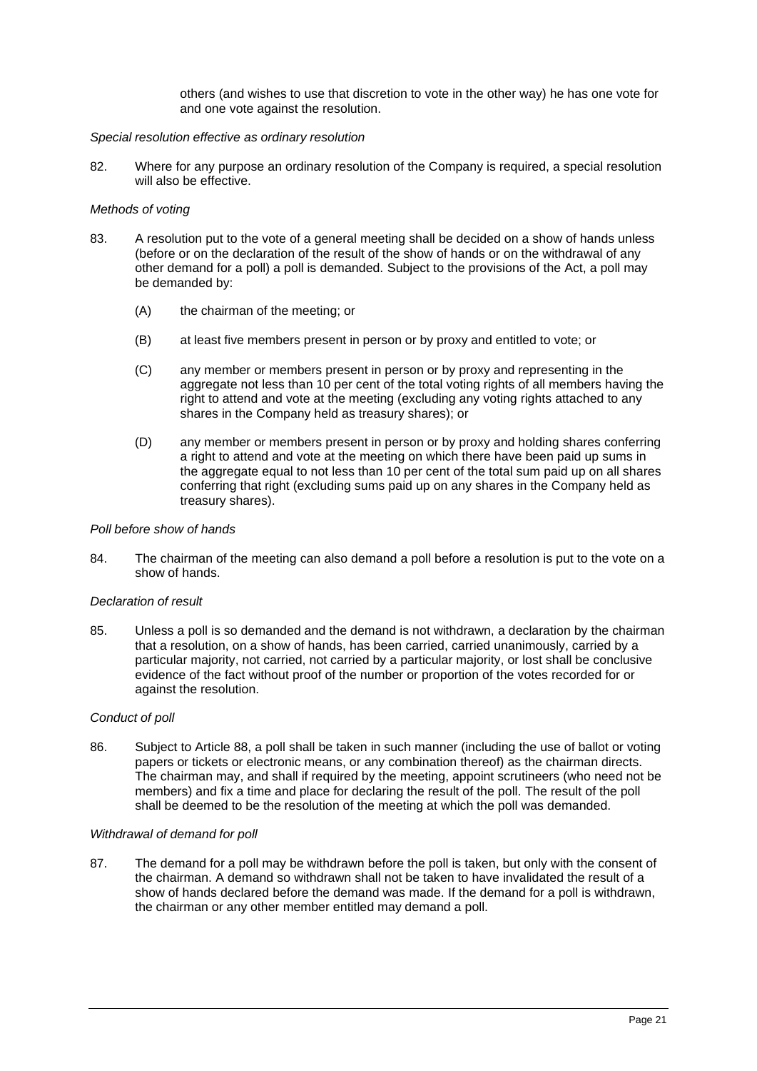others (and wishes to use that discretion to vote in the other way) he has one vote for and one vote against the resolution.

*Special resolution effective as ordinary resolution*

82. Where for any purpose an ordinary resolution of the Company is required, a special resolution will also be effective.

*Methods of voting*

83. A resolution put to the vote of a general meeting shall be decided on a show of hands unless (before or on the declaration of the result of the show of hands or on the withdrawal of any other demand for a poll) a poll is demanded. Subject to the provisions of the Act, a poll may be demanded by:

    (A) the chairman of the meeting; or

    (B) at least five members present in person or by proxy and entitled to vote; or

    (C) any member or members present in person or by proxy and representing in the aggregate not less than 10 per cent of the total voting rights of all members having the right to attend and vote at the meeting (excluding any voting rights attached to any shares in the Company held as treasury shares); or

    (D) any member or members present in person or by proxy and holding shares conferring a right to attend and vote at the meeting on which there have been paid up sums in the aggregate equal to not less than 10 per cent of the total sum paid up on all shares conferring that right (excluding sums paid up on any shares in the Company held as treasury shares).

*Poll before show of hands*

84. The chairman of the meeting can also demand a poll before a resolution is put to the vote on a show of hands.

*Declaration of result*

85. Unless a poll is so demanded and the demand is not withdrawn, a declaration by the chairman that a resolution, on a show of hands, has been carried, carried unanimously, carried by a particular majority, not carried, not carried by a particular majority, or lost shall be conclusive evidence of the fact without proof of the number or proportion of the votes recorded for or against the resolution.

*Conduct of poll*

86. Subject to Article 88, a poll shall be taken in such manner (including the use of ballot or voting papers or tickets or electronic means, or any combination thereof) as the chairman directs. The chairman may, and shall if required by the meeting, appoint scrutineers (who need not be members) and fix a time and place for declaring the result of the poll. The result of the poll shall be deemed to be the resolution of the meeting at which the poll was demanded.

*Withdrawal of demand for poll*

87. The demand for a poll may be withdrawn before the poll is taken, but only with the consent of the chairman. A demand so withdrawn shall not be taken to have invalidated the result of a show of hands declared before the demand was made. If the demand for a poll is withdrawn, the chairman or any other member entitled may demand a poll.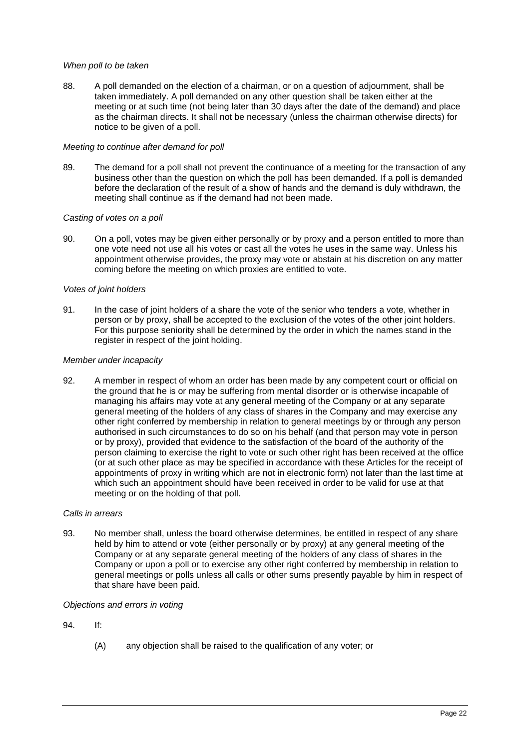*When poll to be taken*

88. A poll demanded on the election of a chairman, or on a question of adjournment, shall be taken immediately. A poll demanded on any other question shall be taken either at the meeting or at such time (not being later than 30 days after the date of the demand) and place as the chairman directs. It shall not be necessary (unless the chairman otherwise directs) for notice to be given of a poll.

*Meeting to continue after demand for poll*

89. The demand for a poll shall not prevent the continuance of a meeting for the transaction of any business other than the question on which the poll has been demanded. If a poll is demanded before the declaration of the result of a show of hands and the demand is duly withdrawn, the meeting shall continue as if the demand had not been made.

*Casting of votes on a poll*

90. On a poll, votes may be given either personally or by proxy and a person entitled to more than one vote need not use all his votes or cast all the votes he uses in the same way. Unless his appointment otherwise provides, the proxy may vote or abstain at his discretion on any matter coming before the meeting on which proxies are entitled to vote.

*Votes of joint holders*

91. In the case of joint holders of a share the vote of the senior who tenders a vote, whether in person or by proxy, shall be accepted to the exclusion of the votes of the other joint holders. For this purpose seniority shall be determined by the order in which the names stand in the register in respect of the joint holding.

*Member under incapacity*

92. A member in respect of whom an order has been made by any competent court or official on the ground that he is or may be suffering from mental disorder or is otherwise incapable of managing his affairs may vote at any general meeting of the Company or at any separate general meeting of the holders of any class of shares in the Company and may exercise any other right conferred by membership in relation to general meetings by or through any person authorised in such circumstances to do so on his behalf (and that person may vote in person or by proxy), provided that evidence to the satisfaction of the board of the authority of the person claiming to exercise the right to vote or such other right has been received at the office (or at such other place as may be specified in accordance with these Articles for the receipt of appointments of proxy in writing which are not in electronic form) not later than the last time at which such an appointment should have been received in order to be valid for use at that meeting or on the holding of that poll.

*Calls in arrears*

93. No member shall, unless the board otherwise determines, be entitled in respect of any share held by him to attend or vote (either personally or by proxy) at any general meeting of the Company or at any separate general meeting of the holders of any class of shares in the Company or upon a poll or to exercise any other right conferred by membership in relation to general meetings or polls unless all calls or other sums presently payable by him in respect of that share have been paid.

*Objections and errors in voting*

94. If:

 (A) any objection shall be raised to the qualification of any voter; or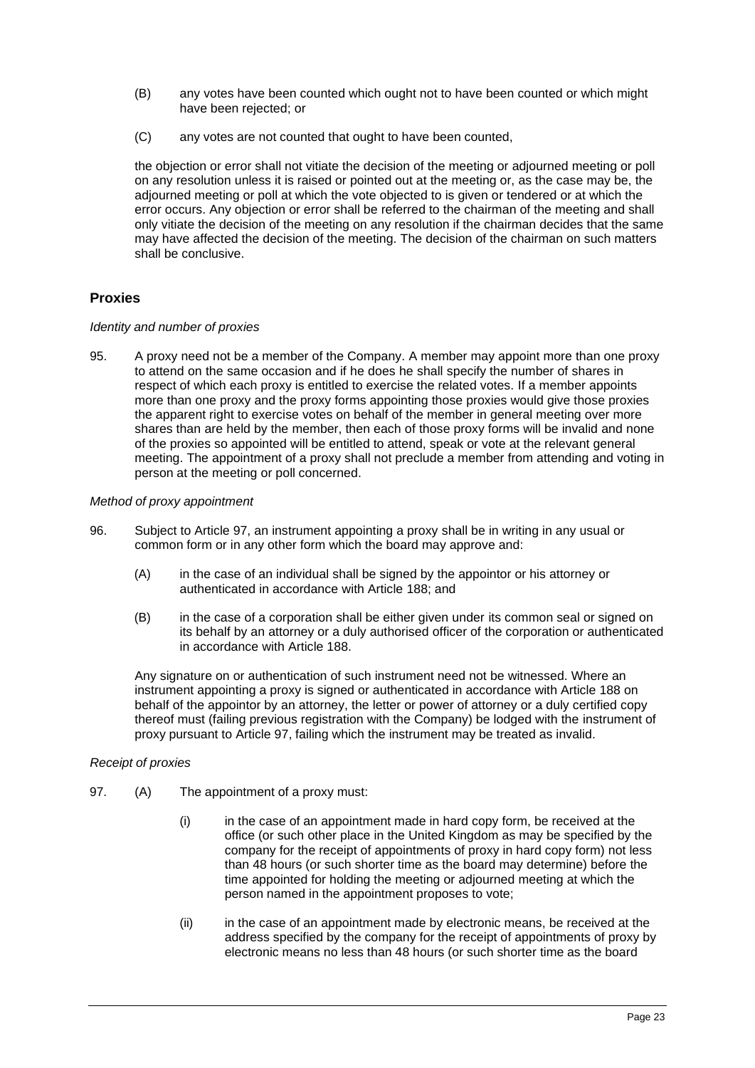(B) any votes have been counted which ought not to have been counted or which might have been rejected; or

(C) any votes are not counted that ought to have been counted,

the objection or error shall not vitiate the decision of the meeting or adjourned meeting or poll on any resolution unless it is raised or pointed out at the meeting or, as the case may be, the adjourned meeting or poll at which the vote objected to is given or tendered or at which the error occurs. Any objection or error shall be referred to the chairman of the meeting and shall only vitiate the decision of the meeting on any resolution if the chairman decides that the same may have affected the decision of the meeting. The decision of the chairman on such matters shall be conclusive.

## Proxies

*Identity and number of proxies*

95. A proxy need not be a member of the Company. A member may appoint more than one proxy to attend on the same occasion and if he does he shall specify the number of shares in respect of which each proxy is entitled to exercise the related votes. If a member appoints more than one proxy and the proxy forms appointing those proxies would give those proxies the apparent right to exercise votes on behalf of the member in general meeting over more shares than are held by the member, then each of those proxy forms will be invalid and none of the proxies so appointed will be entitled to attend, speak or vote at the relevant general meeting. The appointment of a proxy shall not preclude a member from attending and voting in person at the meeting or poll concerned.

*Method of proxy appointment*

96. Subject to Article 97, an instrument appointing a proxy shall be in writing in any usual or common form or in any other form which the board may approve and:

(A) in the case of an individual shall be signed by the appointor or his attorney or authenticated in accordance with Article 188; and

(B) in the case of a corporation shall be either given under its common seal or signed on its behalf by an attorney or a duly authorised officer of the corporation or authenticated in accordance with Article 188.

Any signature on or authentication of such instrument need not be witnessed. Where an instrument appointing a proxy is signed or authenticated in accordance with Article 188 on behalf of the appointor by an attorney, the letter or power of attorney or a duly certified copy thereof must (failing previous registration with the Company) be lodged with the instrument of proxy pursuant to Article 97, failing which the instrument may be treated as invalid.

*Receipt of proxies*

97. (A) The appointment of a proxy must:

(i) in the case of an appointment made in hard copy form, be received at the office (or such other place in the United Kingdom as may be specified by the company for the receipt of appointments of proxy in hard copy form) not less than 48 hours (or such shorter time as the board may determine) before the time appointed for holding the meeting or adjourned meeting at which the person named in the appointment proposes to vote;

(ii) in the case of an appointment made by electronic means, be received at the address specified by the company for the receipt of appointments of proxy by electronic means no less than 48 hours (or such shorter time as the board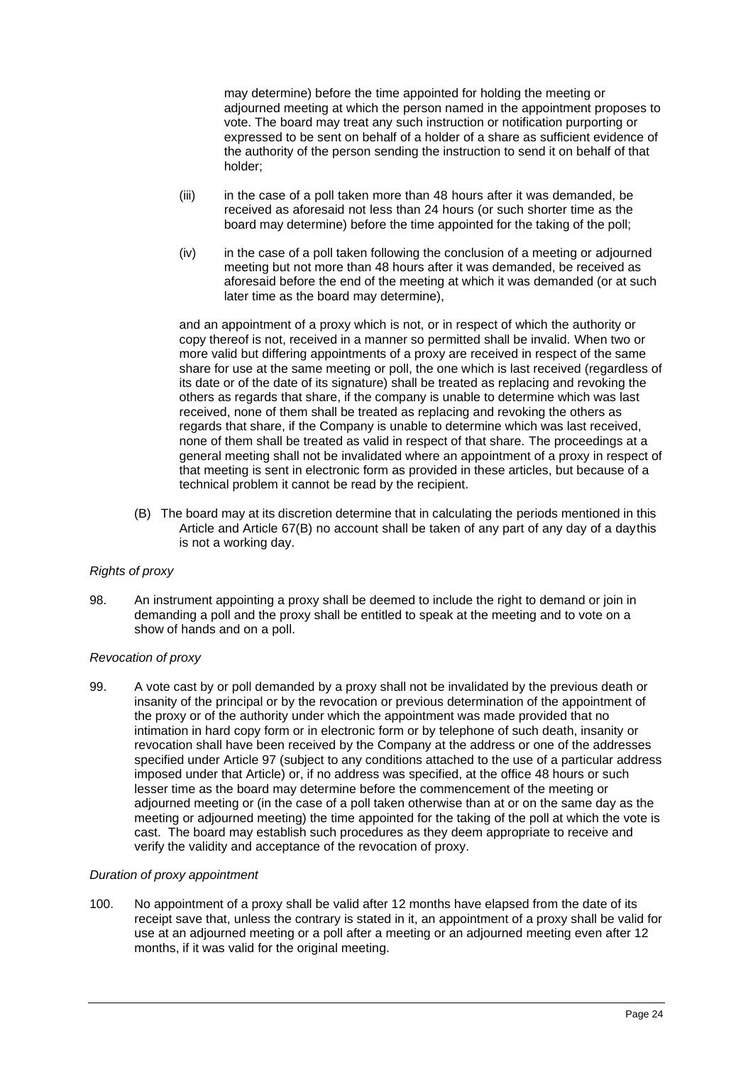may determine) before the time appointed for holding the meeting or adjourned meeting at which the person named in the appointment proposes to vote. The board may treat any such instruction or notification purporting or expressed to be sent on behalf of a holder of a share as sufficient evidence of the authority of the person sending the instruction to send it on behalf of that holder;

(iii) in the case of a poll taken more than 48 hours after it was demanded, be received as aforesaid not less than 24 hours (or such shorter time as the board may determine) before the time appointed for the taking of the poll;

(iv) in the case of a poll taken following the conclusion of a meeting or adjourned meeting but not more than 48 hours after it was demanded, be received as aforesaid before the end of the meeting at which it was demanded (or at such later time as the board may determine),

and an appointment of a proxy which is not, or in respect of which the authority or copy thereof is not, received in a manner so permitted shall be invalid. When two or more valid but differing appointments of a proxy are received in respect of the same share for use at the same meeting or poll, the one which is last received (regardless of its date or of the date of its signature) shall be treated as replacing and revoking the others as regards that share, if the company is unable to determine which was last received, none of them shall be treated as replacing and revoking the others as regards that share, if the Company is unable to determine which was last received, none of them shall be treated as valid in respect of that share. The proceedings at a general meeting shall not be invalidated where an appointment of a proxy in respect of that meeting is sent in electronic form as provided in these articles, but because of a technical problem it cannot be read by the recipient.

(B) The board may at its discretion determine that in calculating the periods mentioned in this Article and Article 67(B) no account shall be taken of any part of any day of a daythis is not a working day.

*Rights of proxy*

98. An instrument appointing a proxy shall be deemed to include the right to demand or join in demanding a poll and the proxy shall be entitled to speak at the meeting and to vote on a show of hands and on a poll.

*Revocation of proxy*

99. A vote cast by or poll demanded by a proxy shall not be invalidated by the previous death or insanity of the principal or by the revocation or previous determination of the appointment of the proxy or of the authority under which the appointment was made provided that no intimation in hard copy form or in electronic form or by telephone of such death, insanity or revocation shall have been received by the Company at the address or one of the addresses specified under Article 97 (subject to any conditions attached to the use of a particular address imposed under that Article) or, if no address was specified, at the office 48 hours or such lesser time as the board may determine before the commencement of the meeting or adjourned meeting or (in the case of a poll taken otherwise than at or on the same day as the meeting or adjourned meeting) the time appointed for the taking of the poll at which the vote is cast. The board may establish such procedures as they deem appropriate to receive and verify the validity and acceptance of the revocation of proxy.

*Duration of proxy appointment*

100. No appointment of a proxy shall be valid after 12 months have elapsed from the date of its receipt save that, unless the contrary is stated in it, an appointment of a proxy shall be valid for use at an adjourned meeting or a poll after a meeting or an adjourned meeting even after 12 months, if it was valid for the original meeting.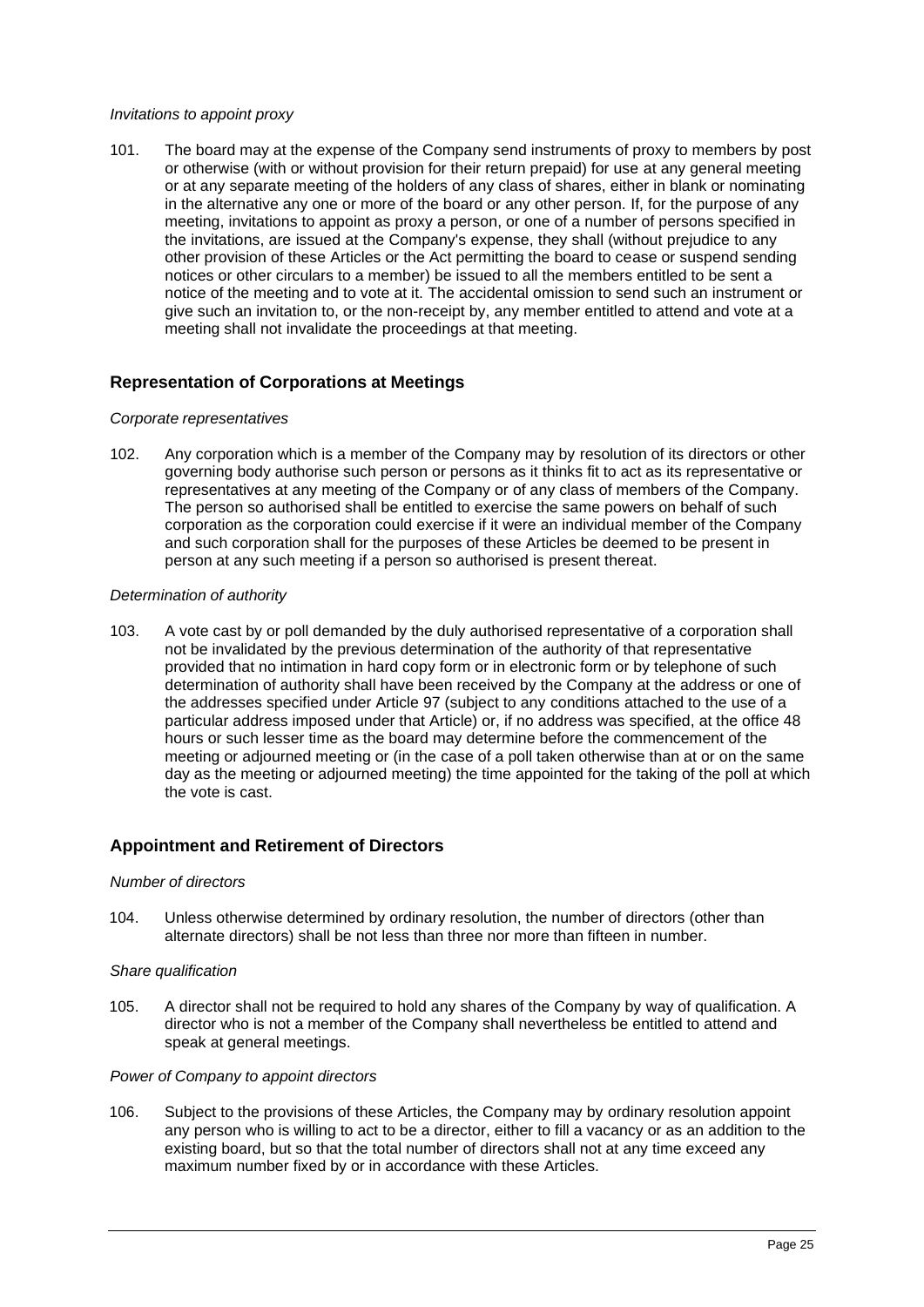*Invitations to appoint proxy*

101. The board may at the expense of the Company send instruments of proxy to members by post or otherwise (with or without provision for their return prepaid) for use at any general meeting or at any separate meeting of the holders of any class of shares, either in blank or nominating in the alternative any one or more of the board or any other person. If, for the purpose of any meeting, invitations to appoint as proxy a person, or one of a number of persons specified in the invitations, are issued at the Company's expense, they shall (without prejudice to any other provision of these Articles or the Act permitting the board to cease or suspend sending notices or other circulars to a member) be issued to all the members entitled to be sent a notice of the meeting and to vote at it. The accidental omission to send such an instrument or give such an invitation to, or the non-receipt by, any member entitled to attend and vote at a meeting shall not invalidate the proceedings at that meeting.

## Representation of Corporations at Meetings

*Corporate representatives*

102. Any corporation which is a member of the Company may by resolution of its directors or other governing body authorise such person or persons as it thinks fit to act as its representative or representatives at any meeting of the Company or of any class of members of the Company. The person so authorised shall be entitled to exercise the same powers on behalf of such corporation as the corporation could exercise if it were an individual member of the Company and such corporation shall for the purposes of these Articles be deemed to be present in person at any such meeting if a person so authorised is present thereat.

*Determination of authority*

103. A vote cast by or poll demanded by the duly authorised representative of a corporation shall not be invalidated by the previous determination of the authority of that representative provided that no intimation in hard copy form or in electronic form or by telephone of such determination of authority shall have been received by the Company at the address or one of the addresses specified under Article 97 (subject to any conditions attached to the use of a particular address imposed under that Article) or, if no address was specified, at the office 48 hours or such lesser time as the board may determine before the commencement of the meeting or adjourned meeting or (in the case of a poll taken otherwise than at or on the same day as the meeting or adjourned meeting) the time appointed for the taking of the poll at which the vote is cast.

## Appointment and Retirement of Directors

*Number of directors*

104. Unless otherwise determined by ordinary resolution, the number of directors (other than alternate directors) shall be not less than three nor more than fifteen in number.

*Share qualification*

105. A director shall not be required to hold any shares of the Company by way of qualification. A director who is not a member of the Company shall nevertheless be entitled to attend and speak at general meetings.

*Power of Company to appoint directors*

106. Subject to the provisions of these Articles, the Company may by ordinary resolution appoint any person who is willing to act to be a director, either to fill a vacancy or as an addition to the existing board, but so that the total number of directors shall not at any time exceed any maximum number fixed by or in accordance with these Articles.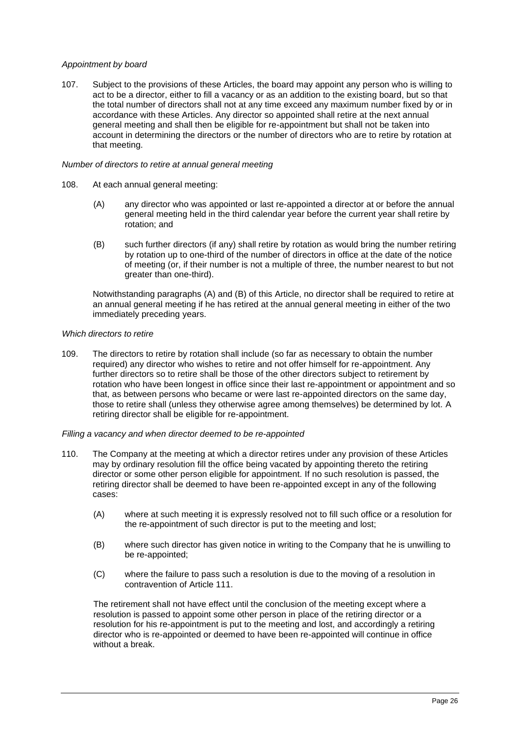*Appointment by board*

107. Subject to the provisions of these Articles, the board may appoint any person who is willing to act to be a director, either to fill a vacancy or as an addition to the existing board, but so that the total number of directors shall not at any time exceed any maximum number fixed by or in accordance with these Articles. Any director so appointed shall retire at the next annual general meeting and shall then be eligible for re-appointment but shall not be taken into account in determining the directors or the number of directors who are to retire by rotation at that meeting.

*Number of directors to retire at annual general meeting*

108. At each annual general meeting:

    (A) any director who was appointed or last re-appointed a director at or before the annual general meeting held in the third calendar year before the current year shall retire by rotation; and

    (B) such further directors (if any) shall retire by rotation as would bring the number retiring by rotation up to one-third of the number of directors in office at the date of the notice of meeting (or, if their number is not a multiple of three, the number nearest to but not greater than one-third).

    Notwithstanding paragraphs (A) and (B) of this Article, no director shall be required to retire at an annual general meeting if he has retired at the annual general meeting in either of the two immediately preceding years.

*Which directors to retire*

109. The directors to retire by rotation shall include (so far as necessary to obtain the number required) any director who wishes to retire and not offer himself for re-appointment. Any further directors so to retire shall be those of the other directors subject to retirement by rotation who have been longest in office since their last re-appointment or appointment and so that, as between persons who became or were last re-appointed directors on the same day, those to retire shall (unless they otherwise agree among themselves) be determined by lot. A retiring director shall be eligible for re-appointment.

*Filling a vacancy and when director deemed to be re-appointed*

110. The Company at the meeting at which a director retires under any provision of these Articles may by ordinary resolution fill the office being vacated by appointing thereto the retiring director or some other person eligible for appointment. If no such resolution is passed, the retiring director shall be deemed to have been re-appointed except in any of the following cases:

    (A) where at such meeting it is expressly resolved not to fill such office or a resolution for the re-appointment of such director is put to the meeting and lost;

    (B) where such director has given notice in writing to the Company that he is unwilling to be re-appointed;

    (C) where the failure to pass such a resolution is due to the moving of a resolution in contravention of Article 111.

    The retirement shall not have effect until the conclusion of the meeting except where a resolution is passed to appoint some other person in place of the retiring director or a resolution for his re-appointment is put to the meeting and lost, and accordingly a retiring director who is re-appointed or deemed to have been re-appointed will continue in office without a break.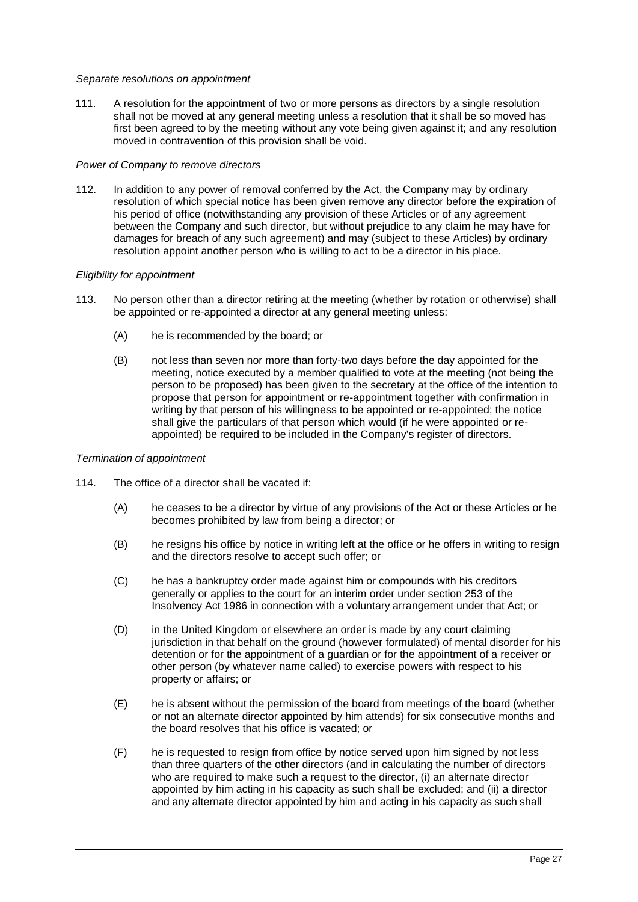*Separate resolutions on appointment*

111. A resolution for the appointment of two or more persons as directors by a single resolution shall not be moved at any general meeting unless a resolution that it shall be so moved has first been agreed to by the meeting without any vote being given against it; and any resolution moved in contravention of this provision shall be void.

*Power of Company to remove directors*

112. In addition to any power of removal conferred by the Act, the Company may by ordinary resolution of which special notice has been given remove any director before the expiration of his period of office (notwithstanding any provision of these Articles or of any agreement between the Company and such director, but without prejudice to any claim he may have for damages for breach of any such agreement) and may (subject to these Articles) by ordinary resolution appoint another person who is willing to act to be a director in his place.

*Eligibility for appointment*

113. No person other than a director retiring at the meeting (whether by rotation or otherwise) shall be appointed or re-appointed a director at any general meeting unless:

   (A) he is recommended by the board; or

   (B) not less than seven nor more than forty-two days before the day appointed for the meeting, notice executed by a member qualified to vote at the meeting (not being the person to be proposed) has been given to the secretary at the office of the intention to propose that person for appointment or re-appointment together with confirmation in writing by that person of his willingness to be appointed or re-appointed; the notice shall give the particulars of that person which would (if he were appointed or re-appointed) be required to be included in the Company's register of directors.

*Termination of appointment*

114. The office of a director shall be vacated if:

   (A) he ceases to be a director by virtue of any provisions of the Act or these Articles or he becomes prohibited by law from being a director; or

   (B) he resigns his office by notice in writing left at the office or he offers in writing to resign and the directors resolve to accept such offer; or

   (C) he has a bankruptcy order made against him or compounds with his creditors generally or applies to the court for an interim order under section 253 of the Insolvency Act 1986 in connection with a voluntary arrangement under that Act; or

   (D) in the United Kingdom or elsewhere an order is made by any court claiming jurisdiction in that behalf on the ground (however formulated) of mental disorder for his detention or for the appointment of a guardian or for the appointment of a receiver or other person (by whatever name called) to exercise powers with respect to his property or affairs; or

   (E) he is absent without the permission of the board from meetings of the board (whether or not an alternate director appointed by him attends) for six consecutive months and the board resolves that his office is vacated; or

   (F) he is requested to resign from office by notice served upon him signed by not less than three quarters of the other directors (and in calculating the number of directors who are required to make such a request to the director, (i) an alternate director appointed by him acting in his capacity as such shall be excluded; and (ii) a director and any alternate director appointed by him and acting in his capacity as such shall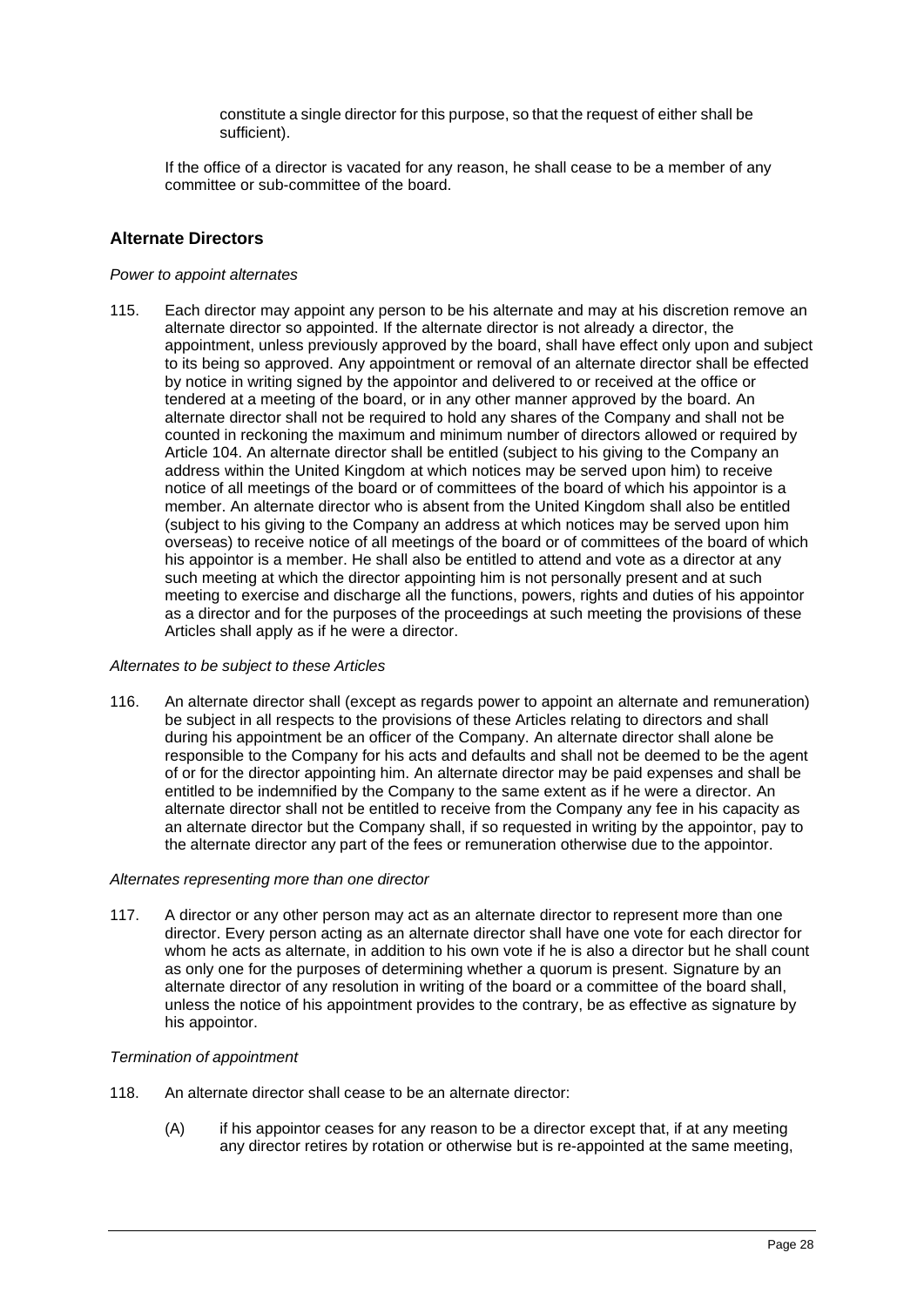constitute a single director for this purpose, so that the request of either shall be sufficient).

If the office of a director is vacated for any reason, he shall cease to be a member of any committee or sub-committee of the board.

## Alternate Directors

*Power to appoint alternates*

115. Each director may appoint any person to be his alternate and may at his discretion remove an alternate director so appointed. If the alternate director is not already a director, the appointment, unless previously approved by the board, shall have effect only upon and subject to its being so approved. Any appointment or removal of an alternate director shall be effected by notice in writing signed by the appointor and delivered to or received at the office or tendered at a meeting of the board, or in any other manner approved by the board. An alternate director shall not be required to hold any shares of the Company and shall not be counted in reckoning the maximum and minimum number of directors allowed or required by Article 104. An alternate director shall be entitled (subject to his giving to the Company an address within the United Kingdom at which notices may be served upon him) to receive notice of all meetings of the board or of committees of the board of which his appointor is a member. An alternate director who is absent from the United Kingdom shall also be entitled (subject to his giving to the Company an address at which notices may be served upon him overseas) to receive notice of all meetings of the board or of committees of the board of which his appointor is a member. He shall also be entitled to attend and vote as a director at any such meeting at which the director appointing him is not personally present and at such meeting to exercise and discharge all the functions, powers, rights and duties of his appointor as a director and for the purposes of the proceedings at such meeting the provisions of these Articles shall apply as if he were a director.

*Alternates to be subject to these Articles*

116. An alternate director shall (except as regards power to appoint an alternate and remuneration) be subject in all respects to the provisions of these Articles relating to directors and shall during his appointment be an officer of the Company. An alternate director shall alone be responsible to the Company for his acts and defaults and shall not be deemed to be the agent of or for the director appointing him. An alternate director may be paid expenses and shall be entitled to be indemnified by the Company to the same extent as if he were a director. An alternate director shall not be entitled to receive from the Company any fee in his capacity as an alternate director but the Company shall, if so requested in writing by the appointor, pay to the alternate director any part of the fees or remuneration otherwise due to the appointor.

*Alternates representing more than one director*

117. A director or any other person may act as an alternate director to represent more than one director. Every person acting as an alternate director shall have one vote for each director for whom he acts as alternate, in addition to his own vote if he is also a director but he shall count as only one for the purposes of determining whether a quorum is present. Signature by an alternate director of any resolution in writing of the board or a committee of the board shall, unless the notice of his appointment provides to the contrary, be as effective as signature by his appointor.

*Termination of appointment*

118. An alternate director shall cease to be an alternate director:

    (A) if his appointor ceases for any reason to be a director except that, if at any meeting any director retires by rotation or otherwise but is re-appointed at the same meeting,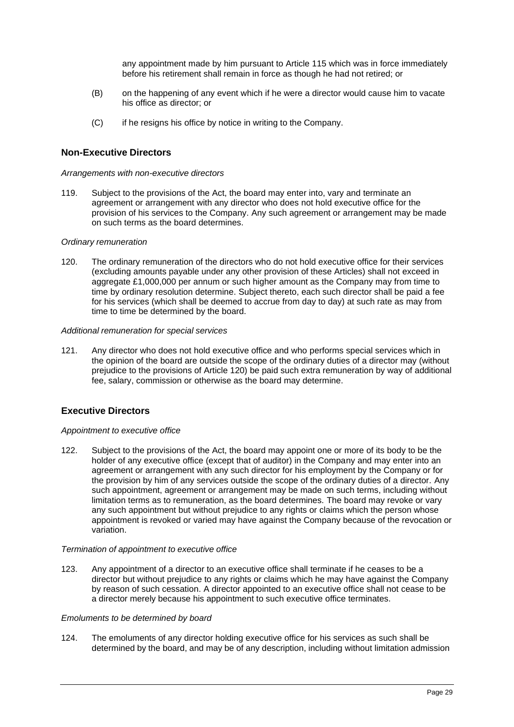any appointment made by him pursuant to Article 115 which was in force immediately before his retirement shall remain in force as though he had not retired; or

(B) on the happening of any event which if he were a director would cause him to vacate his office as director; or

(C) if he resigns his office by notice in writing to the Company.

## Non-Executive Directors

*Arrangements with non-executive directors*

119. Subject to the provisions of the Act, the board may enter into, vary and terminate an agreement or arrangement with any director who does not hold executive office for the provision of his services to the Company. Any such agreement or arrangement may be made on such terms as the board determines.

*Ordinary remuneration*

120. The ordinary remuneration of the directors who do not hold executive office for their services (excluding amounts payable under any other provision of these Articles) shall not exceed in aggregate £1,000,000 per annum or such higher amount as the Company may from time to time by ordinary resolution determine. Subject thereto, each such director shall be paid a fee for his services (which shall be deemed to accrue from day to day) at such rate as may from time to time be determined by the board.

*Additional remuneration for special services*

121. Any director who does not hold executive office and who performs special services which in the opinion of the board are outside the scope of the ordinary duties of a director may (without prejudice to the provisions of Article 120) be paid such extra remuneration by way of additional fee, salary, commission or otherwise as the board may determine.

## Executive Directors

*Appointment to executive office*

122. Subject to the provisions of the Act, the board may appoint one or more of its body to be the holder of any executive office (except that of auditor) in the Company and may enter into an agreement or arrangement with any such director for his employment by the Company or for the provision by him of any services outside the scope of the ordinary duties of a director. Any such appointment, agreement or arrangement may be made on such terms, including without limitation terms as to remuneration, as the board determines. The board may revoke or vary any such appointment but without prejudice to any rights or claims which the person whose appointment is revoked or varied may have against the Company because of the revocation or variation.

*Termination of appointment to executive office*

123. Any appointment of a director to an executive office shall terminate if he ceases to be a director but without prejudice to any rights or claims which he may have against the Company by reason of such cessation. A director appointed to an executive office shall not cease to be a director merely because his appointment to such executive office terminates.

*Emoluments to be determined by board*

124. The emoluments of any director holding executive office for his services as such shall be determined by the board, and may be of any description, including without limitation admission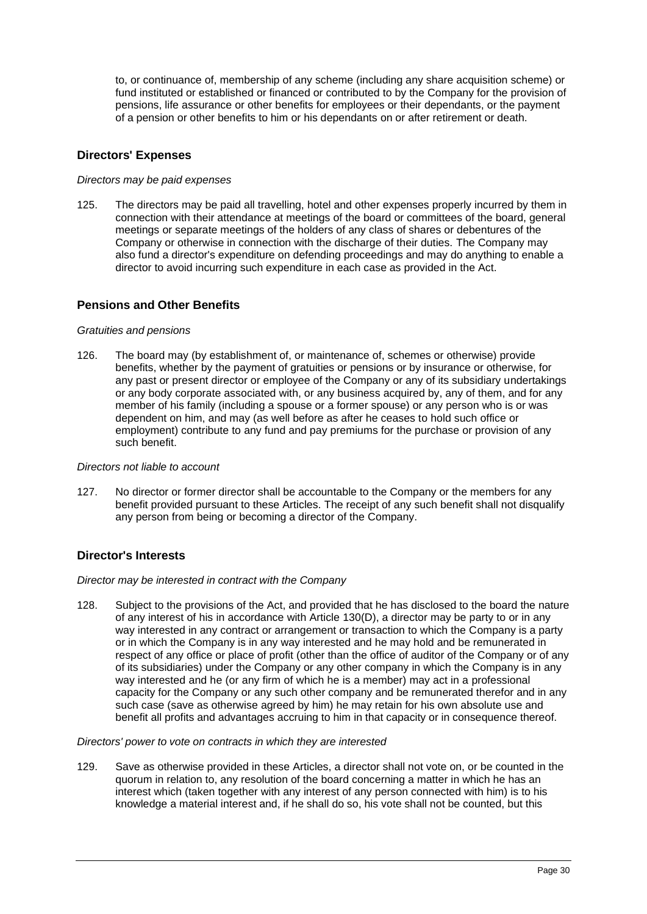to, or continuance of, membership of any scheme (including any share acquisition scheme) or fund instituted or established or financed or contributed to by the Company for the provision of pensions, life assurance or other benefits for employees or their dependants, or the payment of a pension or other benefits to him or his dependants on or after retirement or death.

## Directors' Expenses

*Directors may be paid expenses*

125. The directors may be paid all travelling, hotel and other expenses properly incurred by them in connection with their attendance at meetings of the board or committees of the board, general meetings or separate meetings of the holders of any class of shares or debentures of the Company or otherwise in connection with the discharge of their duties. The Company may also fund a director's expenditure on defending proceedings and may do anything to enable a director to avoid incurring such expenditure in each case as provided in the Act.

## Pensions and Other Benefits

*Gratuities and pensions*

126. The board may (by establishment of, or maintenance of, schemes or otherwise) provide benefits, whether by the payment of gratuities or pensions or by insurance or otherwise, for any past or present director or employee of the Company or any of its subsidiary undertakings or any body corporate associated with, or any business acquired by, any of them, and for any member of his family (including a spouse or a former spouse) or any person who is or was dependent on him, and may (as well before as after he ceases to hold such office or employment) contribute to any fund and pay premiums for the purchase or provision of any such benefit.

*Directors not liable to account*

127. No director or former director shall be accountable to the Company or the members for any benefit provided pursuant to these Articles. The receipt of any such benefit shall not disqualify any person from being or becoming a director of the Company.

## Director's Interests

*Director may be interested in contract with the Company*

128. Subject to the provisions of the Act, and provided that he has disclosed to the board the nature of any interest of his in accordance with Article 130(D), a director may be party to or in any way interested in any contract or arrangement or transaction to which the Company is a party or in which the Company is in any way interested and he may hold and be remunerated in respect of any office or place of profit (other than the office of auditor of the Company or of any of its subsidiaries) under the Company or any other company in which the Company is in any way interested and he (or any firm of which he is a member) may act in a professional capacity for the Company or any such other company and be remunerated therefor and in any such case (save as otherwise agreed by him) he may retain for his own absolute use and benefit all profits and advantages accruing to him in that capacity or in consequence thereof.

*Directors' power to vote on contracts in which they are interested*

129. Save as otherwise provided in these Articles, a director shall not vote on, or be counted in the quorum in relation to, any resolution of the board concerning a matter in which he has an interest which (taken together with any interest of any person connected with him) is to his knowledge a material interest and, if he shall do so, his vote shall not be counted, but this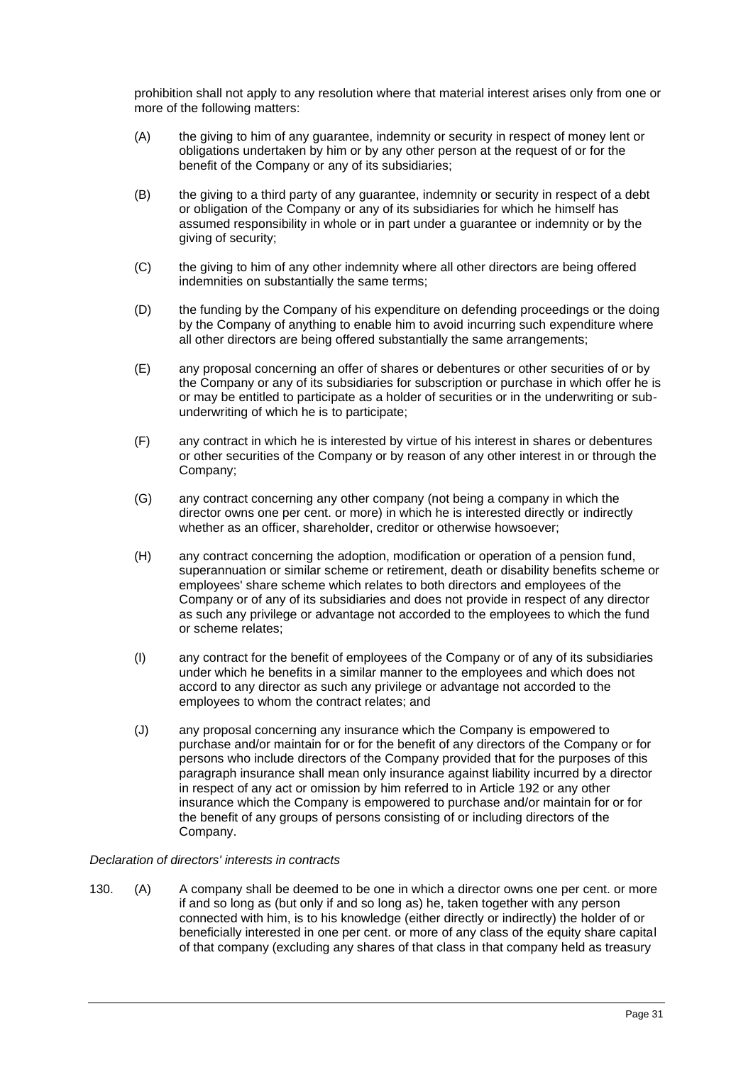prohibition shall not apply to any resolution where that material interest arises only from one or more of the following matters:

(A) the giving to him of any guarantee, indemnity or security in respect of money lent or obligations undertaken by him or by any other person at the request of or for the benefit of the Company or any of its subsidiaries;

(B) the giving to a third party of any guarantee, indemnity or security in respect of a debt or obligation of the Company or any of its subsidiaries for which he himself has assumed responsibility in whole or in part under a guarantee or indemnity or by the giving of security;

(C) the giving to him of any other indemnity where all other directors are being offered indemnities on substantially the same terms;

(D) the funding by the Company of his expenditure on defending proceedings or the doing by the Company of anything to enable him to avoid incurring such expenditure where all other directors are being offered substantially the same arrangements;

(E) any proposal concerning an offer of shares or debentures or other securities of or by the Company or any of its subsidiaries for subscription or purchase in which offer he is or may be entitled to participate as a holder of securities or in the underwriting or sub-underwriting of which he is to participate;

(F) any contract in which he is interested by virtue of his interest in shares or debentures or other securities of the Company or by reason of any other interest in or through the Company;

(G) any contract concerning any other company (not being a company in which the director owns one per cent. or more) in which he is interested directly or indirectly whether as an officer, shareholder, creditor or otherwise howsoever;

(H) any contract concerning the adoption, modification or operation of a pension fund, superannuation or similar scheme or retirement, death or disability benefits scheme or employees' share scheme which relates to both directors and employees of the Company or of any of its subsidiaries and does not provide in respect of any director as such any privilege or advantage not accorded to the employees to which the fund or scheme relates;

(I) any contract for the benefit of employees of the Company or of any of its subsidiaries under which he benefits in a similar manner to the employees and which does not accord to any director as such any privilege or advantage not accorded to the employees to whom the contract relates; and

(J) any proposal concerning any insurance which the Company is empowered to purchase and/or maintain for or for the benefit of any directors of the Company or for persons who include directors of the Company provided that for the purposes of this paragraph insurance shall mean only insurance against liability incurred by a director in respect of any act or omission by him referred to in Article 192 or any other insurance which the Company is empowered to purchase and/or maintain for or for the benefit of any groups of persons consisting of or including directors of the Company.

*Declaration of directors' interests in contracts*

130. (A) A company shall be deemed to be one in which a director owns one per cent. or more if and so long as (but only if and so long as) he, taken together with any person connected with him, is to his knowledge (either directly or indirectly) the holder of or beneficially interested in one per cent. or more of any class of the equity share capital of that company (excluding any shares of that class in that company held as treasury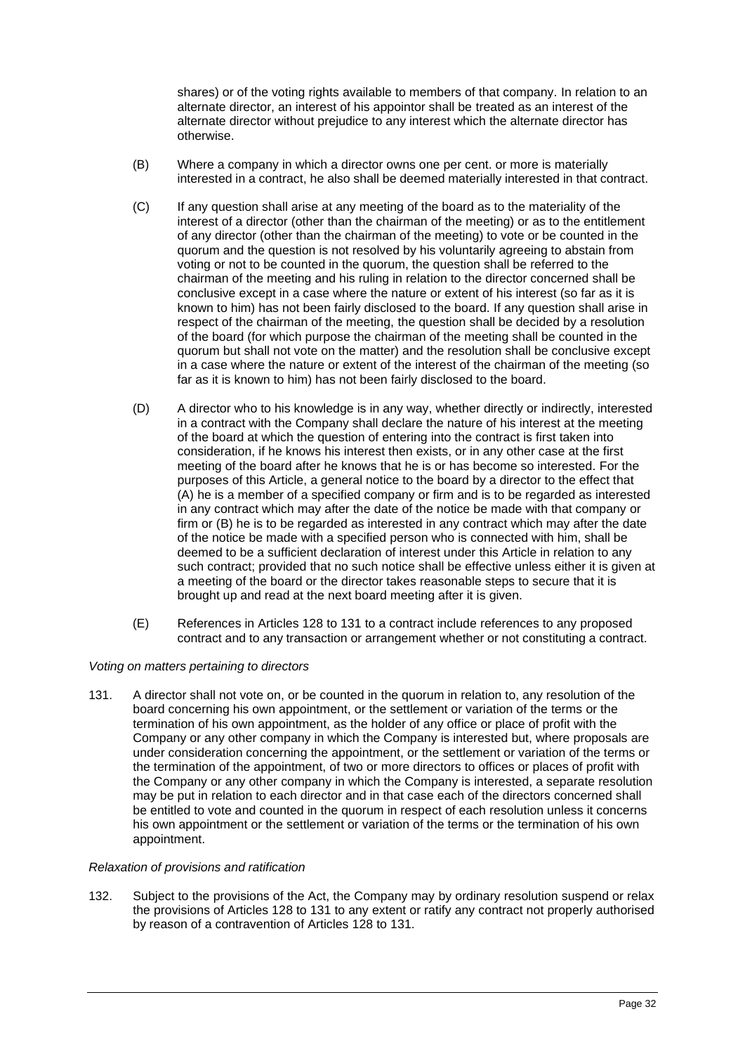shares) or of the voting rights available to members of that company. In relation to an alternate director, an interest of his appointor shall be treated as an interest of the alternate director without prejudice to any interest which the alternate director has otherwise.

(B) Where a company in which a director owns one per cent. or more is materially interested in a contract, he also shall be deemed materially interested in that contract.

(C) If any question shall arise at any meeting of the board as to the materiality of the interest of a director (other than the chairman of the meeting) or as to the entitlement of any director (other than the chairman of the meeting) to vote or be counted in the quorum and the question is not resolved by his voluntarily agreeing to abstain from voting or not to be counted in the quorum, the question shall be referred to the chairman of the meeting and his ruling in relation to the director concerned shall be conclusive except in a case where the nature or extent of his interest (so far as it is known to him) has not been fairly disclosed to the board. If any question shall arise in respect of the chairman of the meeting, the question shall be decided by a resolution of the board (for which purpose the chairman of the meeting shall be counted in the quorum but shall not vote on the matter) and the resolution shall be conclusive except in a case where the nature or extent of the interest of the chairman of the meeting (so far as it is known to him) has not been fairly disclosed to the board.

(D) A director who to his knowledge is in any way, whether directly or indirectly, interested in a contract with the Company shall declare the nature of his interest at the meeting of the board at which the question of entering into the contract is first taken into consideration, if he knows his interest then exists, or in any other case at the first meeting of the board after he knows that he is or has become so interested. For the purposes of this Article, a general notice to the board by a director to the effect that (A) he is a member of a specified company or firm and is to be regarded as interested in any contract which may after the date of the notice be made with that company or firm or (B) he is to be regarded as interested in any contract which may after the date of the notice be made with a specified person who is connected with him, shall be deemed to be a sufficient declaration of interest under this Article in relation to any such contract; provided that no such notice shall be effective unless either it is given at a meeting of the board or the director takes reasonable steps to secure that it is brought up and read at the next board meeting after it is given.

(E) References in Articles 128 to 131 to a contract include references to any proposed contract and to any transaction or arrangement whether or not constituting a contract.

*Voting on matters pertaining to directors*

131. A director shall not vote on, or be counted in the quorum in relation to, any resolution of the board concerning his own appointment, or the settlement or variation of the terms or the termination of his own appointment, as the holder of any office or place of profit with the Company or any other company in which the Company is interested but, where proposals are under consideration concerning the appointment, or the settlement or variation of the terms or the termination of the appointment, of two or more directors to offices or places of profit with the Company or any other company in which the Company is interested, a separate resolution may be put in relation to each director and in that case each of the directors concerned shall be entitled to vote and counted in the quorum in respect of each resolution unless it concerns his own appointment or the settlement or variation of the terms or the termination of his own appointment.

*Relaxation of provisions and ratification*

132. Subject to the provisions of the Act, the Company may by ordinary resolution suspend or relax the provisions of Articles 128 to 131 to any extent or ratify any contract not properly authorised by reason of a contravention of Articles 128 to 131.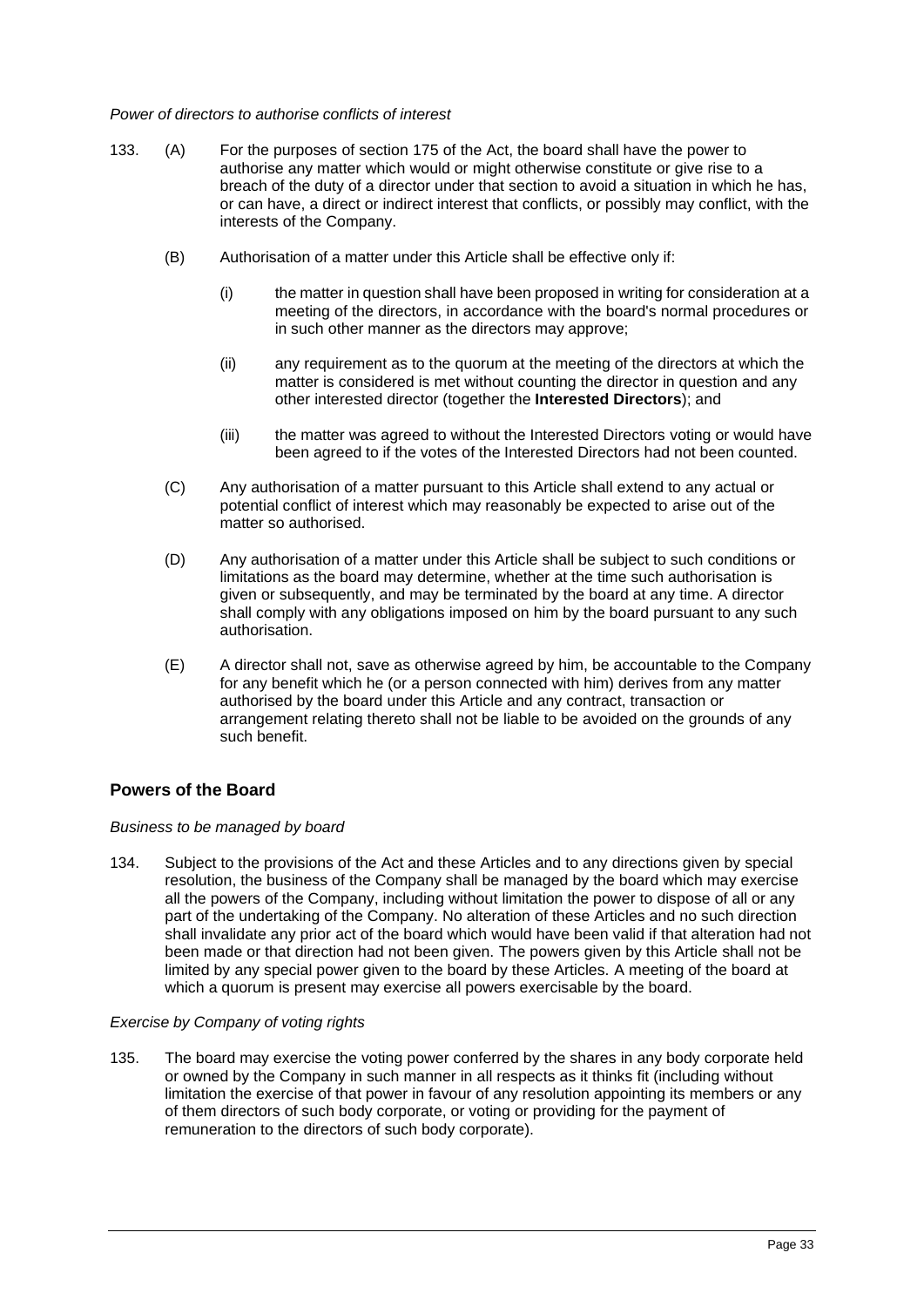*Power of directors to authorise conflicts of interest*

133. (A) For the purposes of section 175 of the Act, the board shall have the power to authorise any matter which would or might otherwise constitute or give rise to a breach of the duty of a director under that section to avoid a situation in which he has, or can have, a direct or indirect interest that conflicts, or possibly may conflict, with the interests of the Company.

(B) Authorisation of a matter under this Article shall be effective only if:

(i) the matter in question shall have been proposed in writing for consideration at a meeting of the directors, in accordance with the board's normal procedures or in such other manner as the directors may approve;

(ii) any requirement as to the quorum at the meeting of the directors at which the matter is considered is met without counting the director in question and any other interested director (together the **Interested Directors**); and

(iii) the matter was agreed to without the Interested Directors voting or would have been agreed to if the votes of the Interested Directors had not been counted.

(C) Any authorisation of a matter pursuant to this Article shall extend to any actual or potential conflict of interest which may reasonably be expected to arise out of the matter so authorised.

(D) Any authorisation of a matter under this Article shall be subject to such conditions or limitations as the board may determine, whether at the time such authorisation is given or subsequently, and may be terminated by the board at any time. A director shall comply with any obligations imposed on him by the board pursuant to any such authorisation.

(E) A director shall not, save as otherwise agreed by him, be accountable to the Company for any benefit which he (or a person connected with him) derives from any matter authorised by the board under this Article and any contract, transaction or arrangement relating thereto shall not be liable to be avoided on the grounds of any such benefit.

## Powers of the Board

*Business to be managed by board*

134. Subject to the provisions of the Act and these Articles and to any directions given by special resolution, the business of the Company shall be managed by the board which may exercise all the powers of the Company, including without limitation the power to dispose of all or any part of the undertaking of the Company. No alteration of these Articles and no such direction shall invalidate any prior act of the board which would have been valid if that alteration had not been made or that direction had not been given. The powers given by this Article shall not be limited by any special power given to the board by these Articles. A meeting of the board at which a quorum is present may exercise all powers exercisable by the board.

*Exercise by Company of voting rights*

135. The board may exercise the voting power conferred by the shares in any body corporate held or owned by the Company in such manner in all respects as it thinks fit (including without limitation the exercise of that power in favour of any resolution appointing its members or any of them directors of such body corporate, or voting or providing for the payment of remuneration to the directors of such body corporate).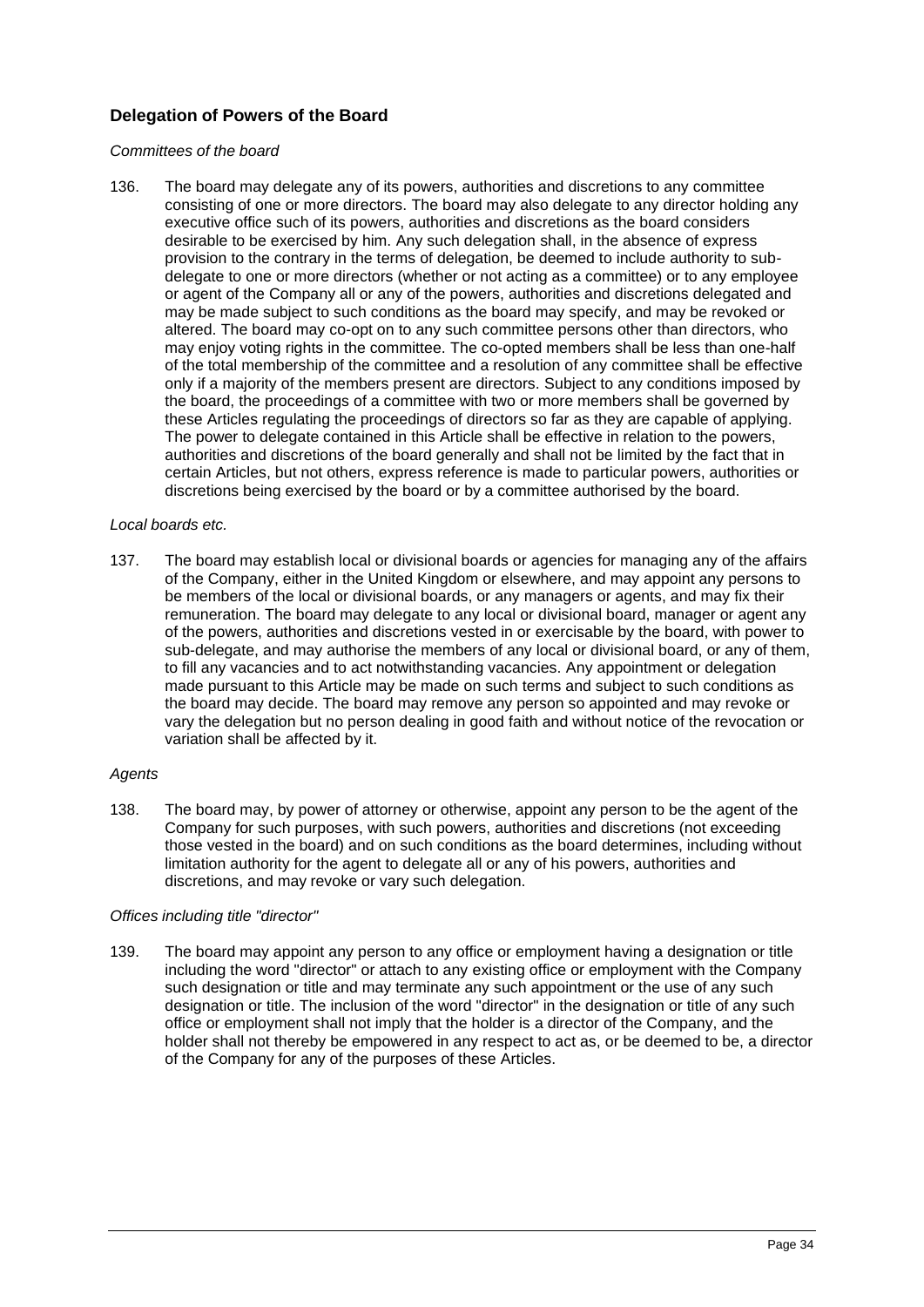## Delegation of Powers of the Board

*Committees of the board*

136. The board may delegate any of its powers, authorities and discretions to any committee consisting of one or more directors. The board may also delegate to any director holding any executive office such of its powers, authorities and discretions as the board considers desirable to be exercised by him. Any such delegation shall, in the absence of express provision to the contrary in the terms of delegation, be deemed to include authority to sub-delegate to one or more directors (whether or not acting as a committee) or to any employee or agent of the Company all or any of the powers, authorities and discretions delegated and may be made subject to such conditions as the board may specify, and may be revoked or altered. The board may co-opt on to any such committee persons other than directors, who may enjoy voting rights in the committee. The co-opted members shall be less than one-half of the total membership of the committee and a resolution of any committee shall be effective only if a majority of the members present are directors. Subject to any conditions imposed by the board, the proceedings of a committee with two or more members shall be governed by these Articles regulating the proceedings of directors so far as they are capable of applying. The power to delegate contained in this Article shall be effective in relation to the powers, authorities and discretions of the board generally and shall not be limited by the fact that in certain Articles, but not others, express reference is made to particular powers, authorities or discretions being exercised by the board or by a committee authorised by the board.

*Local boards etc.*

137. The board may establish local or divisional boards or agencies for managing any of the affairs of the Company, either in the United Kingdom or elsewhere, and may appoint any persons to be members of the local or divisional boards, or any managers or agents, and may fix their remuneration. The board may delegate to any local or divisional board, manager or agent any of the powers, authorities and discretions vested in or exercisable by the board, with power to sub-delegate, and may authorise the members of any local or divisional board, or any of them, to fill any vacancies and to act notwithstanding vacancies. Any appointment or delegation made pursuant to this Article may be made on such terms and subject to such conditions as the board may decide. The board may remove any person so appointed and may revoke or vary the delegation but no person dealing in good faith and without notice of the revocation or variation shall be affected by it.

*Agents*

138. The board may, by power of attorney or otherwise, appoint any person to be the agent of the Company for such purposes, with such powers, authorities and discretions (not exceeding those vested in the board) and on such conditions as the board determines, including without limitation authority for the agent to delegate all or any of his powers, authorities and discretions, and may revoke or vary such delegation.

*Offices including title "director"*

139. The board may appoint any person to any office or employment having a designation or title including the word "director" or attach to any existing office or employment with the Company such designation or title and may terminate any such appointment or the use of any such designation or title. The inclusion of the word "director" in the designation or title of any such office or employment shall not imply that the holder is a director of the Company, and the holder shall not thereby be empowered in any respect to act as, or be deemed to be, a director of the Company for any of the purposes of these Articles.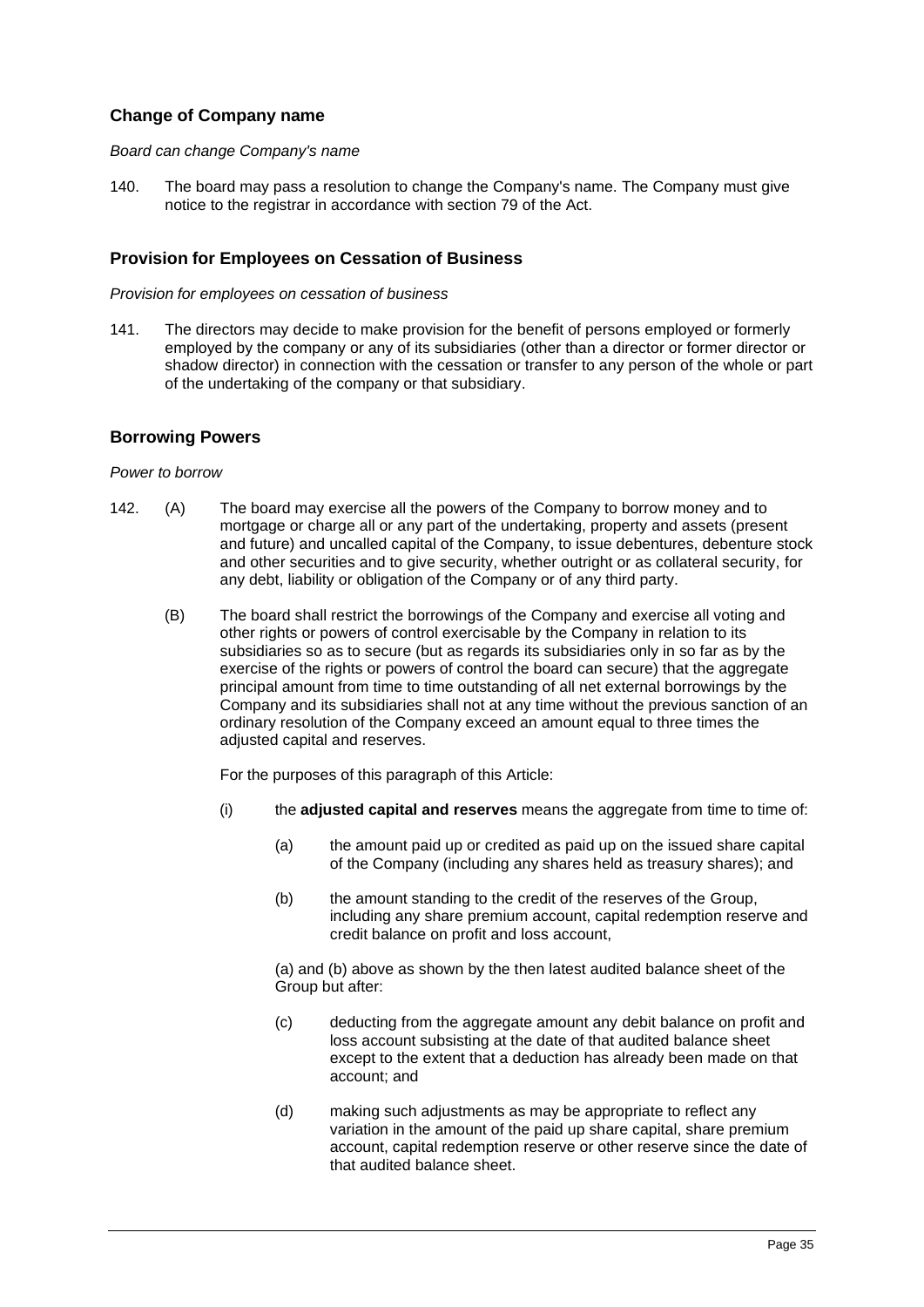## Change of Company name

*Board can change Company's name*

140. The board may pass a resolution to change the Company's name. The Company must give notice to the registrar in accordance with section 79 of the Act.

## Provision for Employees on Cessation of Business

*Provision for employees on cessation of business*

141. The directors may decide to make provision for the benefit of persons employed or formerly employed by the company or any of its subsidiaries (other than a director or former director or shadow director) in connection with the cessation or transfer to any person of the whole or part of the undertaking of the company or that subsidiary.

## Borrowing Powers

*Power to borrow*

142. (A) The board may exercise all the powers of the Company to borrow money and to mortgage or charge all or any part of the undertaking, property and assets (present and future) and uncalled capital of the Company, to issue debentures, debenture stock and other securities and to give security, whether outright or as collateral security, for any debt, liability or obligation of the Company or of any third party.

(B) The board shall restrict the borrowings of the Company and exercise all voting and other rights or powers of control exercisable by the Company in relation to its subsidiaries so as to secure (but as regards its subsidiaries only in so far as by the exercise of the rights or powers of control the board can secure) that the aggregate principal amount from time to time outstanding of all net external borrowings by the Company and its subsidiaries shall not at any time without the previous sanction of an ordinary resolution of the Company exceed an amount equal to three times the adjusted capital and reserves.

For the purposes of this paragraph of this Article:

(i) the **adjusted capital and reserves** means the aggregate from time to time of:

(a) the amount paid up or credited as paid up on the issued share capital of the Company (including any shares held as treasury shares); and

(b) the amount standing to the credit of the reserves of the Group, including any share premium account, capital redemption reserve and credit balance on profit and loss account,

(a) and (b) above as shown by the then latest audited balance sheet of the Group but after:

(c) deducting from the aggregate amount any debit balance on profit and loss account subsisting at the date of that audited balance sheet except to the extent that a deduction has already been made on that account; and

(d) making such adjustments as may be appropriate to reflect any variation in the amount of the paid up share capital, share premium account, capital redemption reserve or other reserve since the date of that audited balance sheet.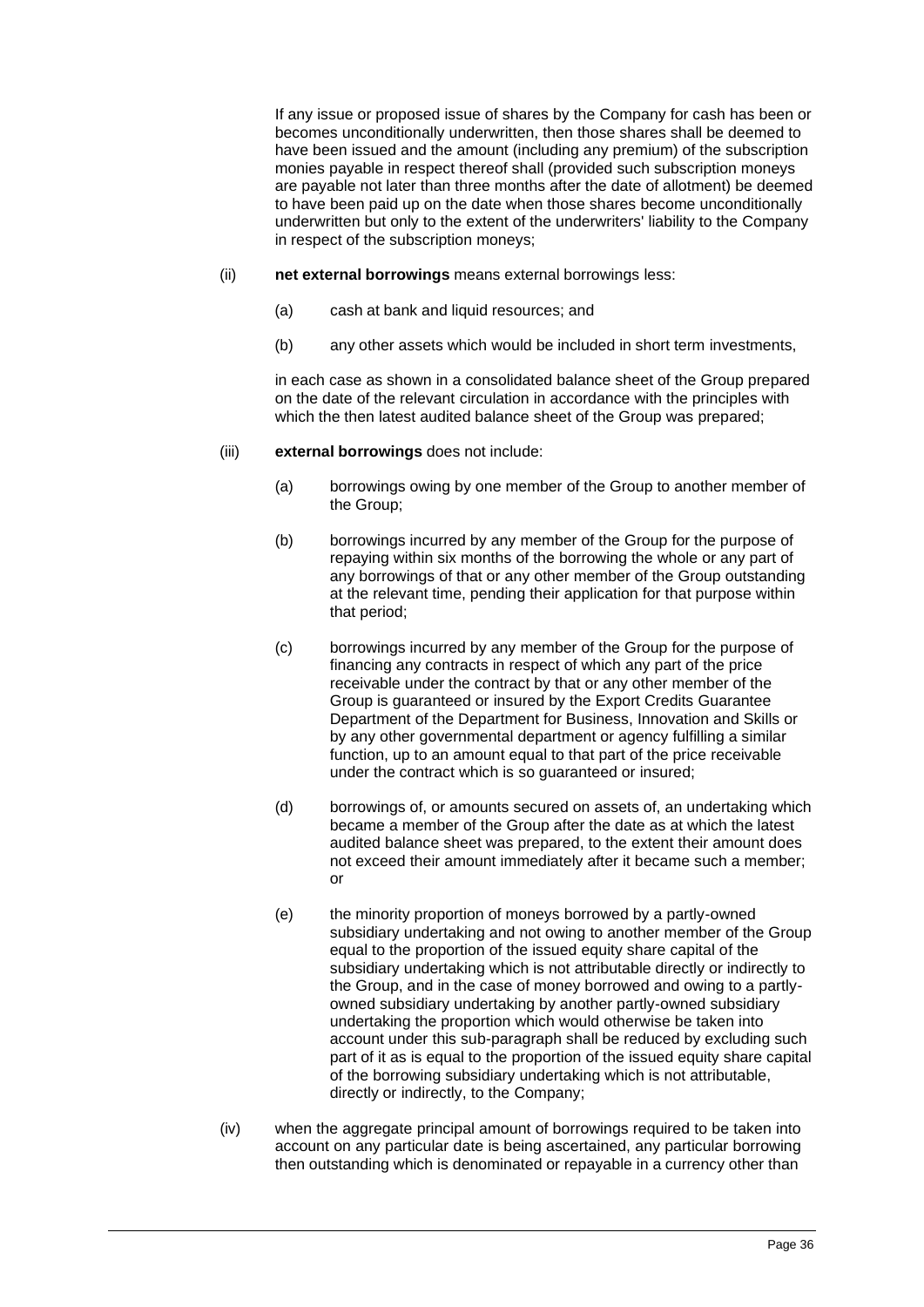If any issue or proposed issue of shares by the Company for cash has been or becomes unconditionally underwritten, then those shares shall be deemed to have been issued and the amount (including any premium) of the subscription monies payable in respect thereof shall (provided such subscription moneys are payable not later than three months after the date of allotment) be deemed to have been paid up on the date when those shares become unconditionally underwritten but only to the extent of the underwriters' liability to the Company in respect of the subscription moneys;

(ii) **net external borrowings** means external borrowings less:

   (a) cash at bank and liquid resources; and

   (b) any other assets which would be included in short term investments,

   in each case as shown in a consolidated balance sheet of the Group prepared on the date of the relevant circulation in accordance with the principles with which the then latest audited balance sheet of the Group was prepared;

(iii) **external borrowings** does not include:

   (a) borrowings owing by one member of the Group to another member of the Group;

   (b) borrowings incurred by any member of the Group for the purpose of repaying within six months of the borrowing the whole or any part of any borrowings of that or any other member of the Group outstanding at the relevant time, pending their application for that purpose within that period;

   (c) borrowings incurred by any member of the Group for the purpose of financing any contracts in respect of which any part of the price receivable under the contract by that or any other member of the Group is guaranteed or insured by the Export Credits Guarantee Department of the Department for Business, Innovation and Skills or by any other governmental department or agency fulfilling a similar function, up to an amount equal to that part of the price receivable under the contract which is so guaranteed or insured;

   (d) borrowings of, or amounts secured on assets of, an undertaking which became a member of the Group after the date as at which the latest audited balance sheet was prepared, to the extent their amount does not exceed their amount immediately after it became such a member; or

   (e) the minority proportion of moneys borrowed by a partly-owned subsidiary undertaking and not owing to another member of the Group equal to the proportion of the issued equity share capital of the subsidiary undertaking which is not attributable directly or indirectly to the Group, and in the case of money borrowed and owing to a partly-owned subsidiary undertaking by another partly-owned subsidiary undertaking the proportion which would otherwise be taken into account under this sub-paragraph shall be reduced by excluding such part of it as is equal to the proportion of the issued equity share capital of the borrowing subsidiary undertaking which is not attributable, directly or indirectly, to the Company;

(iv) when the aggregate principal amount of borrowings required to be taken into account on any particular date is being ascertained, any particular borrowing then outstanding which is denominated or repayable in a currency other than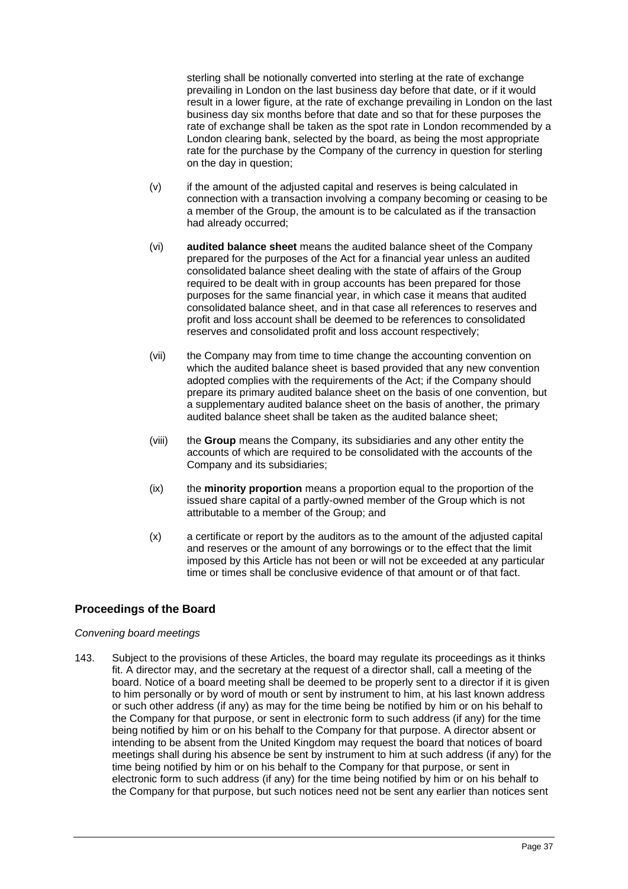sterling shall be notionally converted into sterling at the rate of exchange prevailing in London on the last business day before that date, or if it would result in a lower figure, at the rate of exchange prevailing in London on the last business day six months before that date and so that for these purposes the rate of exchange shall be taken as the spot rate in London recommended by a London clearing bank, selected by the board, as being the most appropriate rate for the purchase by the Company of the currency in question for sterling on the day in question;

(v) if the amount of the adjusted capital and reserves is being calculated in connection with a transaction involving a company becoming or ceasing to be a member of the Group, the amount is to be calculated as if the transaction had already occurred;

(vi) **audited balance sheet** means the audited balance sheet of the Company prepared for the purposes of the Act for a financial year unless an audited consolidated balance sheet dealing with the state of affairs of the Group required to be dealt with in group accounts has been prepared for those purposes for the same financial year, in which case it means that audited consolidated balance sheet, and in that case all references to reserves and profit and loss account shall be deemed to be references to consolidated reserves and consolidated profit and loss account respectively;

(vii) the Company may from time to time change the accounting convention on which the audited balance sheet is based provided that any new convention adopted complies with the requirements of the Act; if the Company should prepare its primary audited balance sheet on the basis of one convention, but a supplementary audited balance sheet on the basis of another, the primary audited balance sheet shall be taken as the audited balance sheet;

(viii) the **Group** means the Company, its subsidiaries and any other entity the accounts of which are required to be consolidated with the accounts of the Company and its subsidiaries;

(ix) the **minority proportion** means a proportion equal to the proportion of the issued share capital of a partly-owned member of the Group which is not attributable to a member of the Group; and

(x) a certificate or report by the auditors as to the amount of the adjusted capital and reserves or the amount of any borrowings or to the effect that the limit imposed by this Article has not been or will not be exceeded at any particular time or times shall be conclusive evidence of that amount or of that fact.

## Proceedings of the Board

*Convening board meetings*

143. Subject to the provisions of these Articles, the board may regulate its proceedings as it thinks fit. A director may, and the secretary at the request of a director shall, call a meeting of the board. Notice of a board meeting shall be deemed to be properly sent to a director if it is given to him personally or by word of mouth or sent by instrument to him, at his last known address or such other address (if any) as may for the time being be notified by him or on his behalf to the Company for that purpose, or sent in electronic form to such address (if any) for the time being notified by him or on his behalf to the Company for that purpose. A director absent or intending to be absent from the United Kingdom may request the board that notices of board meetings shall during his absence be sent by instrument to him at such address (if any) for the time being notified by him or on his behalf to the Company for that purpose, or sent in electronic form to such address (if any) for the time being notified by him or on his behalf to the Company for that purpose, but such notices need not be sent any earlier than notices sent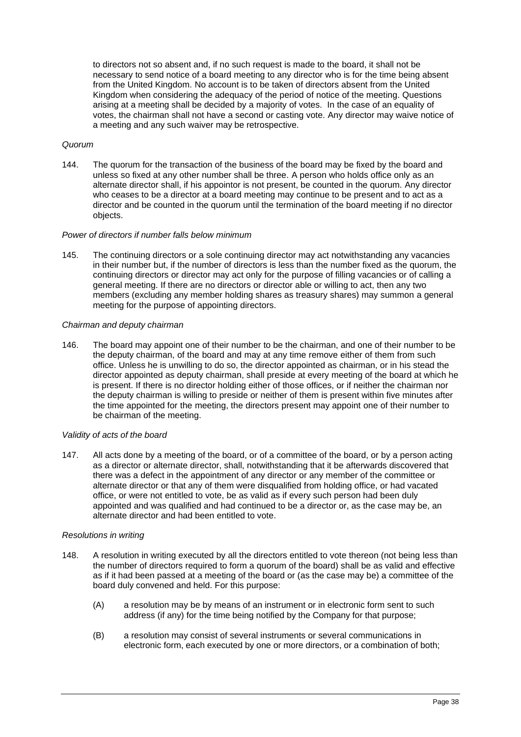to directors not so absent and, if no such request is made to the board, it shall not be necessary to send notice of a board meeting to any director who is for the time being absent from the United Kingdom. No account is to be taken of directors absent from the United Kingdom when considering the adequacy of the period of notice of the meeting. Questions arising at a meeting shall be decided by a majority of votes. In the case of an equality of votes, the chairman shall not have a second or casting vote. Any director may waive notice of a meeting and any such waiver may be retrospective.

*Quorum*

144. The quorum for the transaction of the business of the board may be fixed by the board and unless so fixed at any other number shall be three. A person who holds office only as an alternate director shall, if his appointor is not present, be counted in the quorum. Any director who ceases to be a director at a board meeting may continue to be present and to act as a director and be counted in the quorum until the termination of the board meeting if no director objects.

*Power of directors if number falls below minimum*

145. The continuing directors or a sole continuing director may act notwithstanding any vacancies in their number but, if the number of directors is less than the number fixed as the quorum, the continuing directors or director may act only for the purpose of filling vacancies or of calling a general meeting. If there are no directors or director able or willing to act, then any two members (excluding any member holding shares as treasury shares) may summon a general meeting for the purpose of appointing directors.

*Chairman and deputy chairman*

146. The board may appoint one of their number to be the chairman, and one of their number to be the deputy chairman, of the board and may at any time remove either of them from such office. Unless he is unwilling to do so, the director appointed as chairman, or in his stead the director appointed as deputy chairman, shall preside at every meeting of the board at which he is present. If there is no director holding either of those offices, or if neither the chairman nor the deputy chairman is willing to preside or neither of them is present within five minutes after the time appointed for the meeting, the directors present may appoint one of their number to be chairman of the meeting.

*Validity of acts of the board*

147. All acts done by a meeting of the board, or of a committee of the board, or by a person acting as a director or alternate director, shall, notwithstanding that it be afterwards discovered that there was a defect in the appointment of any director or any member of the committee or alternate director or that any of them were disqualified from holding office, or had vacated office, or were not entitled to vote, be as valid as if every such person had been duly appointed and was qualified and had continued to be a director or, as the case may be, an alternate director and had been entitled to vote.

*Resolutions in writing*

148. A resolution in writing executed by all the directors entitled to vote thereon (not being less than the number of directors required to form a quorum of the board) shall be as valid and effective as if it had been passed at a meeting of the board or (as the case may be) a committee of the board duly convened and held. For this purpose:

 (A) a resolution may be by means of an instrument or in electronic form sent to such address (if any) for the time being notified by the Company for that purpose;

 (B) a resolution may consist of several instruments or several communications in electronic form, each executed by one or more directors, or a combination of both;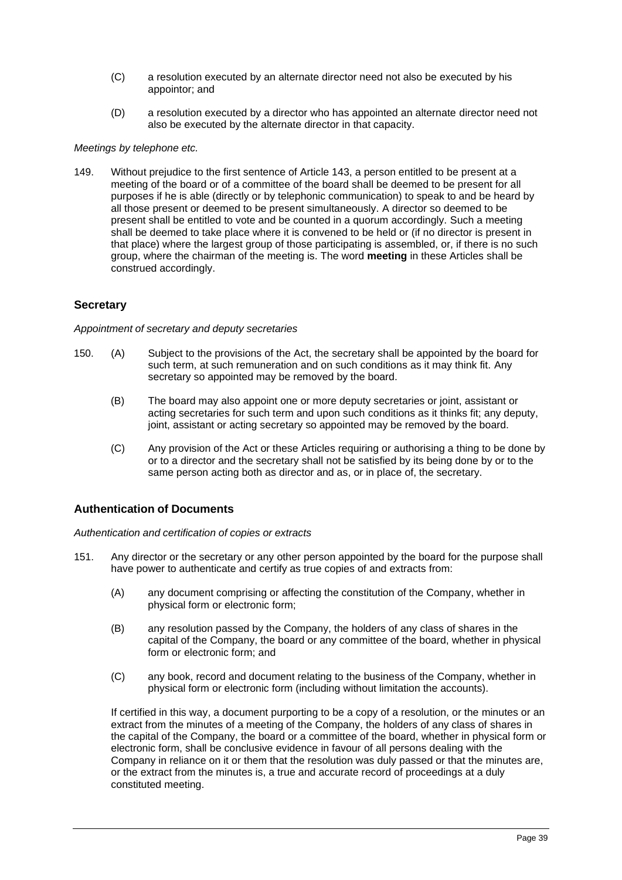(C) a resolution executed by an alternate director need not also be executed by his appointor; and

(D) a resolution executed by a director who has appointed an alternate director need not also be executed by the alternate director in that capacity.

*Meetings by telephone etc.*

149. Without prejudice to the first sentence of Article 143, a person entitled to be present at a meeting of the board or of a committee of the board shall be deemed to be present for all purposes if he is able (directly or by telephonic communication) to speak to and be heard by all those present or deemed to be present simultaneously. A director so deemed to be present shall be entitled to vote and be counted in a quorum accordingly. Such a meeting shall be deemed to take place where it is convened to be held or (if no director is present in that place) where the largest group of those participating is assembled, or, if there is no such group, where the chairman of the meeting is. The word **meeting** in these Articles shall be construed accordingly.

## Secretary

*Appointment of secretary and deputy secretaries*

150. (A) Subject to the provisions of the Act, the secretary shall be appointed by the board for such term, at such remuneration and on such conditions as it may think fit. Any secretary so appointed may be removed by the board.

(B) The board may also appoint one or more deputy secretaries or joint, assistant or acting secretaries for such term and upon such conditions as it thinks fit; any deputy, joint, assistant or acting secretary so appointed may be removed by the board.

(C) Any provision of the Act or these Articles requiring or authorising a thing to be done by or to a director and the secretary shall not be satisfied by its being done by or to the same person acting both as director and as, or in place of, the secretary.

## Authentication of Documents

*Authentication and certification of copies or extracts*

151. Any director or the secretary or any other person appointed by the board for the purpose shall have power to authenticate and certify as true copies of and extracts from:

(A) any document comprising or affecting the constitution of the Company, whether in physical form or electronic form;

(B) any resolution passed by the Company, the holders of any class of shares in the capital of the Company, the board or any committee of the board, whether in physical form or electronic form; and

(C) any book, record and document relating to the business of the Company, whether in physical form or electronic form (including without limitation the accounts).

If certified in this way, a document purporting to be a copy of a resolution, or the minutes or an extract from the minutes of a meeting of the Company, the holders of any class of shares in the capital of the Company, the board or a committee of the board, whether in physical form or electronic form, shall be conclusive evidence in favour of all persons dealing with the Company in reliance on it or them that the resolution was duly passed or that the minutes are, or the extract from the minutes is, a true and accurate record of proceedings at a duly constituted meeting.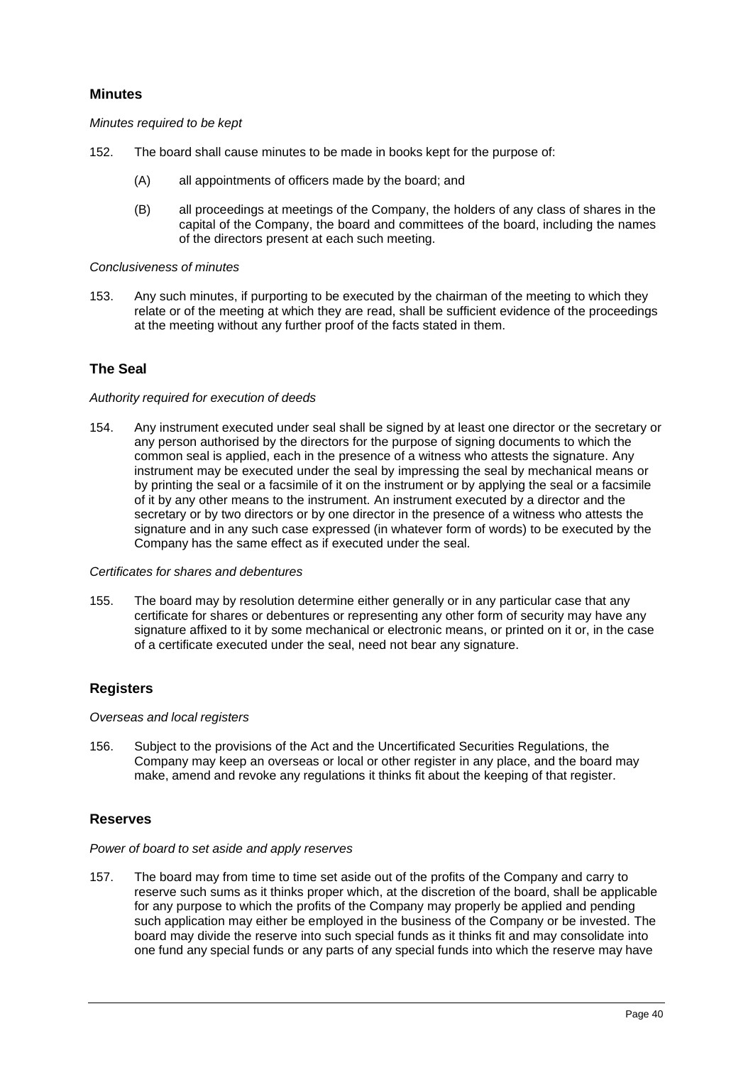## Minutes

*Minutes required to be kept*

152. The board shall cause minutes to be made in books kept for the purpose of:

 (A) all appointments of officers made by the board; and

 (B) all proceedings at meetings of the Company, the holders of any class of shares in the capital of the Company, the board and committees of the board, including the names of the directors present at each such meeting.

*Conclusiveness of minutes*

153. Any such minutes, if purporting to be executed by the chairman of the meeting to which they relate or of the meeting at which they are read, shall be sufficient evidence of the proceedings at the meeting without any further proof of the facts stated in them.

## The Seal

*Authority required for execution of deeds*

154. Any instrument executed under seal shall be signed by at least one director or the secretary or any person authorised by the directors for the purpose of signing documents to which the common seal is applied, each in the presence of a witness who attests the signature. Any instrument may be executed under the seal by impressing the seal by mechanical means or by printing the seal or a facsimile of it on the instrument or by applying the seal or a facsimile of it by any other means to the instrument. An instrument executed by a director and the secretary or by two directors or by one director in the presence of a witness who attests the signature and in any such case expressed (in whatever form of words) to be executed by the Company has the same effect as if executed under the seal.

*Certificates for shares and debentures*

155. The board may by resolution determine either generally or in any particular case that any certificate for shares or debentures or representing any other form of security may have any signature affixed to it by some mechanical or electronic means, or printed on it or, in the case of a certificate executed under the seal, need not bear any signature.

## Registers

*Overseas and local registers*

156. Subject to the provisions of the Act and the Uncertificated Securities Regulations, the Company may keep an overseas or local or other register in any place, and the board may make, amend and revoke any regulations it thinks fit about the keeping of that register.

## Reserves

*Power of board to set aside and apply reserves*

157. The board may from time to time set aside out of the profits of the Company and carry to reserve such sums as it thinks proper which, at the discretion of the board, shall be applicable for any purpose to which the profits of the Company may properly be applied and pending such application may either be employed in the business of the Company or be invested. The board may divide the reserve into such special funds as it thinks fit and may consolidate into one fund any special funds or any parts of any special funds into which the reserve may have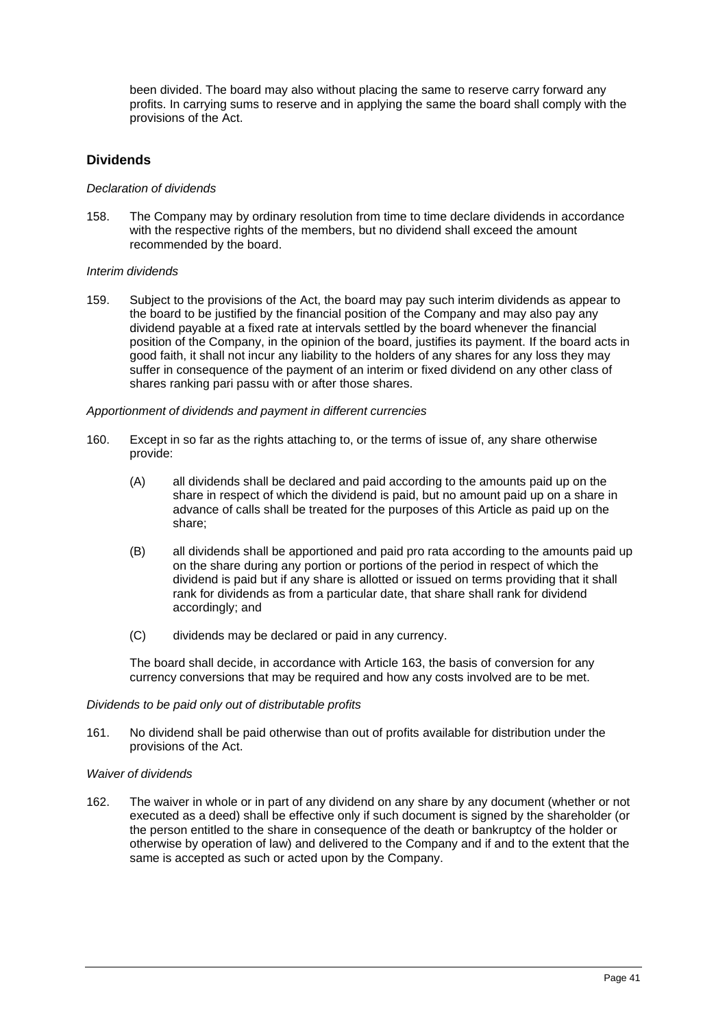been divided. The board may also without placing the same to reserve carry forward any profits. In carrying sums to reserve and in applying the same the board shall comply with the provisions of the Act.

## Dividends

*Declaration of dividends*

158. The Company may by ordinary resolution from time to time declare dividends in accordance with the respective rights of the members, but no dividend shall exceed the amount recommended by the board.

*Interim dividends*

159. Subject to the provisions of the Act, the board may pay such interim dividends as appear to the board to be justified by the financial position of the Company and may also pay any dividend payable at a fixed rate at intervals settled by the board whenever the financial position of the Company, in the opinion of the board, justifies its payment. If the board acts in good faith, it shall not incur any liability to the holders of any shares for any loss they may suffer in consequence of the payment of an interim or fixed dividend on any other class of shares ranking pari passu with or after those shares.

*Apportionment of dividends and payment in different currencies*

160. Except in so far as the rights attaching to, or the terms of issue of, any share otherwise provide:

   (A) all dividends shall be declared and paid according to the amounts paid up on the share in respect of which the dividend is paid, but no amount paid up on a share in advance of calls shall be treated for the purposes of this Article as paid up on the share;

   (B) all dividends shall be apportioned and paid pro rata according to the amounts paid up on the share during any portion or portions of the period in respect of which the dividend is paid but if any share is allotted or issued on terms providing that it shall rank for dividends as from a particular date, that share shall rank for dividend accordingly; and

   (C) dividends may be declared or paid in any currency.

   The board shall decide, in accordance with Article 163, the basis of conversion for any currency conversions that may be required and how any costs involved are to be met.

*Dividends to be paid only out of distributable profits*

161. No dividend shall be paid otherwise than out of profits available for distribution under the provisions of the Act.

*Waiver of dividends*

162. The waiver in whole or in part of any dividend on any share by any document (whether or not executed as a deed) shall be effective only if such document is signed by the shareholder (or the person entitled to the share in consequence of the death or bankruptcy of the holder or otherwise by operation of law) and delivered to the Company and if and to the extent that the same is accepted as such or acted upon by the Company.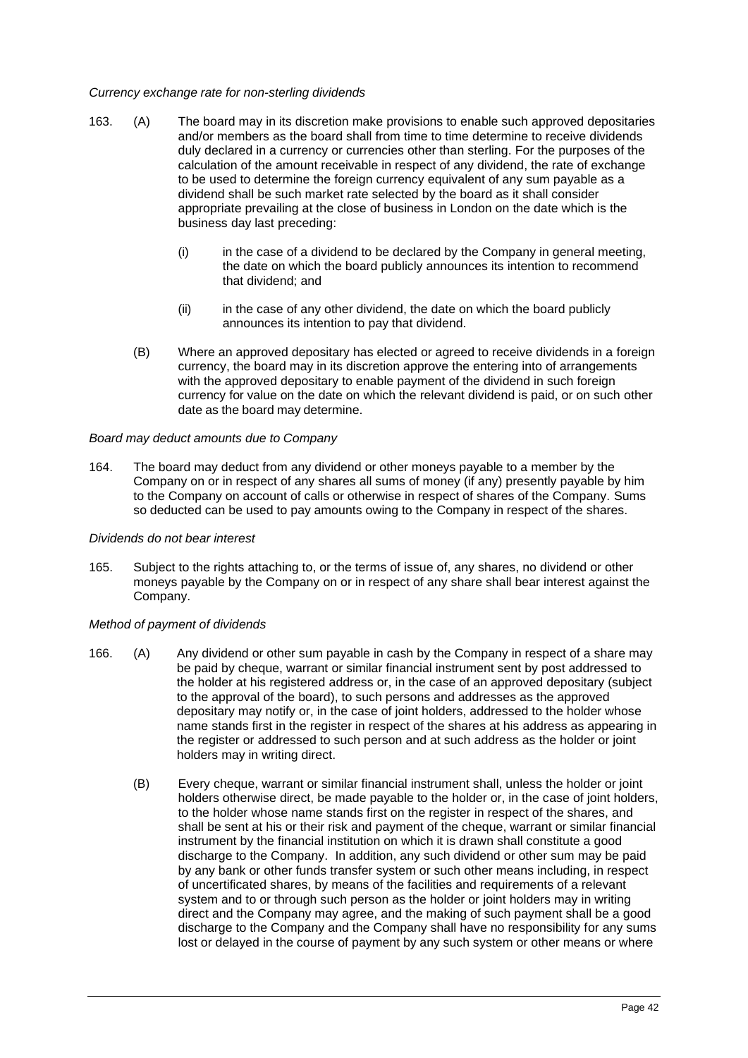*Currency exchange rate for non-sterling dividends*

163. (A) The board may in its discretion make provisions to enable such approved depositaries and/or members as the board shall from time to time determine to receive dividends duly declared in a currency or currencies other than sterling. For the purposes of the calculation of the amount receivable in respect of any dividend, the rate of exchange to be used to determine the foreign currency equivalent of any sum payable as a dividend shall be such market rate selected by the board as it shall consider appropriate prevailing at the close of business in London on the date which is the business day last preceding:

   (i) in the case of a dividend to be declared by the Company in general meeting, the date on which the board publicly announces its intention to recommend that dividend; and

   (ii) in the case of any other dividend, the date on which the board publicly announces its intention to pay that dividend.

   (B) Where an approved depositary has elected or agreed to receive dividends in a foreign currency, the board may in its discretion approve the entering into of arrangements with the approved depositary to enable payment of the dividend in such foreign currency for value on the date on which the relevant dividend is paid, or on such other date as the board may determine.

*Board may deduct amounts due to Company*

164. The board may deduct from any dividend or other moneys payable to a member by the Company on or in respect of any shares all sums of money (if any) presently payable by him to the Company on account of calls or otherwise in respect of shares of the Company. Sums so deducted can be used to pay amounts owing to the Company in respect of the shares.

*Dividends do not bear interest*

165. Subject to the rights attaching to, or the terms of issue of, any shares, no dividend or other moneys payable by the Company on or in respect of any share shall bear interest against the Company.

*Method of payment of dividends*

166. (A) Any dividend or other sum payable in cash by the Company in respect of a share may be paid by cheque, warrant or similar financial instrument sent by post addressed to the holder at his registered address or, in the case of an approved depositary (subject to the approval of the board), to such persons and addresses as the approved depositary may notify or, in the case of joint holders, addressed to the holder whose name stands first in the register in respect of the shares at his address as appearing in the register or addressed to such person and at such address as the holder or joint holders may in writing direct.

   (B) Every cheque, warrant or similar financial instrument shall, unless the holder or joint holders otherwise direct, be made payable to the holder or, in the case of joint holders, to the holder whose name stands first on the register in respect of the shares, and shall be sent at his or their risk and payment of the cheque, warrant or similar financial instrument by the financial institution on which it is drawn shall constitute a good discharge to the Company. In addition, any such dividend or other sum may be paid by any bank or other funds transfer system or such other means including, in respect of uncertificated shares, by means of the facilities and requirements of a relevant system and to or through such person as the holder or joint holders may in writing direct and the Company may agree, and the making of such payment shall be a good discharge to the Company and the Company shall have no responsibility for any sums lost or delayed in the course of payment by any such system or other means or where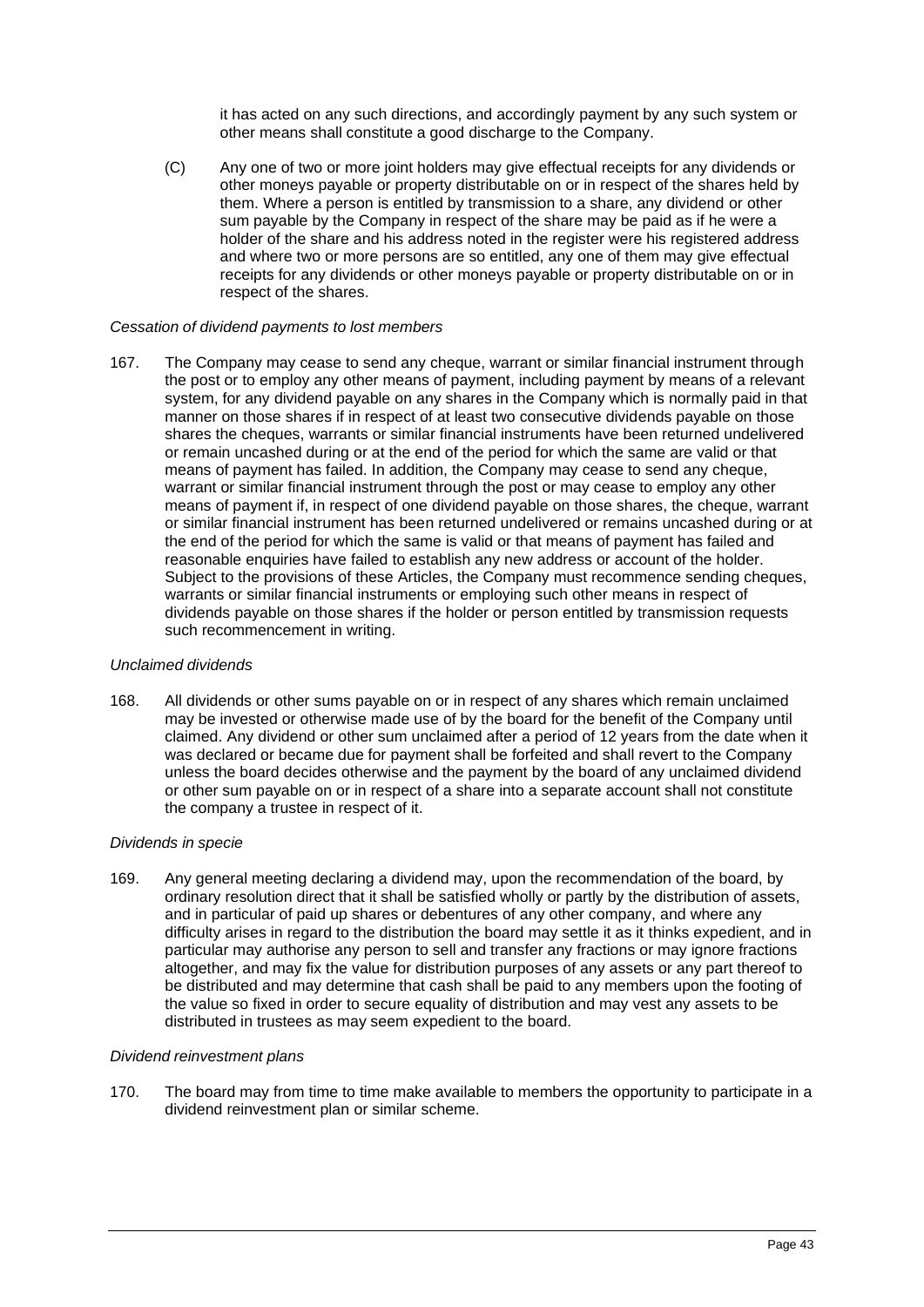it has acted on any such directions, and accordingly payment by any such system or other means shall constitute a good discharge to the Company.

(C) Any one of two or more joint holders may give effectual receipts for any dividends or other moneys payable or property distributable on or in respect of the shares held by them. Where a person is entitled by transmission to a share, any dividend or other sum payable by the Company in respect of the share may be paid as if he were a holder of the share and his address noted in the register were his registered address and where two or more persons are so entitled, any one of them may give effectual receipts for any dividends or other moneys payable or property distributable on or in respect of the shares.

*Cessation of dividend payments to lost members*

167. The Company may cease to send any cheque, warrant or similar financial instrument through the post or to employ any other means of payment, including payment by means of a relevant system, for any dividend payable on any shares in the Company which is normally paid in that manner on those shares if in respect of at least two consecutive dividends payable on those shares the cheques, warrants or similar financial instruments have been returned undelivered or remain uncashed during or at the end of the period for which the same are valid or that means of payment has failed. In addition, the Company may cease to send any cheque, warrant or similar financial instrument through the post or may cease to employ any other means of payment if, in respect of one dividend payable on those shares, the cheque, warrant or similar financial instrument has been returned undelivered or remains uncashed during or at the end of the period for which the same is valid or that means of payment has failed and reasonable enquiries have failed to establish any new address or account of the holder. Subject to the provisions of these Articles, the Company must recommence sending cheques, warrants or similar financial instruments or employing such other means in respect of dividends payable on those shares if the holder or person entitled by transmission requests such recommencement in writing.

*Unclaimed dividends*

168. All dividends or other sums payable on or in respect of any shares which remain unclaimed may be invested or otherwise made use of by the board for the benefit of the Company until claimed. Any dividend or other sum unclaimed after a period of 12 years from the date when it was declared or became due for payment shall be forfeited and shall revert to the Company unless the board decides otherwise and the payment by the board of any unclaimed dividend or other sum payable on or in respect of a share into a separate account shall not constitute the company a trustee in respect of it.

*Dividends in specie*

169. Any general meeting declaring a dividend may, upon the recommendation of the board, by ordinary resolution direct that it shall be satisfied wholly or partly by the distribution of assets, and in particular of paid up shares or debentures of any other company, and where any difficulty arises in regard to the distribution the board may settle it as it thinks expedient, and in particular may authorise any person to sell and transfer any fractions or may ignore fractions altogether, and may fix the value for distribution purposes of any assets or any part thereof to be distributed and may determine that cash shall be paid to any members upon the footing of the value so fixed in order to secure equality of distribution and may vest any assets to be distributed in trustees as may seem expedient to the board.

*Dividend reinvestment plans*

170. The board may from time to time make available to members the opportunity to participate in a dividend reinvestment plan or similar scheme.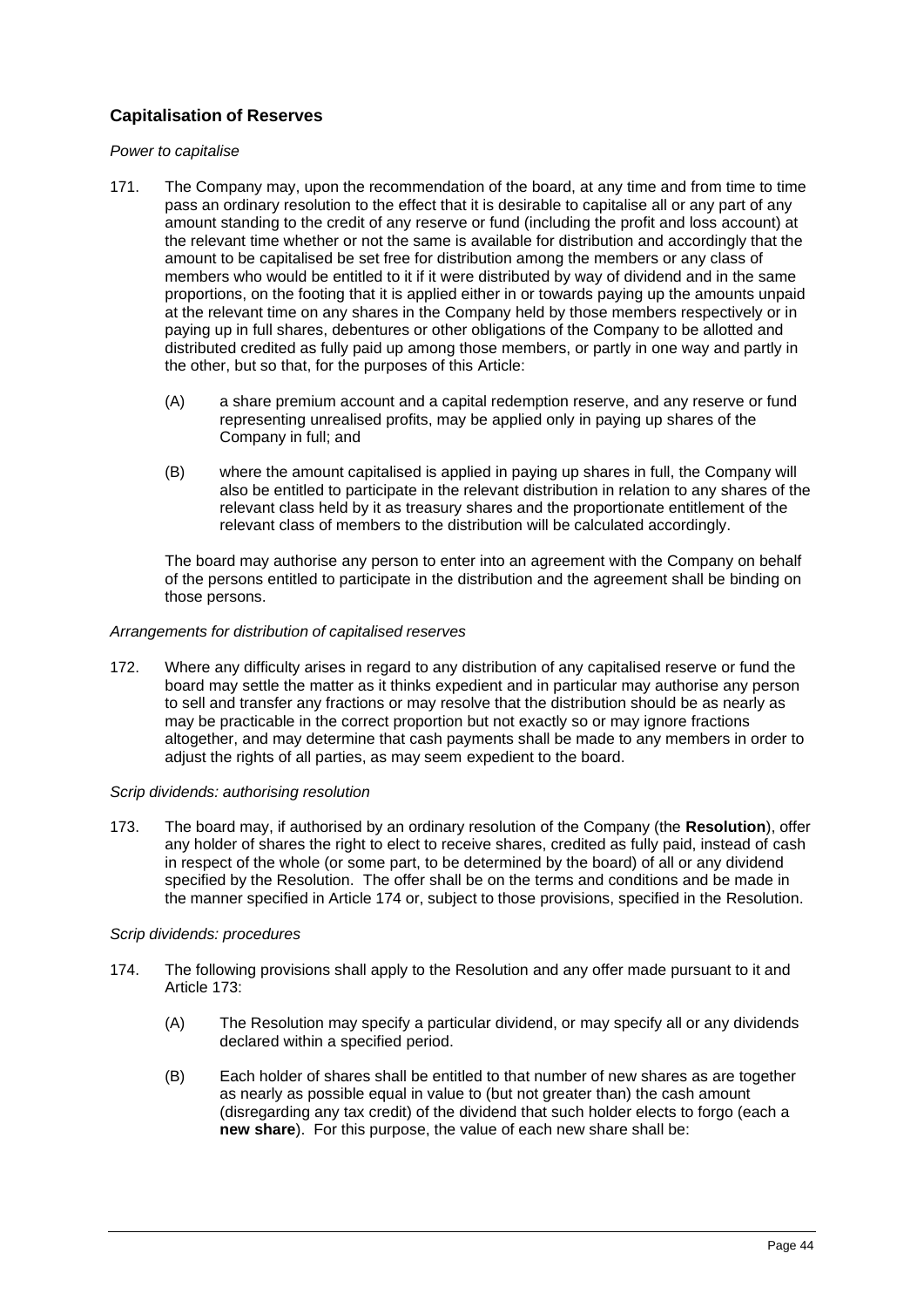## Capitalisation of Reserves

*Power to capitalise*

171. The Company may, upon the recommendation of the board, at any time and from time to time pass an ordinary resolution to the effect that it is desirable to capitalise all or any part of any amount standing to the credit of any reserve or fund (including the profit and loss account) at the relevant time whether or not the same is available for distribution and accordingly that the amount to be capitalised be set free for distribution among the members or any class of members who would be entitled to it if it were distributed by way of dividend and in the same proportions, on the footing that it is applied either in or towards paying up the amounts unpaid at the relevant time on any shares in the Company held by those members respectively or in paying up in full shares, debentures or other obligations of the Company to be allotted and distributed credited as fully paid up among those members, or partly in one way and partly in the other, but so that, for the purposes of this Article:

    (A) a share premium account and a capital redemption reserve, and any reserve or fund representing unrealised profits, may be applied only in paying up shares of the Company in full; and

    (B) where the amount capitalised is applied in paying up shares in full, the Company will also be entitled to participate in the relevant distribution in relation to any shares of the relevant class held by it as treasury shares and the proportionate entitlement of the relevant class of members to the distribution will be calculated accordingly.

    The board may authorise any person to enter into an agreement with the Company on behalf of the persons entitled to participate in the distribution and the agreement shall be binding on those persons.

*Arrangements for distribution of capitalised reserves*

172. Where any difficulty arises in regard to any distribution of any capitalised reserve or fund the board may settle the matter as it thinks expedient and in particular may authorise any person to sell and transfer any fractions or may resolve that the distribution should be as nearly as may be practicable in the correct proportion but not exactly so or may ignore fractions altogether, and may determine that cash payments shall be made to any members in order to adjust the rights of all parties, as may seem expedient to the board.

*Scrip dividends: authorising resolution*

173. The board may, if authorised by an ordinary resolution of the Company (the **Resolution**), offer any holder of shares the right to elect to receive shares, credited as fully paid, instead of cash in respect of the whole (or some part, to be determined by the board) of all or any dividend specified by the Resolution. The offer shall be on the terms and conditions and be made in the manner specified in Article 174 or, subject to those provisions, specified in the Resolution.

*Scrip dividends: procedures*

174. The following provisions shall apply to the Resolution and any offer made pursuant to it and Article 173:

    (A) The Resolution may specify a particular dividend, or may specify all or any dividends declared within a specified period.

    (B) Each holder of shares shall be entitled to that number of new shares as are together as nearly as possible equal in value to (but not greater than) the cash amount (disregarding any tax credit) of the dividend that such holder elects to forgo (each a **new share**). For this purpose, the value of each new share shall be: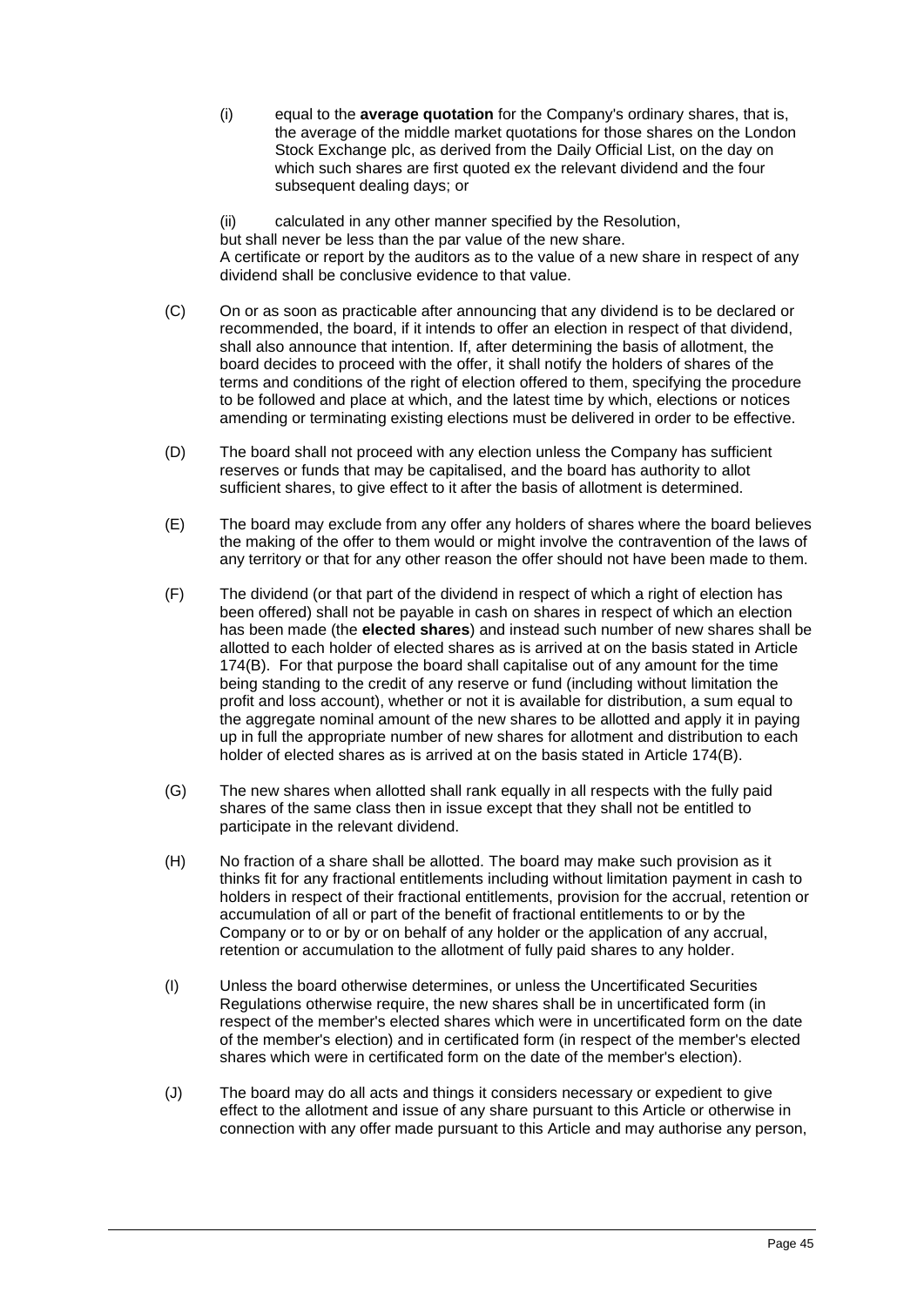(i) equal to the **average quotation** for the Company's ordinary shares, that is, the average of the middle market quotations for those shares on the London Stock Exchange plc, as derived from the Daily Official List, on the day on which such shares are first quoted ex the relevant dividend and the four subsequent dealing days; or

(ii) calculated in any other manner specified by the Resolution,

but shall never be less than the par value of the new share.

A certificate or report by the auditors as to the value of a new share in respect of any dividend shall be conclusive evidence to that value.

(C) On or as soon as practicable after announcing that any dividend is to be declared or recommended, the board, if it intends to offer an election in respect of that dividend, shall also announce that intention. If, after determining the basis of allotment, the board decides to proceed with the offer, it shall notify the holders of shares of the terms and conditions of the right of election offered to them, specifying the procedure to be followed and place at which, and the latest time by which, elections or notices amending or terminating existing elections must be delivered in order to be effective.

(D) The board shall not proceed with any election unless the Company has sufficient reserves or funds that may be capitalised, and the board has authority to allot sufficient shares, to give effect to it after the basis of allotment is determined.

(E) The board may exclude from any offer any holders of shares where the board believes the making of the offer to them would or might involve the contravention of the laws of any territory or that for any other reason the offer should not have been made to them.

(F) The dividend (or that part of the dividend in respect of which a right of election has been offered) shall not be payable in cash on shares in respect of which an election has been made (the **elected shares**) and instead such number of new shares shall be allotted to each holder of elected shares as is arrived at on the basis stated in Article 174(B). For that purpose the board shall capitalise out of any amount for the time being standing to the credit of any reserve or fund (including without limitation the profit and loss account), whether or not it is available for distribution, a sum equal to the aggregate nominal amount of the new shares to be allotted and apply it in paying up in full the appropriate number of new shares for allotment and distribution to each holder of elected shares as is arrived at on the basis stated in Article 174(B).

(G) The new shares when allotted shall rank equally in all respects with the fully paid shares of the same class then in issue except that they shall not be entitled to participate in the relevant dividend.

(H) No fraction of a share shall be allotted. The board may make such provision as it thinks fit for any fractional entitlements including without limitation payment in cash to holders in respect of their fractional entitlements, provision for the accrual, retention or accumulation of all or part of the benefit of fractional entitlements to or by the Company or to or by or on behalf of any holder or the application of any accrual, retention or accumulation to the allotment of fully paid shares to any holder.

(I) Unless the board otherwise determines, or unless the Uncertificated Securities Regulations otherwise require, the new shares shall be in uncertificated form (in respect of the member's elected shares which were in uncertificated form on the date of the member's election) and in certificated form (in respect of the member's elected shares which were in certificated form on the date of the member's election).

(J) The board may do all acts and things it considers necessary or expedient to give effect to the allotment and issue of any share pursuant to this Article or otherwise in connection with any offer made pursuant to this Article and may authorise any person,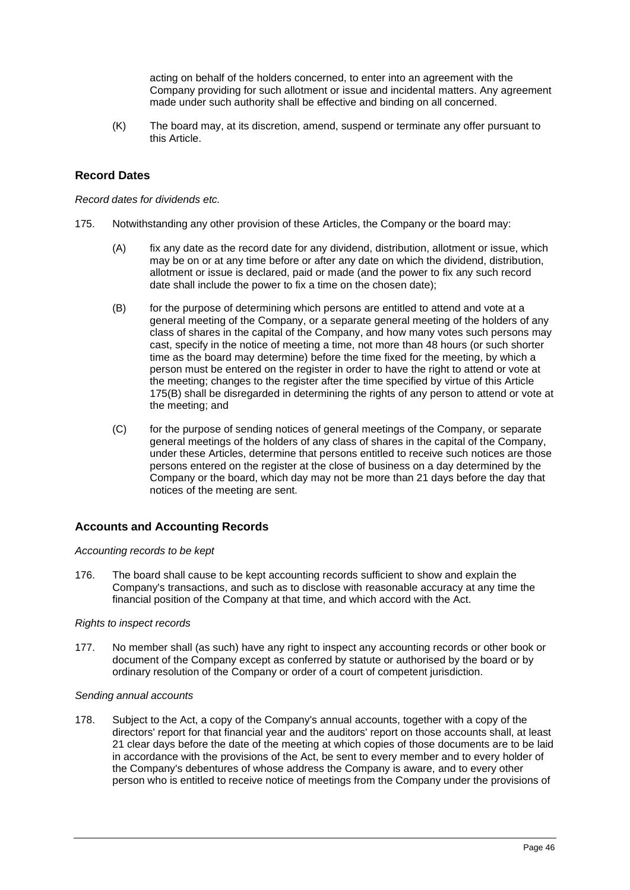acting on behalf of the holders concerned, to enter into an agreement with the Company providing for such allotment or issue and incidental matters. Any agreement made under such authority shall be effective and binding on all concerned.

(K) The board may, at its discretion, amend, suspend or terminate any offer pursuant to this Article.

## Record Dates

*Record dates for dividends etc.*

175. Notwithstanding any other provision of these Articles, the Company or the board may:

(A) fix any date as the record date for any dividend, distribution, allotment or issue, which may be on or at any time before or after any date on which the dividend, distribution, allotment or issue is declared, paid or made (and the power to fix any such record date shall include the power to fix a time on the chosen date);

(B) for the purpose of determining which persons are entitled to attend and vote at a general meeting of the Company, or a separate general meeting of the holders of any class of shares in the capital of the Company, and how many votes such persons may cast, specify in the notice of meeting a time, not more than 48 hours (or such shorter time as the board may determine) before the time fixed for the meeting, by which a person must be entered on the register in order to have the right to attend or vote at the meeting; changes to the register after the time specified by virtue of this Article 175(B) shall be disregarded in determining the rights of any person to attend or vote at the meeting; and

(C) for the purpose of sending notices of general meetings of the Company, or separate general meetings of the holders of any class of shares in the capital of the Company, under these Articles, determine that persons entitled to receive such notices are those persons entered on the register at the close of business on a day determined by the Company or the board, which day may not be more than 21 days before the day that notices of the meeting are sent.

## Accounts and Accounting Records

*Accounting records to be kept*

176. The board shall cause to be kept accounting records sufficient to show and explain the Company's transactions, and such as to disclose with reasonable accuracy at any time the financial position of the Company at that time, and which accord with the Act.

*Rights to inspect records*

177. No member shall (as such) have any right to inspect any accounting records or other book or document of the Company except as conferred by statute or authorised by the board or by ordinary resolution of the Company or order of a court of competent jurisdiction.

*Sending annual accounts*

178. Subject to the Act, a copy of the Company's annual accounts, together with a copy of the directors' report for that financial year and the auditors' report on those accounts shall, at least 21 clear days before the date of the meeting at which copies of those documents are to be laid in accordance with the provisions of the Act, be sent to every member and to every holder of the Company's debentures of whose address the Company is aware, and to every other person who is entitled to receive notice of meetings from the Company under the provisions of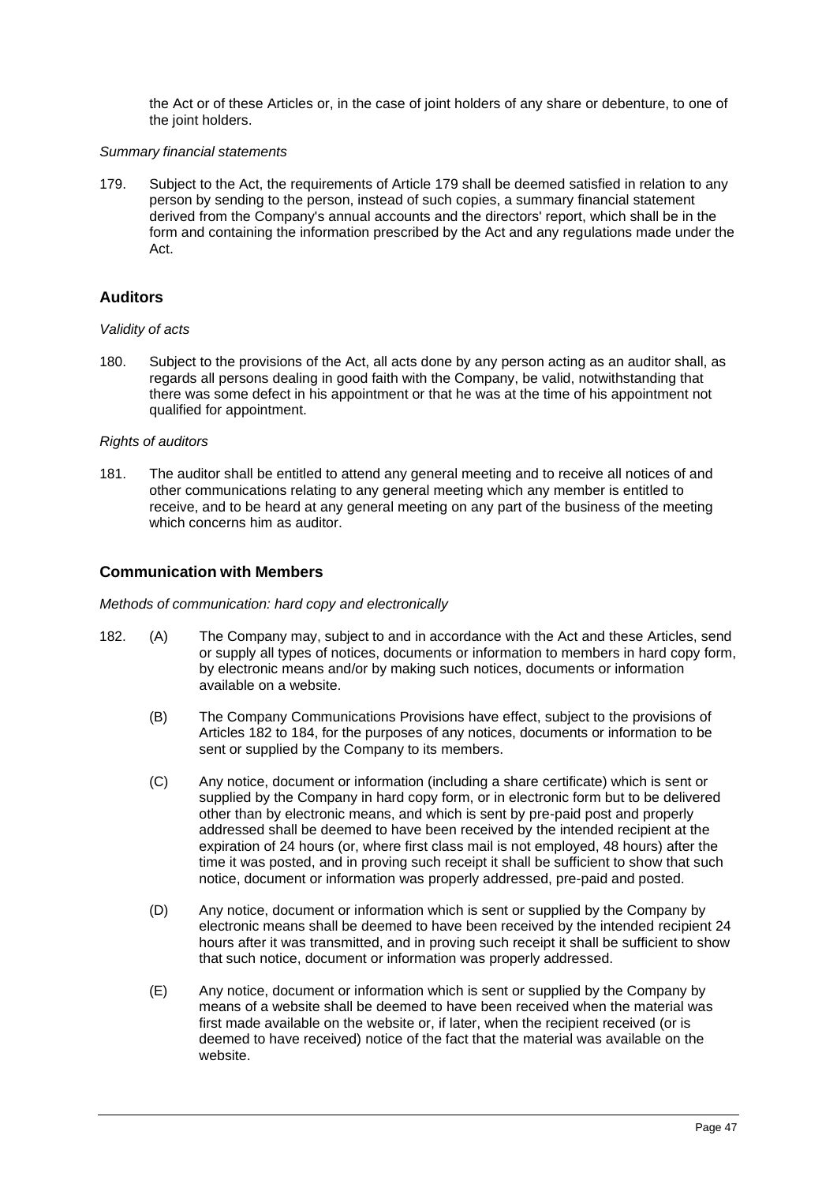the Act or of these Articles or, in the case of joint holders of any share or debenture, to one of the joint holders.

*Summary financial statements*

179. Subject to the Act, the requirements of Article 179 shall be deemed satisfied in relation to any person by sending to the person, instead of such copies, a summary financial statement derived from the Company's annual accounts and the directors' report, which shall be in the form and containing the information prescribed by the Act and any regulations made under the Act.

## Auditors

*Validity of acts*

180. Subject to the provisions of the Act, all acts done by any person acting as an auditor shall, as regards all persons dealing in good faith with the Company, be valid, notwithstanding that there was some defect in his appointment or that he was at the time of his appointment not qualified for appointment.

*Rights of auditors*

181. The auditor shall be entitled to attend any general meeting and to receive all notices of and other communications relating to any general meeting which any member is entitled to receive, and to be heard at any general meeting on any part of the business of the meeting which concerns him as auditor.

## Communication with Members

*Methods of communication: hard copy and electronically*

182. (A) The Company may, subject to and in accordance with the Act and these Articles, send or supply all types of notices, documents or information to members in hard copy form, by electronic means and/or by making such notices, documents or information available on a website.

(B) The Company Communications Provisions have effect, subject to the provisions of Articles 182 to 184, for the purposes of any notices, documents or information to be sent or supplied by the Company to its members.

(C) Any notice, document or information (including a share certificate) which is sent or supplied by the Company in hard copy form, or in electronic form but to be delivered other than by electronic means, and which is sent by pre-paid post and properly addressed shall be deemed to have been received by the intended recipient at the expiration of 24 hours (or, where first class mail is not employed, 48 hours) after the time it was posted, and in proving such receipt it shall be sufficient to show that such notice, document or information was properly addressed, pre-paid and posted.

(D) Any notice, document or information which is sent or supplied by the Company by electronic means shall be deemed to have been received by the intended recipient 24 hours after it was transmitted, and in proving such receipt it shall be sufficient to show that such notice, document or information was properly addressed.

(E) Any notice, document or information which is sent or supplied by the Company by means of a website shall be deemed to have been received when the material was first made available on the website or, if later, when the recipient received (or is deemed to have received) notice of the fact that the material was available on the website.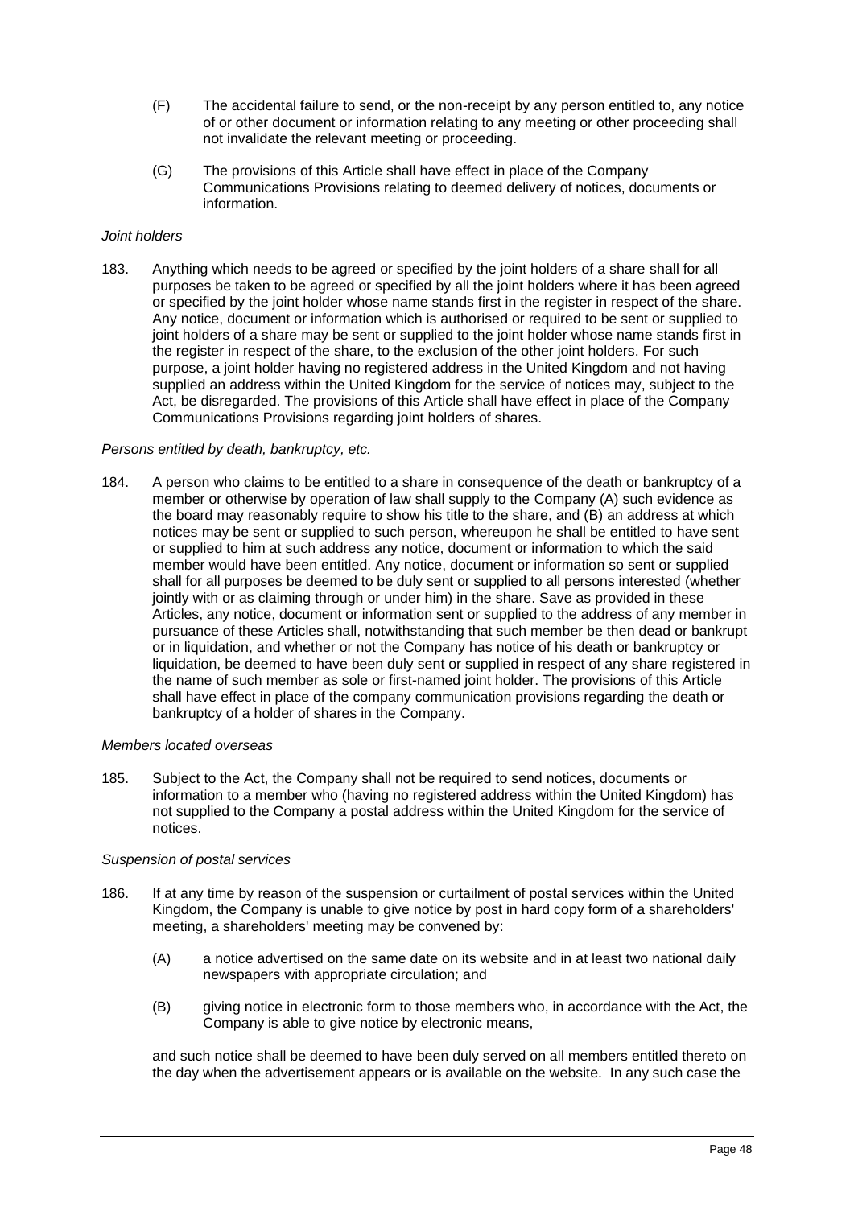(F) The accidental failure to send, or the non-receipt by any person entitled to, any notice of or other document or information relating to any meeting or other proceeding shall not invalidate the relevant meeting or proceeding.

(G) The provisions of this Article shall have effect in place of the Company Communications Provisions relating to deemed delivery of notices, documents or information.

*Joint holders*

183. Anything which needs to be agreed or specified by the joint holders of a share shall for all purposes be taken to be agreed or specified by all the joint holders where it has been agreed or specified by the joint holder whose name stands first in the register in respect of the share. Any notice, document or information which is authorised or required to be sent or supplied to joint holders of a share may be sent or supplied to the joint holder whose name stands first in the register in respect of the share, to the exclusion of the other joint holders. For such purpose, a joint holder having no registered address in the United Kingdom and not having supplied an address within the United Kingdom for the service of notices may, subject to the Act, be disregarded. The provisions of this Article shall have effect in place of the Company Communications Provisions regarding joint holders of shares.

*Persons entitled by death, bankruptcy, etc.*

184. A person who claims to be entitled to a share in consequence of the death or bankruptcy of a member or otherwise by operation of law shall supply to the Company (A) such evidence as the board may reasonably require to show his title to the share, and (B) an address at which notices may be sent or supplied to such person, whereupon he shall be entitled to have sent or supplied to him at such address any notice, document or information to which the said member would have been entitled. Any notice, document or information so sent or supplied shall for all purposes be deemed to be duly sent or supplied to all persons interested (whether jointly with or as claiming through or under him) in the share. Save as provided in these Articles, any notice, document or information sent or supplied to the address of any member in pursuance of these Articles shall, notwithstanding that such member be then dead or bankrupt or in liquidation, and whether or not the Company has notice of his death or bankruptcy or liquidation, be deemed to have been duly sent or supplied in respect of any share registered in the name of such member as sole or first-named joint holder. The provisions of this Article shall have effect in place of the company communication provisions regarding the death or bankruptcy of a holder of shares in the Company.

*Members located overseas*

185. Subject to the Act, the Company shall not be required to send notices, documents or information to a member who (having no registered address within the United Kingdom) has not supplied to the Company a postal address within the United Kingdom for the service of notices.

*Suspension of postal services*

186. If at any time by reason of the suspension or curtailment of postal services within the United Kingdom, the Company is unable to give notice by post in hard copy form of a shareholders' meeting, a shareholders' meeting may be convened by:

    (A) a notice advertised on the same date on its website and in at least two national daily newspapers with appropriate circulation; and

    (B) giving notice in electronic form to those members who, in accordance with the Act, the Company is able to give notice by electronic means,

    and such notice shall be deemed to have been duly served on all members entitled thereto on the day when the advertisement appears or is available on the website. In any such case the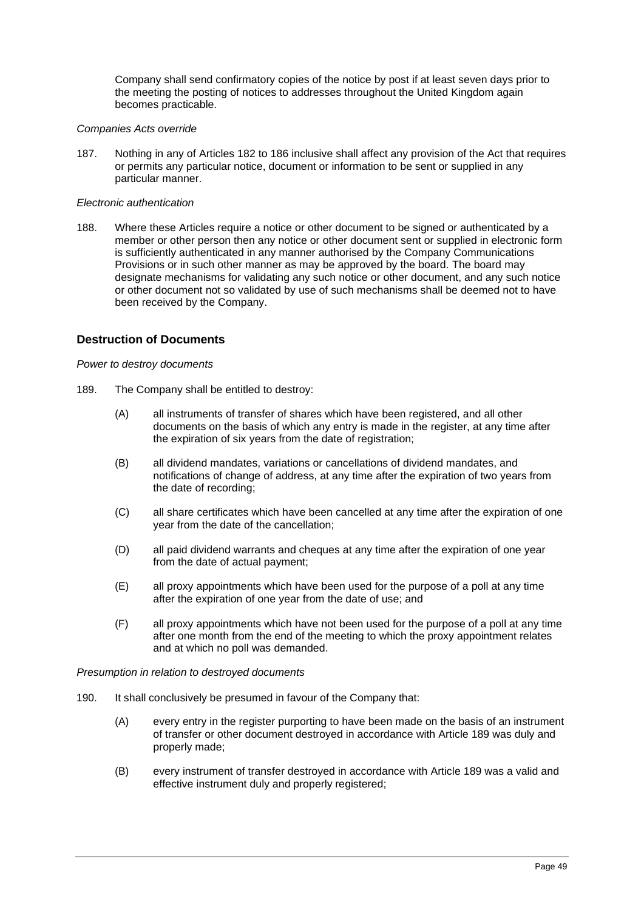Company shall send confirmatory copies of the notice by post if at least seven days prior to the meeting the posting of notices to addresses throughout the United Kingdom again becomes practicable.

*Companies Acts override*

187. Nothing in any of Articles 182 to 186 inclusive shall affect any provision of the Act that requires or permits any particular notice, document or information to be sent or supplied in any particular manner.

*Electronic authentication*

188. Where these Articles require a notice or other document to be signed or authenticated by a member or other person then any notice or other document sent or supplied in electronic form is sufficiently authenticated in any manner authorised by the Company Communications Provisions or in such other manner as may be approved by the board. The board may designate mechanisms for validating any such notice or other document, and any such notice or other document not so validated by use of such mechanisms shall be deemed not to have been received by the Company.

### Destruction of Documents

*Power to destroy documents*

189. The Company shall be entitled to destroy:

(A) all instruments of transfer of shares which have been registered, and all other documents on the basis of which any entry is made in the register, at any time after the expiration of six years from the date of registration;

(B) all dividend mandates, variations or cancellations of dividend mandates, and notifications of change of address, at any time after the expiration of two years from the date of recording;

(C) all share certificates which have been cancelled at any time after the expiration of one year from the date of the cancellation;

(D) all paid dividend warrants and cheques at any time after the expiration of one year from the date of actual payment;

(E) all proxy appointments which have been used for the purpose of a poll at any time after the expiration of one year from the date of use; and

(F) all proxy appointments which have not been used for the purpose of a poll at any time after one month from the end of the meeting to which the proxy appointment relates and at which no poll was demanded.

*Presumption in relation to destroyed documents*

190. It shall conclusively be presumed in favour of the Company that:

(A) every entry in the register purporting to have been made on the basis of an instrument of transfer or other document destroyed in accordance with Article 189 was duly and properly made;

(B) every instrument of transfer destroyed in accordance with Article 189 was a valid and effective instrument duly and properly registered;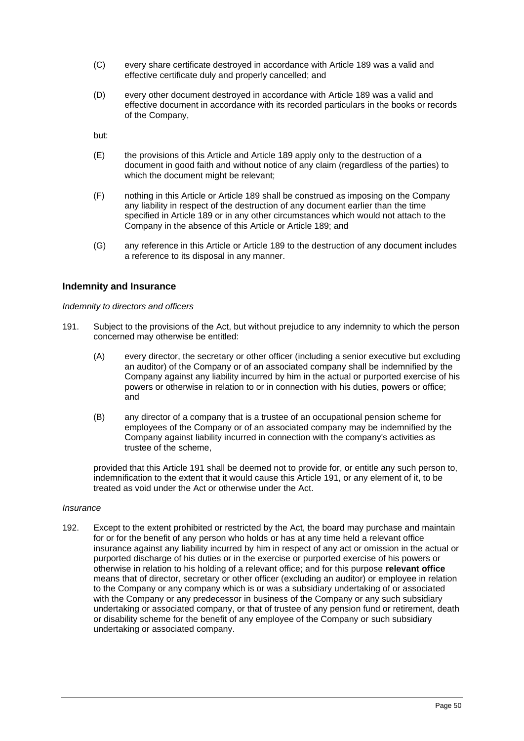(C) every share certificate destroyed in accordance with Article 189 was a valid and effective certificate duly and properly cancelled; and

(D) every other document destroyed in accordance with Article 189 was a valid and effective document in accordance with its recorded particulars in the books or records of the Company,

but:

(E) the provisions of this Article and Article 189 apply only to the destruction of a document in good faith and without notice of any claim (regardless of the parties) to which the document might be relevant;

(F) nothing in this Article or Article 189 shall be construed as imposing on the Company any liability in respect of the destruction of any document earlier than the time specified in Article 189 or in any other circumstances which would not attach to the Company in the absence of this Article or Article 189; and

(G) any reference in this Article or Article 189 to the destruction of any document includes a reference to its disposal in any manner.

## Indemnity and Insurance

*Indemnity to directors and officers*

191. Subject to the provisions of the Act, but without prejudice to any indemnity to which the person concerned may otherwise be entitled:

(A) every director, the secretary or other officer (including a senior executive but excluding an auditor) of the Company or of an associated company shall be indemnified by the Company against any liability incurred by him in the actual or purported exercise of his powers or otherwise in relation to or in connection with his duties, powers or office; and

(B) any director of a company that is a trustee of an occupational pension scheme for employees of the Company or of an associated company may be indemnified by the Company against liability incurred in connection with the company's activities as trustee of the scheme,

provided that this Article 191 shall be deemed not to provide for, or entitle any such person to, indemnification to the extent that it would cause this Article 191, or any element of it, to be treated as void under the Act or otherwise under the Act.

*Insurance*

192. Except to the extent prohibited or restricted by the Act, the board may purchase and maintain for or for the benefit of any person who holds or has at any time held a relevant office insurance against any liability incurred by him in respect of any act or omission in the actual or purported discharge of his duties or in the exercise or purported exercise of his powers or otherwise in relation to his holding of a relevant office; and for this purpose **relevant office** means that of director, secretary or other officer (excluding an auditor) or employee in relation to the Company or any company which is or was a subsidiary undertaking of or associated with the Company or any predecessor in business of the Company or any such subsidiary undertaking or associated company, or that of trustee of any pension fund or retirement, death or disability scheme for the benefit of any employee of the Company or such subsidiary undertaking or associated company.